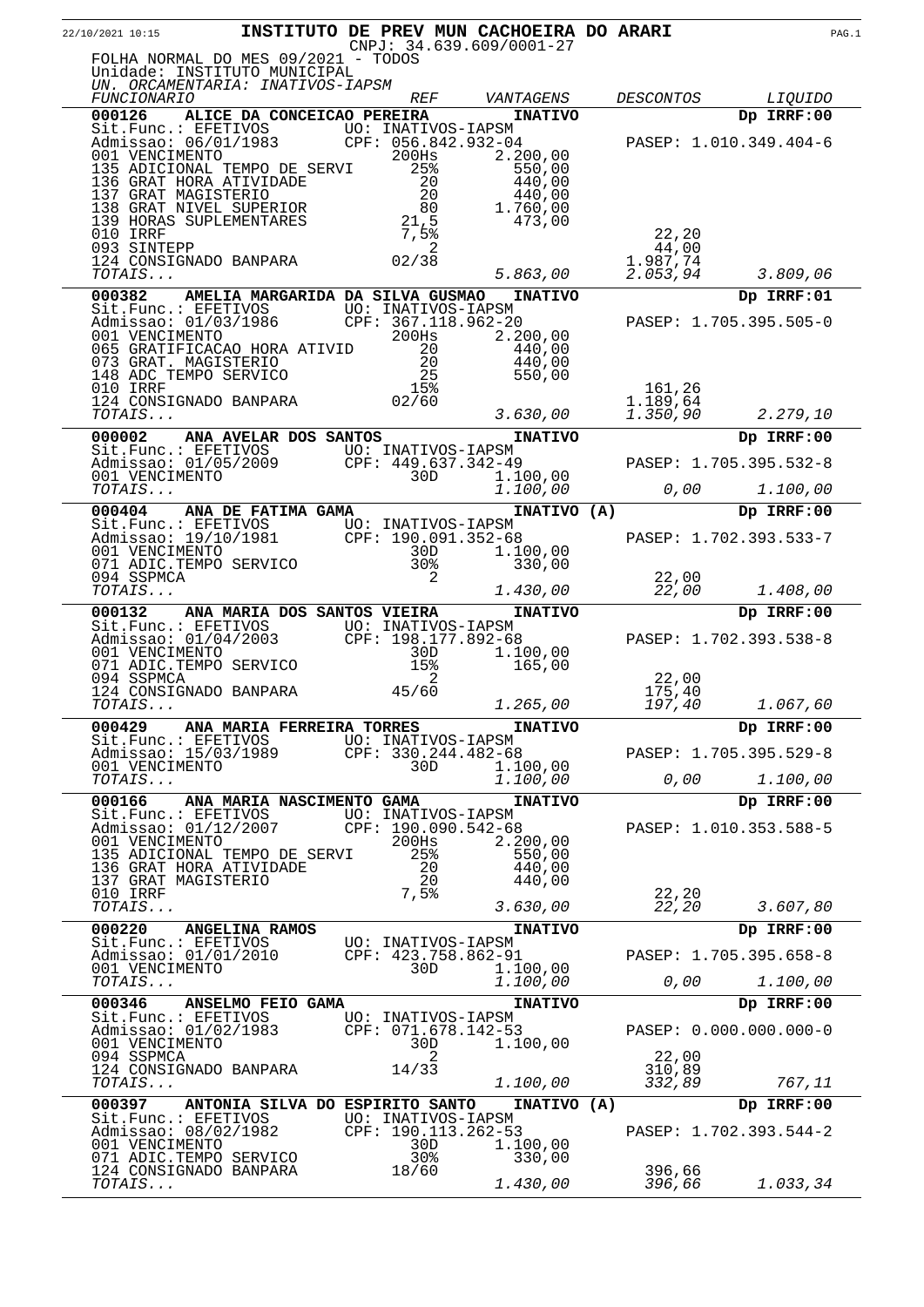# INSTITUTO DE PREV MUN CACHOEIRA DO ARARI

22/10/2021 10:15

CNPJ: 34.639.609/0001-27

FOLHA NORMAL DO MES 09/2021 - TODOS
Unidade: INSTITUTO MUNICIPAL
*UN. ORCAMENTARIA: INATIVOS-IAPSM*

| *FUNCIONARIO* | *REF* | *VANTAGENS* | *DESCONTOS* | *LIQUIDO* |
|---|---|---|---|---|
| **000126 ALICE DA CONCEICAO PEREIRA** | | **INATIVO** | | **Dp IRRF:00** |
| Sit.Func.: EFETIVOS | UO: INATIVOS-IAPSM | | | |
| Admissao: 06/01/1983 | CPF: 056.842.932-04 | | PASEP: 1.010.349.404-6 | |
| 001 VENCIMENTO | 200Hs | 2.200,00 | | |
| 135 ADICIONAL TEMPO DE SERVI | 25% | 550,00 | | |
| 136 GRAT HORA ATIVIDADE | 20 | 440,00 | | |
| 137 GRAT MAGISTERIO | 20 | 440,00 | | |
| 138 GRAT NIVEL SUPERIOR | 80 | 1.760,00 | | |
| 139 HORAS SUPLEMENTARES | 21,5 | 473,00 | | |
| 010 IRRF | 7,5% | | 22,20 | |
| 093 SINTEPP | 2 | | 44,00 | |
| 124 CONSIGNADO BANPARA | 02/38 | | 1.987,74 | |
| *TOTAIS...* | | *5.863,00* | *2.053,94* | *3.809,06* |
| **000382 AMELIA MARGARIDA DA SILVA GUSMAO** | | **INATIVO** | | **Dp IRRF:01** |
| Sit.Func.: EFETIVOS | UO: INATIVOS-IAPSM | | | |
| Admissao: 01/03/1986 | CPF: 367.118.962-20 | | PASEP: 1.705.395.505-0 | |
| 001 VENCIMENTO | 200Hs | 2.200,00 | | |
| 065 GRATIFICACAO HORA ATIVID | 20 | 440,00 | | |
| 073 GRAT. MAGISTERIO | 20 | 440,00 | | |
| 148 ADC TEMPO SERVICO | 25 | 550,00 | | |
| 010 IRRF | 15% | | 161,26 | |
| 124 CONSIGNADO BANPARA | 02/60 | | 1.189,64 | |
| *TOTAIS...* | | *3.630,00* | *1.350,90* | *2.279,10* |
| **000002 ANA AVELAR DOS SANTOS** | | **INATIVO** | | **Dp IRRF:00** |
| Sit.Func.: EFETIVOS | UO: INATIVOS-IAPSM | | | |
| Admissao: 01/05/2009 | CPF: 449.637.342-49 | | PASEP: 1.705.395.532-8 | |
| 001 VENCIMENTO | 30D | 1.100,00 | | |
| *TOTAIS...* | | *1.100,00* | *0,00* | *1.100,00* |
| **000404 ANA DE FATIMA GAMA** | | **INATIVO (A)** | | **Dp IRRF:00** |
| Sit.Func.: EFETIVOS | UO: INATIVOS-IAPSM | | | |
| Admissao: 19/10/1981 | CPF: 190.091.352-68 | | PASEP: 1.702.393.533-7 | |
| 001 VENCIMENTO | 30D | 1.100,00 | | |
| 071 ADIC.TEMPO SERVICO | 30% | 330,00 | | |
| 094 SSPMCA | 2 | | 22,00 | |
| *TOTAIS...* | | *1.430,00* | *22,00* | *1.408,00* |
| **000132 ANA MARIA DOS SANTOS VIEIRA** | | **INATIVO** | | **Dp IRRF:00** |
| Sit.Func.: EFETIVOS | UO: INATIVOS-IAPSM | | | |
| Admissao: 01/04/2003 | CPF: 198.177.892-68 | | PASEP: 1.702.393.538-8 | |
| 001 VENCIMENTO | 30D | 1.100,00 | | |
| 071 ADIC.TEMPO SERVICO | 15% | 165,00 | | |
| 094 SSPMCA | 2 | | 22,00 | |
| 124 CONSIGNADO BANPARA | 45/60 | | 175,40 | |
| *TOTAIS...* | | *1.265,00* | *197,40* | *1.067,60* |
| **000429 ANA MARIA FERREIRA TORRES** | | **INATIVO** | | **Dp IRRF:00** |
| Sit.Func.: EFETIVOS | UO: INATIVOS-IAPSM | | | |
| Admissao: 15/03/1989 | CPF: 330.244.482-68 | | PASEP: 1.705.395.529-8 | |
| 001 VENCIMENTO | 30D | 1.100,00 | | |
| *TOTAIS...* | | *1.100,00* | *0,00* | *1.100,00* |
| **000166 ANA MARIA NASCIMENTO GAMA** | | **INATIVO** | | **Dp IRRF:00** |
| Sit.Func.: EFETIVOS | UO: INATIVOS-IAPSM | | | |
| Admissao: 01/12/2007 | CPF: 190.090.542-68 | | PASEP: 1.010.353.588-5 | |
| 001 VENCIMENTO | 200Hs | 2.200,00 | | |
| 135 ADICIONAL TEMPO DE SERVI | 25% | 550,00 | | |
| 136 GRAT HORA ATIVIDADE | 20 | 440,00 | | |
| 137 GRAT MAGISTERIO | 20 | 440,00 | | |
| 010 IRRF | 7,5% | | 22,20 | |
| *TOTAIS...* | | *3.630,00* | *22,20* | *3.607,80* |
| **000220 ANGELINA RAMOS** | | **INATIVO** | | **Dp IRRF:00** |
| Sit.Func.: EFETIVOS | UO: INATIVOS-IAPSM | | | |
| Admissao: 01/01/2010 | CPF: 423.758.862-91 | | PASEP: 1.705.395.658-8 | |
| 001 VENCIMENTO | 30D | 1.100,00 | | |
| *TOTAIS...* | | *1.100,00* | *0,00* | *1.100,00* |
| **000346 ANSELMO FEIO GAMA** | | **INATIVO** | | **Dp IRRF:00** |
| Sit.Func.: EFETIVOS | UO: INATIVOS-IAPSM | | | |
| Admissao: 01/02/1983 | CPF: 071.678.142-53 | | PASEP: 0.000.000.000-0 | |
| 001 VENCIMENTO | 30D | 1.100,00 | | |
| 094 SSPMCA | 2 | | 22,00 | |
| 124 CONSIGNADO BANPARA | 14/33 | | 310,89 | |
| *TOTAIS...* | | *1.100,00* | *332,89* | *767,11* |
| **000397 ANTONIA SILVA DO ESPIRITO SANTO** | | **INATIVO (A)** | | **Dp IRRF:00** |
| Sit.Func.: EFETIVOS | UO: INATIVOS-IAPSM | | | |
| Admissao: 08/02/1982 | CPF: 190.113.262-53 | | PASEP: 1.702.393.544-2 | |
| 001 VENCIMENTO | 30D | 1.100,00 | | |
| 071 ADIC.TEMPO SERVICO | 30% | 330,00 | | |
| 124 CONSIGNADO BANPARA | 18/60 | | 396,66 | |
| *TOTAIS...* | | *1.430,00* | *396,66* | *1.033,34* |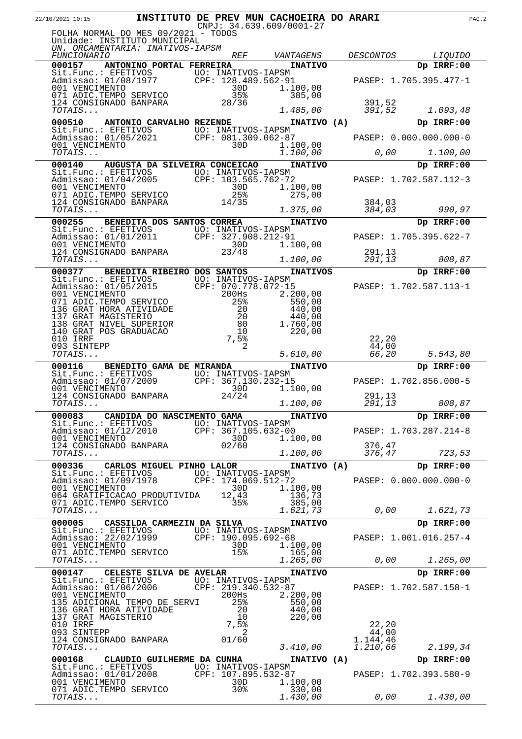**INSTITUTO DE PREV MUN CACHOEIRA DO ARARI**

CNPJ: 34.639.609/0001-27

FOLHA NORMAL DO MES 09/2021 - TODOS

Unidade: INSTITUTO MUNICIPAL

*UN. ORCAMENTARIA: INATIVOS-IAPSM*

| *FUNCIONARIO* | *REF* | *VANTAGENS* | *DESCONTOS* | *LIQUIDO* |
|---|---|---|---|---|
| **000157 ANTONINO PORTAL FERREIRA** | | **INATIVO** | | **Dp IRRF:00** |
| Sit.Func.: EFETIVOS | UO: INATIVOS-IAPSM | | | |
| Admissao: 01/08/1977 | CPF: 128.489.562-91 | | PASEP: 1.705.395.477-1 | |
| 001 VENCIMENTO | 30D | 1.100,00 | | |
| 071 ADIC.TEMPO SERVICO | 35% | 385,00 | | |
| 124 CONSIGNADO BANPARA | 28/36 | | 391,52 | |
| *TOTAIS...* | | *1.485,00* | *391,52* | *1.093,48* |
| **000510 ANTONIO CARVALHO REZENDE** | | **INATIVO (A)** | | **Dp IRRF:00** |
| Sit.Func.: EFETIVOS | UO: INATIVOS-IAPSM | | | |
| Admissao: 01/05/2021 | CPF: 081.309.062-87 | | PASEP: 0.000.000.000-0 | |
| 001 VENCIMENTO | 30D | 1.100,00 | | |
| *TOTAIS...* | | *1.100,00* | *0,00* | *1.100,00* |
| **000140 AUGUSTA DA SILVEIRA CONCEICAO** | | **INATIVO** | | **Dp IRRF:00** |
| Sit.Func.: EFETIVOS | UO: INATIVOS-IAPSM | | | |
| Admissao: 01/04/2005 | CPF: 103.565.762-72 | | PASEP: 1.702.587.112-3 | |
| 001 VENCIMENTO | 30D | 1.100,00 | | |
| 071 ADIC.TEMPO SERVICO | 25% | 275,00 | | |
| 124 CONSIGNADO BANPARA | 14/35 | | 384,03 | |
| *TOTAIS...* | | *1.375,00* | *384,03* | *990,97* |
| **000255 BENEDITA DOS SANTOS CORREA** | | **INATIVO** | | **Dp IRRF:00** |
| Sit.Func.: EFETIVOS | UO: INATIVOS-IAPSM | | | |
| Admissao: 01/01/2011 | CPF: 327.908.212-91 | | PASEP: 1.705.395.622-7 | |
| 001 VENCIMENTO | 30D | 1.100,00 | | |
| 124 CONSIGNADO BANPARA | 23/48 | | 291,13 | |
| *TOTAIS...* | | *1.100,00* | *291,13* | *808,87* |
| **000377 BENEDITA RIBEIRO DOS SANTOS** | | **INATIVOS** | | **Dp IRRF:00** |
| Sit.Func.: EFETIVOS | UO: INATIVOS-IAPSM | | | |
| Admissao: 01/05/2015 | CPF: 070.778.072-15 | | PASEP: 1.702.587.113-1 | |
| 001 VENCIMENTO | 200Hs | 2.200,00 | | |
| 071 ADIC.TEMPO SERVICO | 25% | 550,00 | | |
| 136 GRAT HORA ATIVIDADE | 20 | 440,00 | | |
| 137 GRAT MAGISTERIO | 20 | 440,00 | | |
| 138 GRAT NIVEL SUPERIOR | 80 | 1.760,00 | | |
| 140 GRAT POS GRADUACAO | 10 | 220,00 | | |
| 010 IRRF | 7,5% | | 22,20 | |
| 093 SINTEPP | 2 | | 44,00 | |
| *TOTAIS...* | | *5.610,00* | *66,20* | *5.543,80* |
| **000116 BENEDITO GAMA DE MIRANDA** | | **INATIVO** | | **Dp IRRF:00** |
| Sit.Func.: EFETIVOS | UO: INATIVOS-IAPSM | | | |
| Admissao: 01/07/2009 | CPF: 367.130.232-15 | | PASEP: 1.702.856.000-5 | |
| 001 VENCIMENTO | 30D | 1.100,00 | | |
| 124 CONSIGNADO BANPARA | 24/24 | | 291,13 | |
| *TOTAIS...* | | *1.100,00* | *291,13* | *808,87* |
| **000083 CANDIDA DO NASCIMENTO GAMA** | | **INATIVO** | | **Dp IRRF:00** |
| Sit.Func.: EFETIVOS | UO: INATIVOS-IAPSM | | | |
| Admissao: 01/12/2010 | CPF: 367.105.632-00 | | PASEP: 1.703.287.214-8 | |
| 001 VENCIMENTO | 30D | 1.100,00 | | |
| 124 CONSIGNADO BANPARA | 02/60 | | 376,47 | |
| *TOTAIS...* | | *1.100,00* | *376,47* | *723,53* |
| **000336 CARLOS MIGUEL PINHO LALOR** | | **INATIVO (A)** | | **Dp IRRF:00** |
| Sit.Func.: EFETIVOS | UO: INATIVOS-IAPSM | | | |
| Admissao: 01/09/1978 | CPF: 174.069.512-72 | | PASEP: 0.000.000.000-0 | |
| 001 VENCIMENTO | 30D | 1.100,00 | | |
| 064 GRATIFICACAO PRODUTIVIDA | 12,43 | 136,73 | | |
| 071 ADIC.TEMPO SERVICO | 35% | 385,00 | | |
| *TOTAIS...* | | *1.621,73* | *0,00* | *1.621,73* |
| **000005 CASSILDA CARMEZIN DA SILVA** | | **INATIVO** | | **Dp IRRF:00** |
| Sit.Func.: EFETIVOS | UO: INATIVOS-IAPSM | | | |
| Admissao: 22/02/1999 | CPF: 190.095.692-68 | | PASEP: 1.001.016.257-4 | |
| 001 VENCIMENTO | 30D | 1.100,00 | | |
| 071 ADIC.TEMPO SERVICO | 15% | 165,00 | | |
| *TOTAIS...* | | *1.265,00* | *0,00* | *1.265,00* |
| **000147 CELESTE SILVA DE AVELAR** | | **INATIVO** | | **Dp IRRF:00** |
| Sit.Func.: EFETIVOS | UO: INATIVOS-IAPSM | | | |
| Admissao: 01/06/2006 | CPF: 219.340.532-87 | | PASEP: 1.702.587.158-1 | |
| 001 VENCIMENTO | 200Hs | 2.200,00 | | |
| 135 ADICIONAL TEMPO DE SERVI | 25% | 550,00 | | |
| 136 GRAT HORA ATIVIDADE | 20 | 440,00 | | |
| 137 GRAT MAGISTERIO | 10 | 220,00 | | |
| 010 IRRF | 7,5% | | 22,20 | |
| 093 SINTEPP | 2 | | 44,00 | |
| 124 CONSIGNADO BANPARA | 01/60 | | 1.144,46 | |
| *TOTAIS...* | | *3.410,00* | *1.210,66* | *2.199,34* |
| **000168 CLAUDIO GUILHERME DA CUNHA** | | **INATIVO (A)** | | **Dp IRRF:00** |
| Sit.Func.: EFETIVOS | UO: INATIVOS-IAPSM | | | |
| Admissao: 01/01/2008 | CPF: 107.895.532-87 | | PASEP: 1.702.393.580-9 | |
| 001 VENCIMENTO | 30D | 1.100,00 | | |
| 071 ADIC.TEMPO SERVICO | 30% | 330,00 | | |
| *TOTAIS...* | | *1.430,00* | *0,00* | *1.430,00* |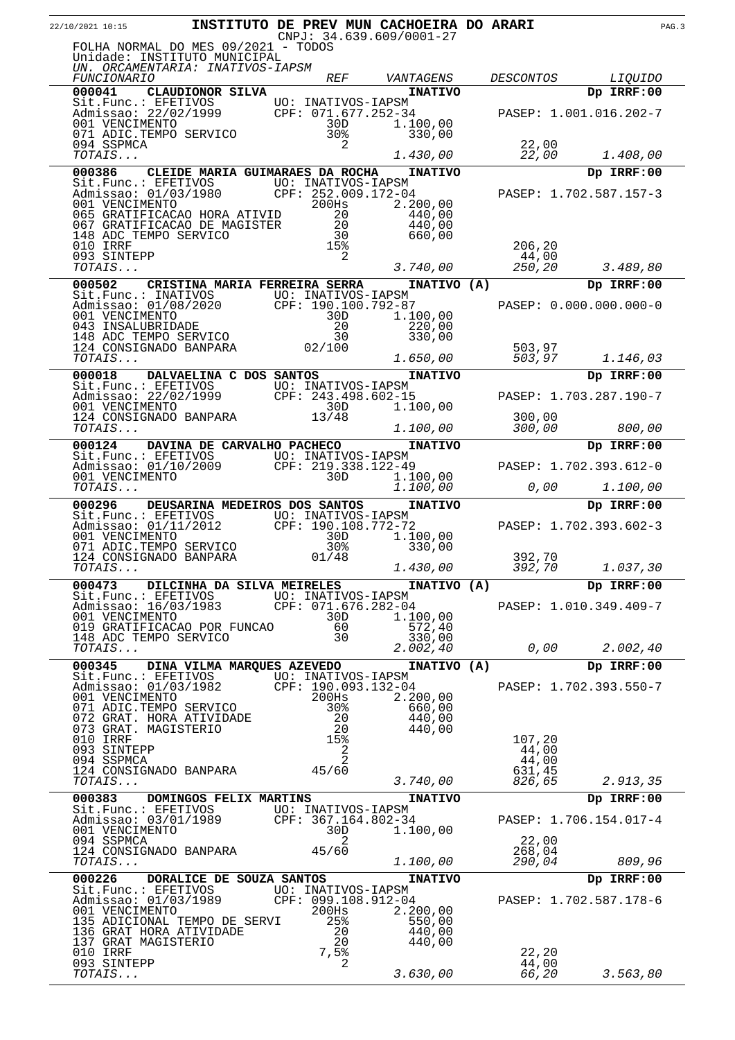# INSTITUTO DE PREV MUN CACHOEIRA DO ARARI

CNPJ: 34.639.609/0001-27

FOLHA NORMAL DO MES 09/2021 - TODOS
Unidade: INSTITUTO MUNICIPAL
*UN. ORCAMENTARIA: INATIVOS-IAPSM*

| *FUNCIONARIO* | *REF* | *VANTAGENS* | *DESCONTOS* | *LIQUIDO* |
|---|---|---|---|---|
| **000041 CLAUDIONOR SILVA** | | **INATIVO** | | **Dp IRRF:00** |
| Sit.Func.: EFETIVOS | UO: INATIVOS-IAPSM | | | |
| Admissao: 22/02/1999 | CPF: 071.677.252-34 | | PASEP: 1.001.016.202-7 | |
| 001 VENCIMENTO | 30D | 1.100,00 | | |
| 071 ADIC.TEMPO SERVICO | 30% | 330,00 | | |
| 094 SSPMCA | 2 | | 22,00 | |
| *TOTAIS...* | | *1.430,00* | *22,00* | *1.408,00* |
| **000386 CLEIDE MARIA GUIMARAES DA ROCHA** | | **INATIVO** | | **Dp IRRF:00** |
| Sit.Func.: EFETIVOS | UO: INATIVOS-IAPSM | | | |
| Admissao: 01/03/1980 | CPF: 252.009.172-04 | | PASEP: 1.702.587.157-3 | |
| 001 VENCIMENTO | 200Hs | 2.200,00 | | |
| 065 GRATIFICACAO HORA ATIVID | 20 | 440,00 | | |
| 067 GRATIFICACAO DE MAGISTER | 20 | 440,00 | | |
| 148 ADC TEMPO SERVICO | 30 | 660,00 | | |
| 010 IRRF | 15% | | 206,20 | |
| 093 SINTEPP | 2 | | 44,00 | |
| *TOTAIS...* | | *3.740,00* | *250,20* | *3.489,80* |
| **000502 CRISTINA MARIA FERREIRA SERRA** | | **INATIVO (A)** | | **Dp IRRF:00** |
| Sit.Func.: INATIVOS | UO: INATIVOS-IAPSM | | | |
| Admissao: 01/08/2020 | CPF: 190.100.792-87 | | PASEP: 0.000.000.000-0 | |
| 001 VENCIMENTO | 30D | 1.100,00 | | |
| 043 INSALUBRIDADE | 20 | 220,00 | | |
| 148 ADC TEMPO SERVICO | 30 | 330,00 | | |
| 124 CONSIGNADO BANPARA | 02/100 | | 503,97 | |
| *TOTAIS...* | | *1.650,00* | *503,97* | *1.146,03* |
| **000018 DALVAELINA C DOS SANTOS** | | **INATIVO** | | **Dp IRRF:00** |
| Sit.Func.: EFETIVOS | UO: INATIVOS-IAPSM | | | |
| Admissao: 22/02/1999 | CPF: 243.498.602-15 | | PASEP: 1.703.287.190-7 | |
| 001 VENCIMENTO | 30D | 1.100,00 | | |
| 124 CONSIGNADO BANPARA | 13/48 | | 300,00 | |
| *TOTAIS...* | | *1.100,00* | *300,00* | *800,00* |
| **000124 DAVINA DE CARVALHO PACHECO** | | **INATIVO** | | **Dp IRRF:00** |
| Sit.Func.: EFETIVOS | UO: INATIVOS-IAPSM | | | |
| Admissao: 01/10/2009 | CPF: 219.338.122-49 | | PASEP: 1.702.393.612-0 | |
| 001 VENCIMENTO | 30D | 1.100,00 | | |
| *TOTAIS...* | | *1.100,00* | *0,00* | *1.100,00* |
| **000296 DEUSARINA MEDEIROS DOS SANTOS** | | **INATIVO** | | **Dp IRRF:00** |
| Sit.Func.: EFETIVOS | UO: INATIVOS-IAPSM | | | |
| Admissao: 01/11/2012 | CPF: 190.108.772-72 | | PASEP: 1.702.393.602-3 | |
| 001 VENCIMENTO | 30D | 1.100,00 | | |
| 071 ADIC.TEMPO SERVICO | 30% | 330,00 | | |
| 124 CONSIGNADO BANPARA | 01/48 | | 392,70 | |
| *TOTAIS...* | | *1.430,00* | *392,70* | *1.037,30* |
| **000473 DILCINHA DA SILVA MEIRELES** | | **INATIVO (A)** | | **Dp IRRF:00** |
| Sit.Func.: EFETIVOS | UO: INATIVOS-IAPSM | | | |
| Admissao: 16/03/1983 | CPF: 071.676.282-04 | | PASEP: 1.010.349.409-7 | |
| 001 VENCIMENTO | 30D | 1.100,00 | | |
| 019 GRATIFICACAO POR FUNCAO | 60 | 572,40 | | |
| 148 ADC TEMPO SERVICO | 30 | 330,00 | | |
| *TOTAIS...* | | *2.002,40* | *0,00* | *2.002,40* |
| **000345 DINA VILMA MARQUES AZEVEDO** | | **INATIVO (A)** | | **Dp IRRF:00** |
| Sit.Func.: EFETIVOS | UO: INATIVOS-IAPSM | | | |
| Admissao: 01/03/1982 | CPF: 190.093.132-04 | | PASEP: 1.702.393.550-7 | |
| 001 VENCIMENTO | 200Hs | 2.200,00 | | |
| 071 ADIC.TEMPO SERVICO | 30% | 660,00 | | |
| 072 GRAT. HORA ATIVIDADE | 20 | 440,00 | | |
| 073 GRAT. MAGISTERIO | 20 | 440,00 | | |
| 010 IRRF | 15% | | 107,20 | |
| 093 SINTEPP | 2 | | 44,00 | |
| 094 SSPMCA | 2 | | 44,00 | |
| 124 CONSIGNADO BANPARA | 45/60 | | 631,45 | |
| *TOTAIS...* | | *3.740,00* | *826,65* | *2.913,35* |
| **000383 DOMINGOS FELIX MARTINS** | | **INATIVO** | | **Dp IRRF:00** |
| Sit.Func.: EFETIVOS | UO: INATIVOS-IAPSM | | | |
| Admissao: 03/01/1989 | CPF: 367.164.802-34 | | PASEP: 1.706.154.017-4 | |
| 001 VENCIMENTO | 30D | 1.100,00 | | |
| 094 SSPMCA | 2 | | 22,00 | |
| 124 CONSIGNADO BANPARA | 45/60 | | 268,04 | |
| *TOTAIS...* | | *1.100,00* | *290,04* | *809,96* |
| **000226 DORALICE DE SOUZA SANTOS** | | **INATIVO** | | **Dp IRRF:00** |
| Sit.Func.: EFETIVOS | UO: INATIVOS-IAPSM | | | |
| Admissao: 01/03/1989 | CPF: 099.108.912-04 | | PASEP: 1.702.587.178-6 | |
| 001 VENCIMENTO | 200Hs | 2.200,00 | | |
| 135 ADICIONAL TEMPO DE SERVI | 25% | 550,00 | | |
| 136 GRAT HORA ATIVIDADE | 20 | 440,00 | | |
| 137 GRAT MAGISTERIO | 20 | 440,00 | | |
| 010 IRRF | 7,5% | | 22,20 | |
| 093 SINTEPP | 2 | | 44,00 | |
| *TOTAIS...* | | *3.630,00* | *66,20* | *3.563,80* |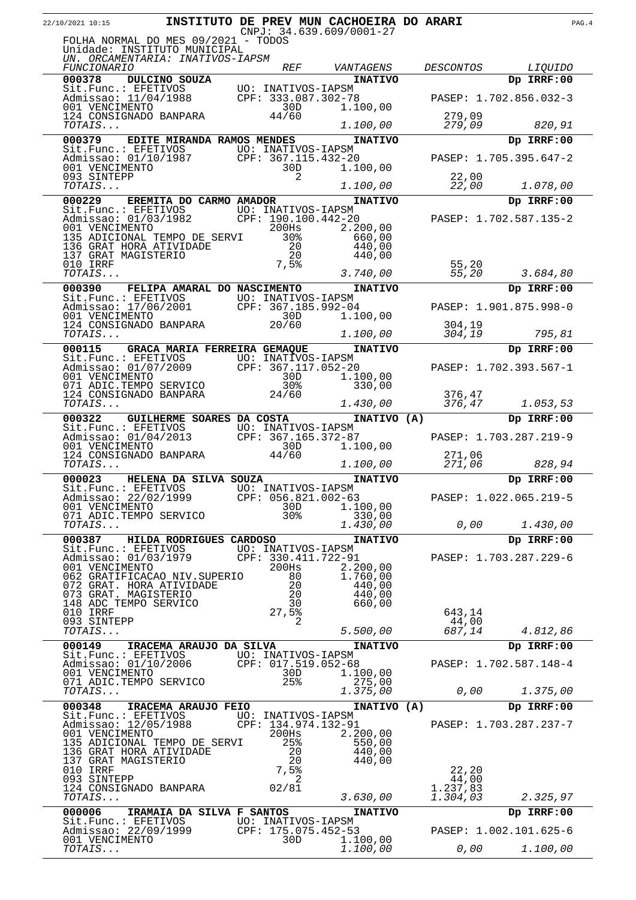**INSTITUTO DE PREV MUN CACHOEIRA DO ARARI**

CNPJ: 34.639.609/0001-27

FOLHA NORMAL DO MES 09/2021 - TODOS

Unidade: INSTITUTO MUNICIPAL

*UN. ORCAMENTARIA: INATIVOS-IAPSM*

| *FUNCIONARIO* | *REF* | *VANTAGENS* | *DESCONTOS* | *LIQUIDO* |
|---|---|---|---|---|
| **000378 DULCINO SOUZA** | | **INATIVO** | | **Dp IRRF:00** |
| Sit.Func.: EFETIVOS | UO: INATIVOS-IAPSM | | | |
| Admissao: 11/04/1988 | CPF: 333.087.302-78 | | PASEP: 1.702.856.032-3 | |
| 001 VENCIMENTO | 30D | 1.100,00 | | |
| 124 CONSIGNADO BANPARA | 44/60 | | 279,09 | |
| *TOTAIS...* | | *1.100,00* | *279,09* | *820,91* |
| **000379 EDITE MIRANDA RAMOS MENDES** | | **INATIVO** | | **Dp IRRF:00** |
| Sit.Func.: EFETIVOS | UO: INATIVOS-IAPSM | | | |
| Admissao: 01/10/1987 | CPF: 367.115.432-20 | | PASEP: 1.705.395.647-2 | |
| 001 VENCIMENTO | 30D | 1.100,00 | | |
| 093 SINTEPP | 2 | | 22,00 | |
| *TOTAIS...* | | *1.100,00* | *22,00* | *1.078,00* |
| **000229 EREMITA DO CARMO AMADOR** | | **INATIVO** | | **Dp IRRF:00** |
| Sit.Func.: EFETIVOS | UO: INATIVOS-IAPSM | | | |
| Admissao: 01/03/1982 | CPF: 190.100.442-20 | | PASEP: 1.702.587.135-2 | |
| 001 VENCIMENTO | 200Hs | 2.200,00 | | |
| 135 ADICIONAL TEMPO DE SERVI | 30% | 660,00 | | |
| 136 GRAT HORA ATIVIDADE | 20 | 440,00 | | |
| 137 GRAT MAGISTERIO | 20 | 440,00 | | |
| 010 IRRF | 7,5% | | 55,20 | |
| *TOTAIS...* | | *3.740,00* | *55,20* | *3.684,80* |
| **000390 FELIPA AMARAL DO NASCIMENTO** | | **INATIVO** | | **Dp IRRF:00** |
| Sit.Func.: EFETIVOS | UO: INATIVOS-IAPSM | | | |
| Admissao: 17/06/2001 | CPF: 367.185.992-04 | | PASEP: 1.901.875.998-0 | |
| 001 VENCIMENTO | 30D | 1.100,00 | | |
| 124 CONSIGNADO BANPARA | 20/60 | | 304,19 | |
| *TOTAIS...* | | *1.100,00* | *304,19* | *795,81* |
| **000115 GRACA MARIA FERREIRA GEMAQUE** | | **INATIVO** | | **Dp IRRF:00** |
| Sit.Func.: EFETIVOS | UO: INATIVOS-IAPSM | | | |
| Admissao: 01/07/2009 | CPF: 367.117.052-20 | | PASEP: 1.702.393.567-1 | |
| 001 VENCIMENTO | 30D | 1.100,00 | | |
| 071 ADIC.TEMPO SERVICO | 30% | 330,00 | | |
| 124 CONSIGNADO BANPARA | 24/60 | | 376,47 | |
| *TOTAIS...* | | *1.430,00* | *376,47* | *1.053,53* |
| **000322 GUILHERME SOARES DA COSTA** | | **INATIVO (A)** | | **Dp IRRF:00** |
| Sit.Func.: EFETIVOS | UO: INATIVOS-IAPSM | | | |
| Admissao: 01/04/2013 | CPF: 367.165.372-87 | | PASEP: 1.703.287.219-9 | |
| 001 VENCIMENTO | 30D | 1.100,00 | | |
| 124 CONSIGNADO BANPARA | 44/60 | | 271,06 | |
| *TOTAIS...* | | *1.100,00* | *271,06* | *828,94* |
| **000023 HELENA DA SILVA SOUZA** | | **INATIVO** | | **Dp IRRF:00** |
| Sit.Func.: EFETIVOS | UO: INATIVOS-IAPSM | | | |
| Admissao: 22/02/1999 | CPF: 056.821.002-63 | | PASEP: 1.022.065.219-5 | |
| 001 VENCIMENTO | 30D | 1.100,00 | | |
| 071 ADIC.TEMPO SERVICO | 30% | 330,00 | | |
| *TOTAIS...* | | *1.430,00* | *0,00* | *1.430,00* |
| **000387 HILDA RODRIGUES CARDOSO** | | **INATIVO** | | **Dp IRRF:00** |
| Sit.Func.: EFETIVOS | UO: INATIVOS-IAPSM | | | |
| Admissao: 01/03/1979 | CPF: 330.411.722-91 | | PASEP: 1.703.287.229-6 | |
| 001 VENCIMENTO | 200Hs | 2.200,00 | | |
| 062 GRATIFICACAO NIV.SUPERIO | 80 | 1.760,00 | | |
| 072 GRAT. HORA ATIVIDADE | 20 | 440,00 | | |
| 073 GRAT. MAGISTERIO | 20 | 440,00 | | |
| 148 ADC TEMPO SERVICO | 30 | 660,00 | | |
| 010 IRRF | 27,5% | | 643,14 | |
| 093 SINTEPP | 2 | | 44,00 | |
| *TOTAIS...* | | *5.500,00* | *687,14* | *4.812,86* |
| **000149 IRACEMA ARAUJO DA SILVA** | | **INATIVO** | | **Dp IRRF:00** |
| Sit.Func.: EFETIVOS | UO: INATIVOS-IAPSM | | | |
| Admissao: 01/10/2006 | CPF: 017.519.052-68 | | PASEP: 1.702.587.148-4 | |
| 001 VENCIMENTO | 30D | 1.100,00 | | |
| 071 ADIC.TEMPO SERVICO | 25% | 275,00 | | |
| *TOTAIS...* | | *1.375,00* | *0,00* | *1.375,00* |
| **000348 IRACEMA ARAUJO FEIO** | | **INATIVO (A)** | | **Dp IRRF:00** |
| Sit.Func.: EFETIVOS | UO: INATIVOS-IAPSM | | | |
| Admissao: 12/05/1988 | CPF: 134.974.132-91 | | PASEP: 1.703.287.237-7 | |
| 001 VENCIMENTO | 200Hs | 2.200,00 | | |
| 135 ADICIONAL TEMPO DE SERVI | 25% | 550,00 | | |
| 136 GRAT HORA ATIVIDADE | 20 | 440,00 | | |
| 137 GRAT MAGISTERIO | 20 | 440,00 | | |
| 010 IRRF | 7,5% | | 22,20 | |
| 093 SINTEPP | 2 | | 44,00 | |
| 124 CONSIGNADO BANPARA | 02/81 | | 1.237,83 | |
| *TOTAIS...* | | *3.630,00* | *1.304,03* | *2.325,97* |
| **000006 IRAMAIA DA SILVA F SANTOS** | | **INATIVO** | | **Dp IRRF:00** |
| Sit.Func.: EFETIVOS | UO: INATIVOS-IAPSM | | | |
| Admissao: 22/09/1999 | CPF: 175.075.452-53 | | PASEP: 1.002.101.625-6 | |
| 001 VENCIMENTO | 30D | 1.100,00 | | |
| *TOTAIS...* | | *1.100,00* | *0,00* | *1.100,00* |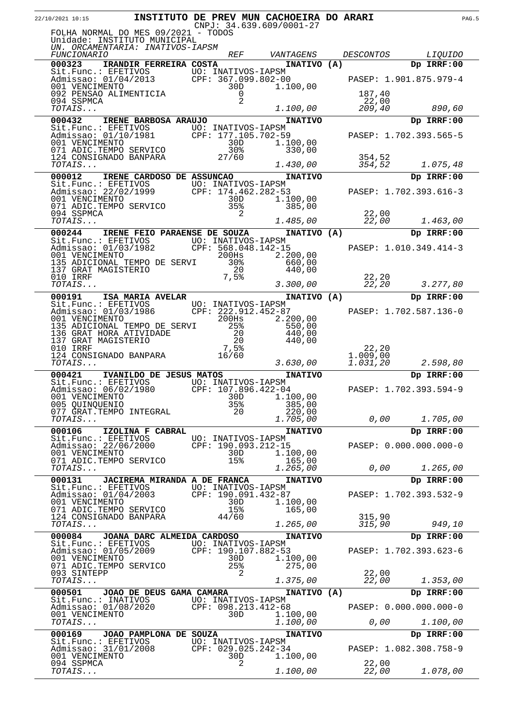22/10/2021 10:15

# INSTITUTO DE PREV MUN CACHOEIRA DO ARARI

CNPJ: 34.639.609/0001-27

FOLHA NORMAL DO MES 09/2021 - TODOS
Unidade: INSTITUTO MUNICIPAL
*UN. ORCAMENTARIA: INATIVOS-IAPSM*

| *FUNCIONARIO* | *REF* | *VANTAGENS* | *DESCONTOS* | *LIQUIDO* |
|---|---|---|---|---|
| **000323 IRANDIR FERREIRA COSTA** | | **INATIVO (A)** | | **Dp IRRF:00** |
| Sit.Func.: EFETIVOS | UO: INATIVOS-IAPSM | | | |
| Admissao: 01/04/2013 | CPF: 367.099.802-00 | | PASEP: 1.901.875.979-4 | |
| 001 VENCIMENTO | 30D | 1.100,00 | | |
| 092 PENSAO ALIMENTICIA | 0 | | 187,40 | |
| 094 SSPMCA | 2 | | 22,00 | |
| *TOTAIS...* | | *1.100,00* | *209,40* | *890,60* |
| **000432 IRENE BARBOSA ARAUJO** | | **INATIVO** | | **Dp IRRF:00** |
| Sit.Func.: EFETIVOS | UO: INATIVOS-IAPSM | | | |
| Admissao: 01/10/1981 | CPF: 177.105.702-59 | | PASEP: 1.702.393.565-5 | |
| 001 VENCIMENTO | 30D | 1.100,00 | | |
| 071 ADIC.TEMPO SERVICO | 30% | 330,00 | | |
| 124 CONSIGNADO BANPARA | 27/60 | | 354,52 | |
| *TOTAIS...* | | *1.430,00* | *354,52* | *1.075,48* |
| **000012 IRENE CARDOSO DE ASSUNCAO** | | **INATIVO** | | **Dp IRRF:00** |
| Sit.Func.: EFETIVOS | UO: INATIVOS-IAPSM | | | |
| Admissao: 22/02/1999 | CPF: 174.462.282-53 | | PASEP: 1.702.393.616-3 | |
| 001 VENCIMENTO | 30D | 1.100,00 | | |
| 071 ADIC.TEMPO SERVICO | 35% | 385,00 | | |
| 094 SSPMCA | 2 | | 22,00 | |
| *TOTAIS...* | | *1.485,00* | *22,00* | *1.463,00* |
| **000244 IRENE FEIO PARAENSE DE SOUZA** | | **INATIVO (A)** | | **Dp IRRF:00** |
| Sit.Func.: EFETIVOS | UO: INATIVOS-IAPSM | | | |
| Admissao: 01/03/1982 | CPF: 568.048.142-15 | | PASEP: 1.010.349.414-3 | |
| 001 VENCIMENTO | 200Hs | 2.200,00 | | |
| 135 ADICIONAL TEMPO DE SERVI | 30% | 660,00 | | |
| 137 GRAT MAGISTERIO | 20 | 440,00 | | |
| 010 IRRF | 7,5% | | 22,20 | |
| *TOTAIS...* | | *3.300,00* | *22,20* | *3.277,80* |
| **000191 ISA MARIA AVELAR** | | **INATIVO (A)** | | **Dp IRRF:00** |
| Sit.Func.: EFETIVOS | UO: INATIVOS-IAPSM | | | |
| Admissao: 01/03/1986 | CPF: 222.912.452-87 | | PASEP: 1.702.587.136-0 | |
| 001 VENCIMENTO | 200Hs | 2.200,00 | | |
| 135 ADICIONAL TEMPO DE SERVI | 25% | 550,00 | | |
| 136 GRAT HORA ATIVIDADE | 20 | 440,00 | | |
| 137 GRAT MAGISTERIO | 20 | 440,00 | | |
| 010 IRRF | 7,5% | | 22,20 | |
| 124 CONSIGNADO BANPARA | 16/60 | | 1.009,00 | |
| *TOTAIS...* | | *3.630,00* | *1.031,20* | *2.598,80* |
| **000421 IVANILDO DE JESUS MATOS** | | **INATIVO** | | **Dp IRRF:00** |
| Sit.Func.: EFETIVOS | UO: INATIVOS-IAPSM | | | |
| Admissao: 06/02/1980 | CPF: 107.896.422-04 | | PASEP: 1.702.393.594-9 | |
| 001 VENCIMENTO | 30D | 1.100,00 | | |
| 005 QUINQUENIO | 35% | 385,00 | | |
| 077 GRAT.TEMPO INTEGRAL | 20 | 220,00 | | |
| *TOTAIS...* | | *1.705,00* | *0,00* | *1.705,00* |
| **000106 IZOLINA F CABRAL** | | **INATIVO** | | **Dp IRRF:00** |
| Sit.Func.: EFETIVOS | UO: INATIVOS-IAPSM | | | |
| Admissao: 22/06/2000 | CPF: 190.093.212-15 | | PASEP: 0.000.000.000-0 | |
| 001 VENCIMENTO | 30D | 1.100,00 | | |
| 071 ADIC.TEMPO SERVICO | 15% | 165,00 | | |
| *TOTAIS...* | | *1.265,00* | *0,00* | *1.265,00* |
| **000131 JACIREMA MIRANDA A DE FRANCA** | | **INATIVO** | | **Dp IRRF:00** |
| Sit.Func.: EFETIVOS | UO: INATIVOS-IAPSM | | | |
| Admissao: 01/04/2003 | CPF: 190.091.432-87 | | PASEP: 1.702.393.532-9 | |
| 001 VENCIMENTO | 30D | 1.100,00 | | |
| 071 ADIC.TEMPO SERVICO | 15% | 165,00 | | |
| 124 CONSIGNADO BANPARA | 44/60 | | 315,90 | |
| *TOTAIS...* | | *1.265,00* | *315,90* | *949,10* |
| **000084 JOANA DARC ALMEIDA CARDOSO** | | **INATIVO** | | **Dp IRRF:00** |
| Sit.Func.: EFETIVOS | UO: INATIVOS-IAPSM | | | |
| Admissao: 01/05/2009 | CPF: 190.107.882-53 | | PASEP: 1.702.393.623-6 | |
| 001 VENCIMENTO | 30D | 1.100,00 | | |
| 071 ADIC.TEMPO SERVICO | 25% | 275,00 | | |
| 093 SINTEPP | 2 | | 22,00 | |
| *TOTAIS...* | | *1.375,00* | *22,00* | *1.353,00* |
| **000501 JOAO DE DEUS GAMA CAMARA** | | **INATIVO (A)** | | **Dp IRRF:00** |
| Sit.Func.: INATIVOS | UO: INATIVOS-IAPSM | | | |
| Admissao: 01/08/2020 | CPF: 098.213.412-68 | | PASEP: 0.000.000.000-0 | |
| 001 VENCIMENTO | 30D | 1.100,00 | | |
| *TOTAIS...* | | *1.100,00* | *0,00* | *1.100,00* |
| **000169 JOAO PAMPLONA DE SOUZA** | | **INATIVO** | | **Dp IRRF:00** |
| Sit.Func.: EFETIVOS | UO: INATIVOS-IAPSM | | | |
| Admissao: 31/01/2008 | CPF: 029.025.242-34 | | PASEP: 1.082.308.758-9 | |
| 001 VENCIMENTO | 30D | 1.100,00 | | |
| 094 SSPMCA | 2 | | 22,00 | |
| *TOTAIS...* | | *1.100,00* | *22,00* | *1.078,00* |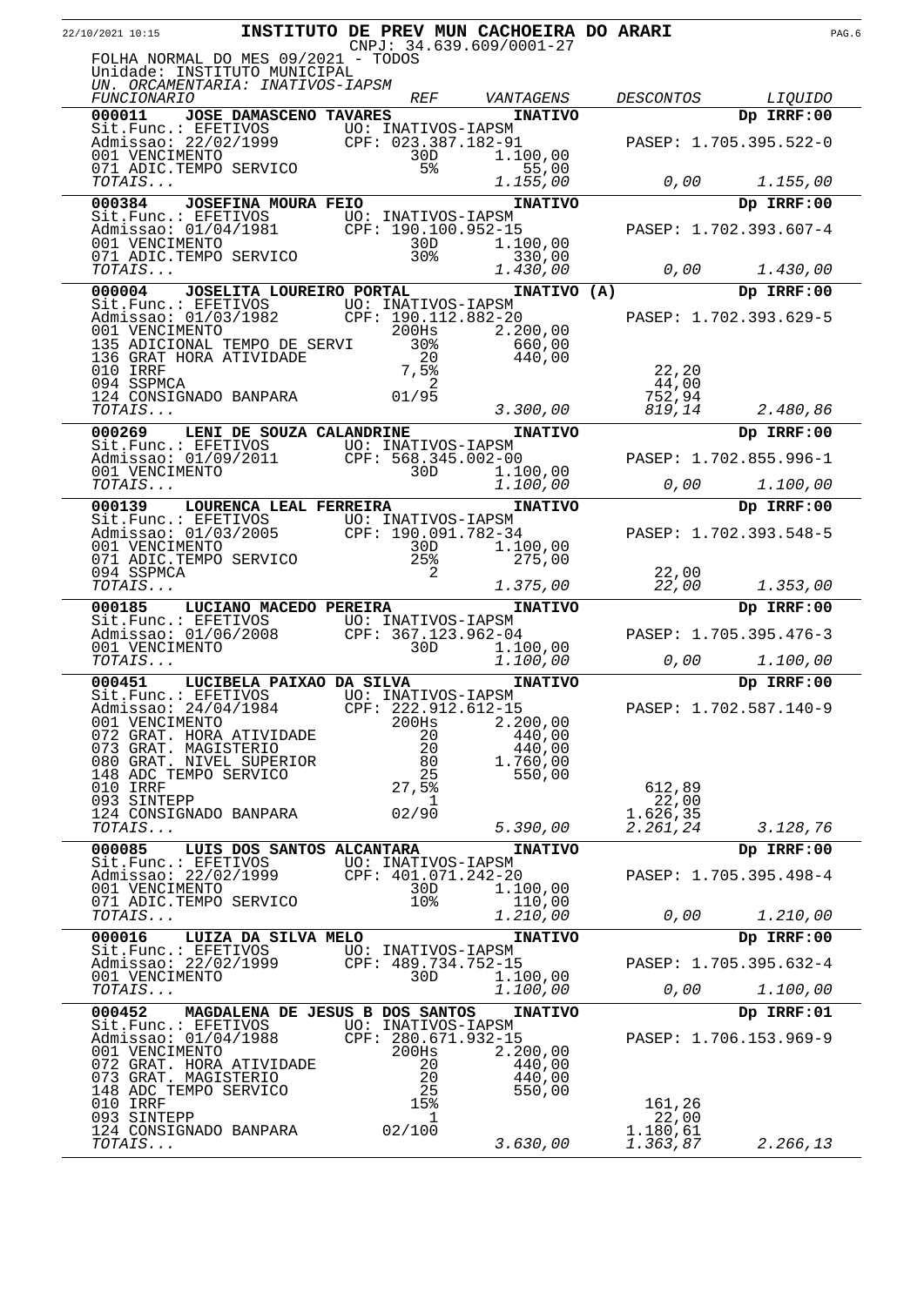**INSTITUTO DE PREV MUN CACHOEIRA DO ARARI**
CNPJ: 34.639.609/0001-27

FOLHA NORMAL DO MES 09/2021 - TODOS
Unidade: INSTITUTO MUNICIPAL
*UN. ORCAMENTARIA: INATIVOS-IAPSM*

| *FUNCIONARIO* | *REF* | *VANTAGENS* | *DESCONTOS* | *LIQUIDO* |
|---|---|---|---|---|
| **000011 JOSE DAMASCENO TAVARES** | | **INATIVO** | | **Dp IRRF:00** |
| Sit.Func.: EFETIVOS | UO: INATIVOS-IAPSM | | | |
| Admissao: 22/02/1999 | CPF: 023.387.182-91 | | PASEP: 1.705.395.522-0 | |
| 001 VENCIMENTO | 30D | 1.100,00 | | |
| 071 ADIC.TEMPO SERVICO | 5% | 55,00 | | |
| *TOTAIS...* | | *1.155,00* | *0,00* | *1.155,00* |
| **000384 JOSEFINA MOURA FEIO** | | **INATIVO** | | **Dp IRRF:00** |
| Sit.Func.: EFETIVOS | UO: INATIVOS-IAPSM | | | |
| Admissao: 01/04/1981 | CPF: 190.100.952-15 | | PASEP: 1.702.393.607-4 | |
| 001 VENCIMENTO | 30D | 1.100,00 | | |
| 071 ADIC.TEMPO SERVICO | 30% | 330,00 | | |
| *TOTAIS...* | | *1.430,00* | *0,00* | *1.430,00* |
| **000004 JOSELITA LOUREIRO PORTAL** | | **INATIVO (A)** | | **Dp IRRF:00** |
| Sit.Func.: EFETIVOS | UO: INATIVOS-IAPSM | | | |
| Admissao: 01/03/1982 | CPF: 190.112.882-20 | | PASEP: 1.702.393.629-5 | |
| 001 VENCIMENTO | 200Hs | 2.200,00 | | |
| 135 ADICIONAL TEMPO DE SERVI | 30% | 660,00 | | |
| 136 GRAT HORA ATIVIDADE | 20 | 440,00 | | |
| 010 IRRF | 7,5% | | 22,20 | |
| 094 SSPMCA | 2 | | 44,00 | |
| 124 CONSIGNADO BANPARA | 01/95 | | 752,94 | |
| *TOTAIS...* | | *3.300,00* | *819,14* | *2.480,86* |
| **000269 LENI DE SOUZA CALANDRINE** | | **INATIVO** | | **Dp IRRF:00** |
| Sit.Func.: EFETIVOS | UO: INATIVOS-IAPSM | | | |
| Admissao: 01/09/2011 | CPF: 568.345.002-00 | | PASEP: 1.702.855.996-1 | |
| 001 VENCIMENTO | 30D | 1.100,00 | | |
| *TOTAIS...* | | *1.100,00* | *0,00* | *1.100,00* |
| **000139 LOURENCA LEAL FERREIRA** | | **INATIVO** | | **Dp IRRF:00** |
| Sit.Func.: EFETIVOS | UO: INATIVOS-IAPSM | | | |
| Admissao: 01/03/2005 | CPF: 190.091.782-34 | | PASEP: 1.702.393.548-5 | |
| 001 VENCIMENTO | 30D | 1.100,00 | | |
| 071 ADIC.TEMPO SERVICO | 25% | 275,00 | | |
| 094 SSPMCA | 2 | | 22,00 | |
| *TOTAIS...* | | *1.375,00* | *22,00* | *1.353,00* |
| **000185 LUCIANO MACEDO PEREIRA** | | **INATIVO** | | **Dp IRRF:00** |
| Sit.Func.: EFETIVOS | UO: INATIVOS-IAPSM | | | |
| Admissao: 01/06/2008 | CPF: 367.123.962-04 | | PASEP: 1.705.395.476-3 | |
| 001 VENCIMENTO | 30D | 1.100,00 | | |
| *TOTAIS...* | | *1.100,00* | *0,00* | *1.100,00* |
| **000451 LUCIBELA PAIXAO DA SILVA** | | **INATIVO** | | **Dp IRRF:00** |
| Sit.Func.: EFETIVOS | UO: INATIVOS-IAPSM | | | |
| Admissao: 24/04/1984 | CPF: 222.912.612-15 | | PASEP: 1.702.587.140-9 | |
| 001 VENCIMENTO | 200Hs | 2.200,00 | | |
| 072 GRAT. HORA ATIVIDADE | 20 | 440,00 | | |
| 073 GRAT. MAGISTERIO | 20 | 440,00 | | |
| 080 GRAT. NIVEL SUPERIOR | 80 | 1.760,00 | | |
| 148 ADC TEMPO SERVICO | 25 | 550,00 | | |
| 010 IRRF | 27,5% | | 612,89 | |
| 093 SINTEPP | 1 | | 22,00 | |
| 124 CONSIGNADO BANPARA | 02/90 | | 1.626,35 | |
| *TOTAIS...* | | *5.390,00* | *2.261,24* | *3.128,76* |
| **000085 LUIS DOS SANTOS ALCANTARA** | | **INATIVO** | | **Dp IRRF:00** |
| Sit.Func.: EFETIVOS | UO: INATIVOS-IAPSM | | | |
| Admissao: 22/02/1999 | CPF: 401.071.242-20 | | PASEP: 1.705.395.498-4 | |
| 001 VENCIMENTO | 30D | 1.100,00 | | |
| 071 ADIC.TEMPO SERVICO | 10% | 110,00 | | |
| *TOTAIS...* | | *1.210,00* | *0,00* | *1.210,00* |
| **000016 LUIZA DA SILVA MELO** | | **INATIVO** | | **Dp IRRF:00** |
| Sit.Func.: EFETIVOS | UO: INATIVOS-IAPSM | | | |
| Admissao: 22/02/1999 | CPF: 489.734.752-15 | | PASEP: 1.705.395.632-4 | |
| 001 VENCIMENTO | 30D | 1.100,00 | | |
| *TOTAIS...* | | *1.100,00* | *0,00* | *1.100,00* |
| **000452 MAGDALENA DE JESUS B DOS SANTOS** | | **INATIVO** | | **Dp IRRF:01** |
| Sit.Func.: EFETIVOS | UO: INATIVOS-IAPSM | | | |
| Admissao: 01/04/1988 | CPF: 280.671.932-15 | | PASEP: 1.706.153.969-9 | |
| 001 VENCIMENTO | 200Hs | 2.200,00 | | |
| 072 GRAT. HORA ATIVIDADE | 20 | 440,00 | | |
| 073 GRAT. MAGISTERIO | 20 | 440,00 | | |
| 148 ADC TEMPO SERVICO | 25 | 550,00 | | |
| 010 IRRF | 15% | | 161,26 | |
| 093 SINTEPP | 1 | | 22,00 | |
| 124 CONSIGNADO BANPARA | 02/100 | | 1.180,61 | |
| *TOTAIS...* | | *3.630,00* | *1.363,87* | *2.266,13* |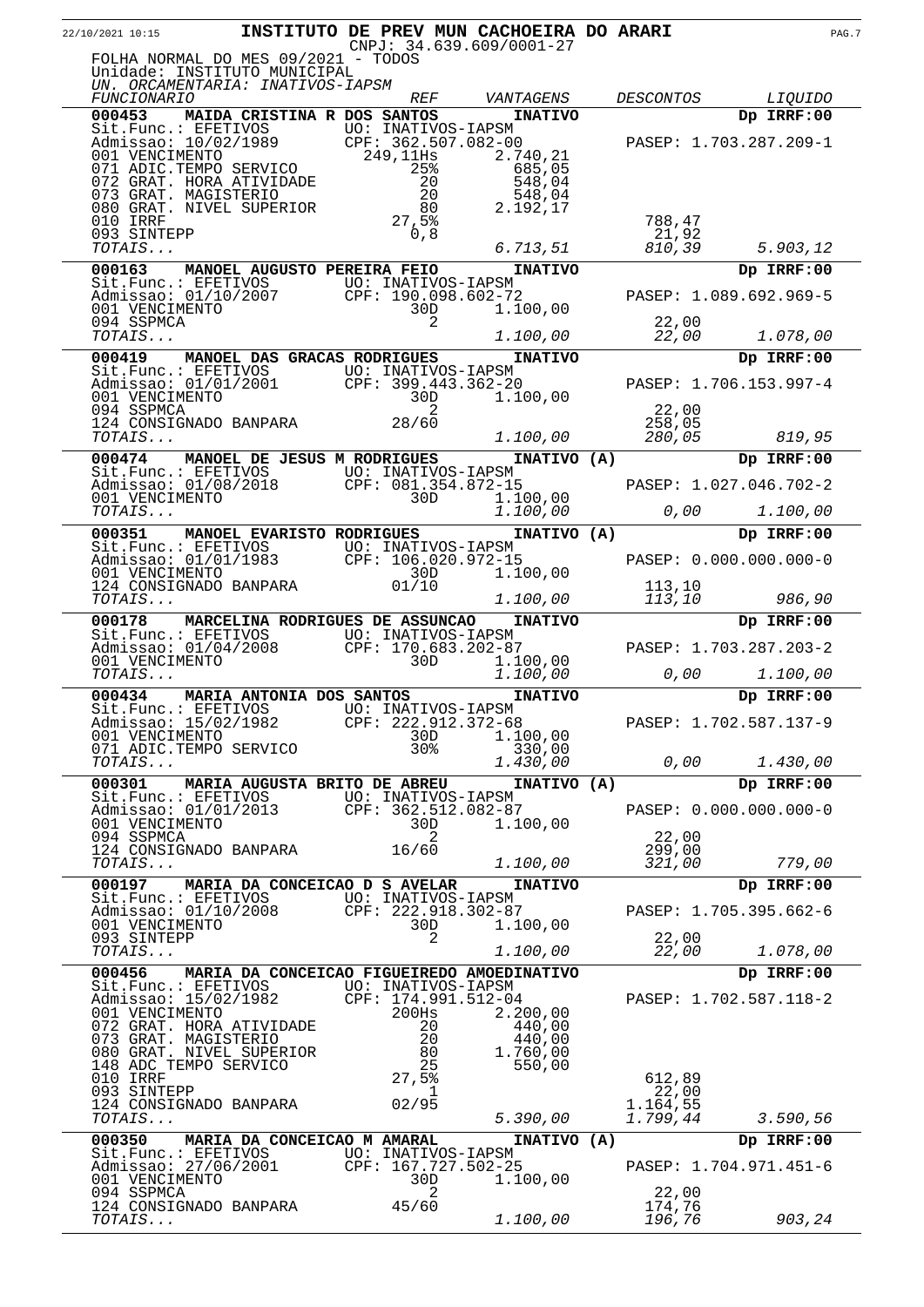# INSTITUTO DE PREV MUN CACHOEIRA DO ARARI

CNPJ: 34.639.609/0001-27

FOLHA NORMAL DO MES 09/2021 - TODOS
Unidade: INSTITUTO MUNICIPAL
*UN. ORCAMENTARIA: INATIVOS-IAPSM*

| *FUNCIONARIO* | *REF* | *VANTAGENS* | *DESCONTOS* | *LIQUIDO* |
|---|---|---|---|---|
| **000453 MAIDA CRISTINA R DOS SANTOS** | | **INATIVO** | | **Dp IRRF:00** |
| Sit.Func.: EFETIVOS | UO: INATIVOS-IAPSM | | | |
| Admissao: 10/02/1989 | CPF: 362.507.082-00 | | PASEP: 1.703.287.209-1 | |
| 001 VENCIMENTO | 249,11Hs | 2.740,21 | | |
| 071 ADIC.TEMPO SERVICO | 25% | 685,05 | | |
| 072 GRAT. HORA ATIVIDADE | 20 | 548,04 | | |
| 073 GRAT. MAGISTERIO | 20 | 548,04 | | |
| 080 GRAT. NIVEL SUPERIOR | 80 | 2.192,17 | | |
| 010 IRRF | 27,5% | | 788,47 | |
| 093 SINTEPP | 0,8 | | 21,92 | |
| *TOTAIS...* | | *6.713,51* | *810,39* | *5.903,12* |
| **000163 MANOEL AUGUSTO PEREIRA FEIO** | | **INATIVO** | | **Dp IRRF:00** |
| Sit.Func.: EFETIVOS | UO: INATIVOS-IAPSM | | | |
| Admissao: 01/10/2007 | CPF: 190.098.602-72 | | PASEP: 1.089.692.969-5 | |
| 001 VENCIMENTO | 30D | 1.100,00 | | |
| 094 SSPMCA | 2 | | 22,00 | |
| *TOTAIS...* | | *1.100,00* | *22,00* | *1.078,00* |
| **000419 MANOEL DAS GRACAS RODRIGUES** | | **INATIVO** | | **Dp IRRF:00** |
| Sit.Func.: EFETIVOS | UO: INATIVOS-IAPSM | | | |
| Admissao: 01/01/2001 | CPF: 399.443.362-20 | | PASEP: 1.706.153.997-4 | |
| 001 VENCIMENTO | 30D | 1.100,00 | | |
| 094 SSPMCA | 2 | | 22,00 | |
| 124 CONSIGNADO BANPARA | 28/60 | | 258,05 | |
| *TOTAIS...* | | *1.100,00* | *280,05* | *819,95* |
| **000474 MANOEL DE JESUS M RODRIGUES** | | **INATIVO (A)** | | **Dp IRRF:00** |
| Sit.Func.: EFETIVOS | UO: INATIVOS-IAPSM | | | |
| Admissao: 01/08/2018 | CPF: 081.354.872-15 | | PASEP: 1.027.046.702-2 | |
| 001 VENCIMENTO | 30D | 1.100,00 | | |
| *TOTAIS...* | | *1.100,00* | *0,00* | *1.100,00* |
| **000351 MANOEL EVARISTO RODRIGUES** | | **INATIVO (A)** | | **Dp IRRF:00** |
| Sit.Func.: EFETIVOS | UO: INATIVOS-IAPSM | | | |
| Admissao: 01/01/1983 | CPF: 106.020.972-15 | | PASEP: 0.000.000.000-0 | |
| 001 VENCIMENTO | 30D | 1.100,00 | | |
| 124 CONSIGNADO BANPARA | 01/10 | | 113,10 | |
| *TOTAIS...* | | *1.100,00* | *113,10* | *986,90* |
| **000178 MARCELINA RODRIGUES DE ASSUNCAO** | | **INATIVO** | | **Dp IRRF:00** |
| Sit.Func.: EFETIVOS | UO: INATIVOS-IAPSM | | | |
| Admissao: 01/04/2008 | CPF: 170.683.202-87 | | PASEP: 1.703.287.203-2 | |
| 001 VENCIMENTO | 30D | 1.100,00 | | |
| *TOTAIS...* | | *1.100,00* | *0,00* | *1.100,00* |
| **000434 MARIA ANTONIA DOS SANTOS** | | **INATIVO** | | **Dp IRRF:00** |
| Sit.Func.: EFETIVOS | UO: INATIVOS-IAPSM | | | |
| Admissao: 15/02/1982 | CPF: 222.912.372-68 | | PASEP: 1.702.587.137-9 | |
| 001 VENCIMENTO | 30D | 1.100,00 | | |
| 071 ADIC.TEMPO SERVICO | 30% | 330,00 | | |
| *TOTAIS...* | | *1.430,00* | *0,00* | *1.430,00* |
| **000301 MARIA AUGUSTA BRITO DE ABREU** | | **INATIVO (A)** | | **Dp IRRF:00** |
| Sit.Func.: EFETIVOS | UO: INATIVOS-IAPSM | | | |
| Admissao: 01/01/2013 | CPF: 362.512.082-87 | | PASEP: 0.000.000.000-0 | |
| 001 VENCIMENTO | 30D | 1.100,00 | | |
| 094 SSPMCA | 2 | | 22,00 | |
| 124 CONSIGNADO BANPARA | 16/60 | | 299,00 | |
| *TOTAIS...* | | *1.100,00* | *321,00* | *779,00* |
| **000197 MARIA DA CONCEICAO D S AVELAR** | | **INATIVO** | | **Dp IRRF:00** |
| Sit.Func.: EFETIVOS | UO: INATIVOS-IAPSM | | | |
| Admissao: 01/10/2008 | CPF: 222.918.302-87 | | PASEP: 1.705.395.662-6 | |
| 001 VENCIMENTO | 30D | 1.100,00 | | |
| 093 SINTEPP | 2 | | 22,00 | |
| *TOTAIS...* | | *1.100,00* | *22,00* | *1.078,00* |
| **000456 MARIA DA CONCEICAO FIGUEIREDO AMOEDINATIVO** | | | | **Dp IRRF:00** |
| Sit.Func.: EFETIVOS | UO: INATIVOS-IAPSM | | | |
| Admissao: 15/02/1982 | CPF: 174.991.512-04 | | PASEP: 1.702.587.118-2 | |
| 001 VENCIMENTO | 200Hs | 2.200,00 | | |
| 072 GRAT. HORA ATIVIDADE | 20 | 440,00 | | |
| 073 GRAT. MAGISTERIO | 20 | 440,00 | | |
| 080 GRAT. NIVEL SUPERIOR | 80 | 1.760,00 | | |
| 148 ADC TEMPO SERVICO | 25 | 550,00 | | |
| 010 IRRF | 27,5% | | 612,89 | |
| 093 SINTEPP | 1 | | 22,00 | |
| 124 CONSIGNADO BANPARA | 02/95 | | 1.164,55 | |
| *TOTAIS...* | | *5.390,00* | *1.799,44* | *3.590,56* |
| **000350 MARIA DA CONCEICAO M AMARAL** | | **INATIVO (A)** | | **Dp IRRF:00** |
| Sit.Func.: EFETIVOS | UO: INATIVOS-IAPSM | | | |
| Admissao: 27/06/2001 | CPF: 167.727.502-25 | | PASEP: 1.704.971.451-6 | |
| 001 VENCIMENTO | 30D | 1.100,00 | | |
| 094 SSPMCA | 2 | | 22,00 | |
| 124 CONSIGNADO BANPARA | 45/60 | | 174,76 | |
| *TOTAIS...* | | *1.100,00* | *196,76* | *903,24* |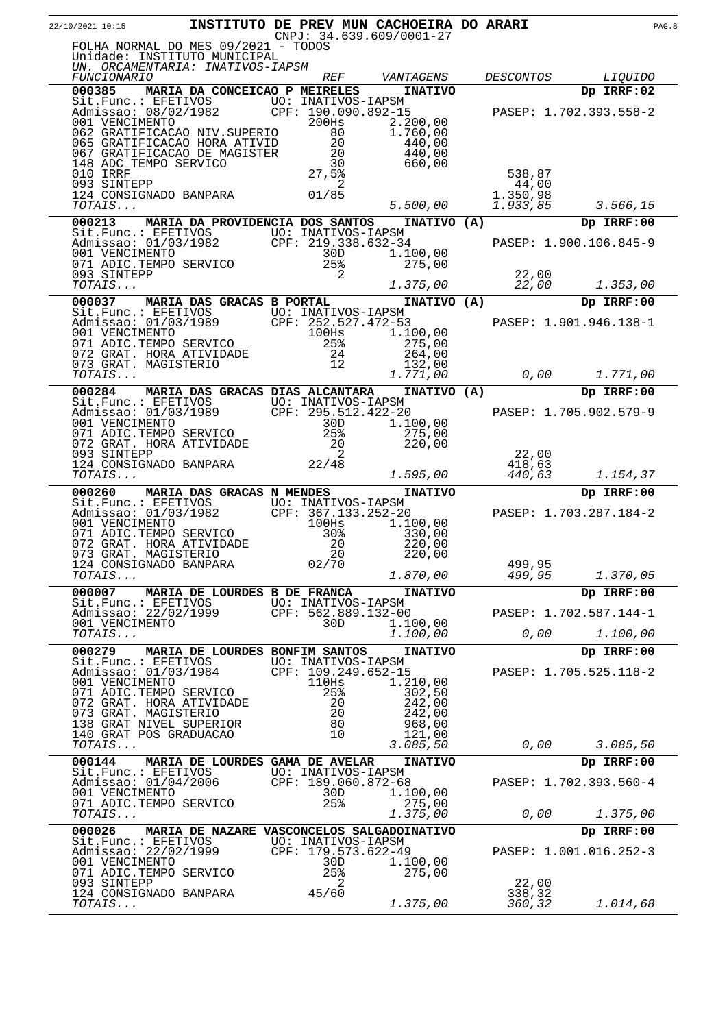22/10/2021 10:15

# INSTITUTO DE PREV MUN CACHOEIRA DO ARARI

CNPJ: 34.639.609/0001-27

FOLHA NORMAL DO MES 09/2021 - TODOS
Unidade: INSTITUTO MUNICIPAL
*UN. ORCAMENTARIA: INATIVOS-IAPSM*

| *FUNCIONARIO* | *REF* | *VANTAGENS* | *DESCONTOS* | *LIQUIDO* |
|---|---|---|---|---|
| **000385 MARIA DA CONCEICAO P MEIRELES** | | **INATIVO** | | **Dp IRRF:02** |
| Sit.Func.: EFETIVOS | UO: INATIVOS-IAPSM | | | |
| Admissao: 08/02/1982 | CPF: 190.090.892-15 | | PASEP: 1.702.393.558-2 | |
| 001 VENCIMENTO | 200Hs | 2.200,00 | | |
| 062 GRATIFICACAO NIV.SUPERIO | 80 | 1.760,00 | | |
| 065 GRATIFICACAO HORA ATIVID | 20 | 440,00 | | |
| 067 GRATIFICACAO DE MAGISTER | 20 | 440,00 | | |
| 148 ADC TEMPO SERVICO | 30 | 660,00 | | |
| 010 IRRF | 27,5% | | 538,87 | |
| 093 SINTEPP | 2 | | 44,00 | |
| 124 CONSIGNADO BANPARA | 01/85 | | 1.350,98 | |
| *TOTAIS...* | | *5.500,00* | *1.933,85* | *3.566,15* |
| **000213 MARIA DA PROVIDENCIA DOS SANTOS** | | **INATIVO (A)** | | **Dp IRRF:00** |
| Sit.Func.: EFETIVOS | UO: INATIVOS-IAPSM | | | |
| Admissao: 01/03/1982 | CPF: 219.338.632-34 | | PASEP: 1.900.106.845-9 | |
| 001 VENCIMENTO | 30D | 1.100,00 | | |
| 071 ADIC.TEMPO SERVICO | 25% | 275,00 | | |
| 093 SINTEPP | 2 | | 22,00 | |
| *TOTAIS...* | | *1.375,00* | *22,00* | *1.353,00* |
| **000037 MARIA DAS GRACAS B PORTAL** | | **INATIVO (A)** | | **Dp IRRF:00** |
| Sit.Func.: EFETIVOS | UO: INATIVOS-IAPSM | | | |
| Admissao: 01/03/1989 | CPF: 252.527.472-53 | | PASEP: 1.901.946.138-1 | |
| 001 VENCIMENTO | 100Hs | 1.100,00 | | |
| 071 ADIC.TEMPO SERVICO | 25% | 275,00 | | |
| 072 GRAT. HORA ATIVIDADE | 24 | 264,00 | | |
| 073 GRAT. MAGISTERIO | 12 | 132,00 | | |
| *TOTAIS...* | | *1.771,00* | *0,00* | *1.771,00* |
| **000284 MARIA DAS GRACAS DIAS ALCANTARA** | | **INATIVO (A)** | | **Dp IRRF:00** |
| Sit.Func.: EFETIVOS | UO: INATIVOS-IAPSM | | | |
| Admissao: 01/03/1989 | CPF: 295.512.422-20 | | PASEP: 1.705.902.579-9 | |
| 001 VENCIMENTO | 30D | 1.100,00 | | |
| 071 ADIC.TEMPO SERVICO | 25% | 275,00 | | |
| 072 GRAT. HORA ATIVIDADE | 20 | 220,00 | | |
| 093 SINTEPP | 2 | | 22,00 | |
| 124 CONSIGNADO BANPARA | 22/48 | | 418,63 | |
| *TOTAIS...* | | *1.595,00* | *440,63* | *1.154,37* |
| **000260 MARIA DAS GRACAS N MENDES** | | **INATIVO** | | **Dp IRRF:00** |
| Sit.Func.: EFETIVOS | UO: INATIVOS-IAPSM | | | |
| Admissao: 01/03/1982 | CPF: 367.133.252-20 | | PASEP: 1.703.287.184-2 | |
| 001 VENCIMENTO | 100Hs | 1.100,00 | | |
| 071 ADIC.TEMPO SERVICO | 30% | 330,00 | | |
| 072 GRAT. HORA ATIVIDADE | 20 | 220,00 | | |
| 073 GRAT. MAGISTERIO | 20 | 220,00 | | |
| 124 CONSIGNADO BANPARA | 02/70 | | 499,95 | |
| *TOTAIS...* | | *1.870,00* | *499,95* | *1.370,05* |
| **000007 MARIA DE LOURDES B DE FRANCA** | | **INATIVO** | | **Dp IRRF:00** |
| Sit.Func.: EFETIVOS | UO: INATIVOS-IAPSM | | | |
| Admissao: 22/02/1999 | CPF: 562.889.132-00 | | PASEP: 1.702.587.144-1 | |
| 001 VENCIMENTO | 30D | 1.100,00 | | |
| *TOTAIS...* | | *1.100,00* | *0,00* | *1.100,00* |
| **000279 MARIA DE LOURDES BONFIM SANTOS** | | **INATIVO** | | **Dp IRRF:00** |
| Sit.Func.: EFETIVOS | UO: INATIVOS-IAPSM | | | |
| Admissao: 01/03/1984 | CPF: 109.249.652-15 | | PASEP: 1.705.525.118-2 | |
| 001 VENCIMENTO | 110Hs | 1.210,00 | | |
| 071 ADIC.TEMPO SERVICO | 25% | 302,50 | | |
| 072 GRAT. HORA ATIVIDADE | 20 | 242,00 | | |
| 073 GRAT. MAGISTERIO | 20 | 242,00 | | |
| 138 GRAT NIVEL SUPERIOR | 80 | 968,00 | | |
| 140 GRAT POS GRADUACAO | 10 | 121,00 | | |
| *TOTAIS...* | | *3.085,50* | *0,00* | *3.085,50* |
| **000144 MARIA DE LOURDES GAMA DE AVELAR** | | **INATIVO** | | **Dp IRRF:00** |
| Sit.Func.: EFETIVOS | UO: INATIVOS-IAPSM | | | |
| Admissao: 01/04/2006 | CPF: 189.060.872-68 | | PASEP: 1.702.393.560-4 | |
| 001 VENCIMENTO | 30D | 1.100,00 | | |
| 071 ADIC.TEMPO SERVICO | 25% | 275,00 | | |
| *TOTAIS...* | | *1.375,00* | *0,00* | *1.375,00* |
| **000026 MARIA DE NAZARE VASCONCELOS SALGADO** | | **INATIVO** | | **Dp IRRF:00** |
| Sit.Func.: EFETIVOS | UO: INATIVOS-IAPSM | | | |
| Admissao: 22/02/1999 | CPF: 179.573.622-49 | | PASEP: 1.001.016.252-3 | |
| 001 VENCIMENTO | 30D | 1.100,00 | | |
| 071 ADIC.TEMPO SERVICO | 25% | 275,00 | | |
| 093 SINTEPP | 2 | | 22,00 | |
| 124 CONSIGNADO BANPARA | 45/60 | | 338,32 | |
| *TOTAIS...* | | *1.375,00* | *360,32* | *1.014,68* |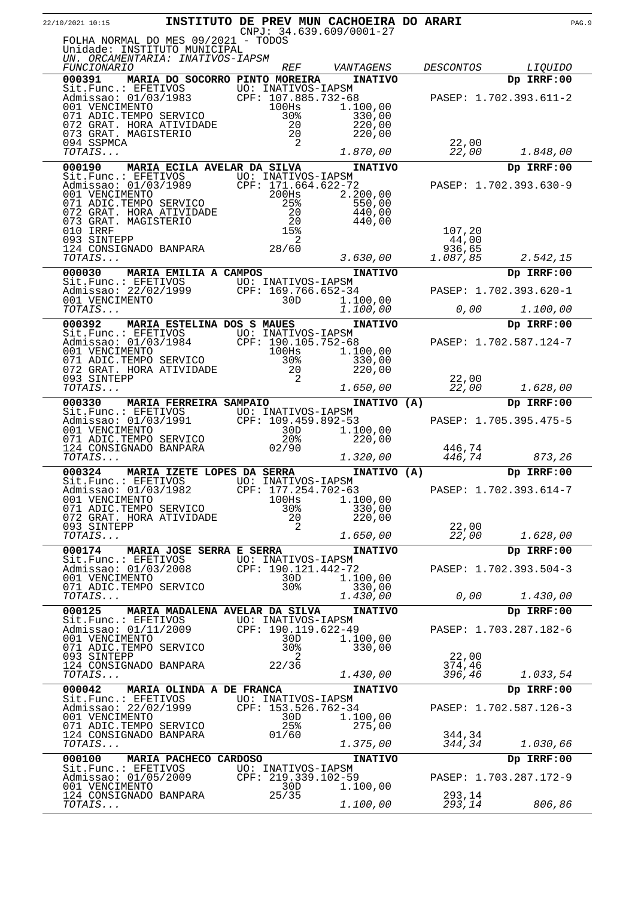**INSTITUTO DE PREV MUN CACHOEIRA DO ARARI**

CNPJ: 34.639.609/0001-27

22/10/2021 10:15

FOLHA NORMAL DO MES 09/2021 - TODOS
Unidade: INSTITUTO MUNICIPAL
*UN. ORCAMENTARIA: INATIVOS-IAPSM*

| *FUNCIONARIO* | *REF* | *VANTAGENS* | *DESCONTOS* | *LIQUIDO* |
|---|---|---|---|---|
| **000391 MARIA DO SOCORRO PINTO MOREIRA** | | **INATIVO** | | **Dp IRRF:00** |
| Sit.Func.: EFETIVOS | UO: INATIVOS-IAPSM | | | |
| Admissao: 01/03/1983 | CPF: 107.885.732-68 | | PASEP: 1.702.393.611-2 | |
| 001 VENCIMENTO | 100Hs | 1.100,00 | | |
| 071 ADIC.TEMPO SERVICO | 30% | 330,00 | | |
| 072 GRAT. HORA ATIVIDADE | 20 | 220,00 | | |
| 073 GRAT. MAGISTERIO | 20 | 220,00 | | |
| 094 SSPMCA | 2 | | 22,00 | |
| *TOTAIS...* | | *1.870,00* | *22,00* | *1.848,00* |
| **000190 MARIA ECILA AVELAR DA SILVA** | | **INATIVO** | | **Dp IRRF:00** |
| Sit.Func.: EFETIVOS | UO: INATIVOS-IAPSM | | | |
| Admissao: 01/03/1989 | CPF: 171.664.622-72 | | PASEP: 1.702.393.630-9 | |
| 001 VENCIMENTO | 200Hs | 2.200,00 | | |
| 071 ADIC.TEMPO SERVICO | 25% | 550,00 | | |
| 072 GRAT. HORA ATIVIDADE | 20 | 440,00 | | |
| 073 GRAT. MAGISTERIO | 20 | 440,00 | | |
| 010 IRRF | 15% | | 107,20 | |
| 093 SINTEPP | 2 | | 44,00 | |
| 124 CONSIGNADO BANPARA | 28/60 | | 936,65 | |
| *TOTAIS...* | | *3.630,00* | *1.087,85* | *2.542,15* |
| **000030 MARIA EMILIA A CAMPOS** | | **INATIVO** | | **Dp IRRF:00** |
| Sit.Func.: EFETIVOS | UO: INATIVOS-IAPSM | | | |
| Admissao: 22/02/1999 | CPF: 169.766.652-34 | | PASEP: 1.702.393.620-1 | |
| 001 VENCIMENTO | 30D | 1.100,00 | | |
| *TOTAIS...* | | *1.100,00* | *0,00* | *1.100,00* |
| **000392 MARIA ESTELINA DOS S MAUES** | | **INATIVO** | | **Dp IRRF:00** |
| Sit.Func.: EFETIVOS | UO: INATIVOS-IAPSM | | | |
| Admissao: 01/03/1984 | CPF: 190.105.752-68 | | PASEP: 1.702.587.124-7 | |
| 001 VENCIMENTO | 100Hs | 1.100,00 | | |
| 071 ADIC.TEMPO SERVICO | 30% | 330,00 | | |
| 072 GRAT. HORA ATIVIDADE | 20 | 220,00 | | |
| 093 SINTEPP | 2 | | 22,00 | |
| *TOTAIS...* | | *1.650,00* | *22,00* | *1.628,00* |
| **000330 MARIA FERREIRA SAMPAIO** | | **INATIVO (A)** | | **Dp IRRF:00** |
| Sit.Func.: EFETIVOS | UO: INATIVOS-IAPSM | | | |
| Admissao: 01/03/1991 | CPF: 109.459.892-53 | | PASEP: 1.705.395.475-5 | |
| 001 VENCIMENTO | 30D | 1.100,00 | | |
| 071 ADIC.TEMPO SERVICO | 20% | 220,00 | | |
| 124 CONSIGNADO BANPARA | 02/90 | | 446,74 | |
| *TOTAIS...* | | *1.320,00* | *446,74* | *873,26* |
| **000324 MARIA IZETE LOPES DA SERRA** | | **INATIVO (A)** | | **Dp IRRF:00** |
| Sit.Func.: EFETIVOS | UO: INATIVOS-IAPSM | | | |
| Admissao: 01/03/1982 | CPF: 177.254.702-63 | | PASEP: 1.702.393.614-7 | |
| 001 VENCIMENTO | 100Hs | 1.100,00 | | |
| 071 ADIC.TEMPO SERVICO | 30% | 330,00 | | |
| 072 GRAT. HORA ATIVIDADE | 20 | 220,00 | | |
| 093 SINTEPP | 2 | | 22,00 | |
| *TOTAIS...* | | *1.650,00* | *22,00* | *1.628,00* |
| **000174 MARIA JOSE SERRA E SERRA** | | **INATIVO** | | **Dp IRRF:00** |
| Sit.Func.: EFETIVOS | UO: INATIVOS-IAPSM | | | |
| Admissao: 01/03/2008 | CPF: 190.121.442-72 | | PASEP: 1.702.393.504-3 | |
| 001 VENCIMENTO | 30D | 1.100,00 | | |
| 071 ADIC.TEMPO SERVICO | 30% | 330,00 | | |
| *TOTAIS...* | | *1.430,00* | *0,00* | *1.430,00* |
| **000125 MARIA MADALENA AVELAR DA SILVA** | | **INATIVO** | | **Dp IRRF:00** |
| Sit.Func.: EFETIVOS | UO: INATIVOS-IAPSM | | | |
| Admissao: 01/11/2009 | CPF: 190.119.622-49 | | PASEP: 1.703.287.182-6 | |
| 001 VENCIMENTO | 30D | 1.100,00 | | |
| 071 ADIC.TEMPO SERVICO | 30% | 330,00 | | |
| 093 SINTEPP | 2 | | 22,00 | |
| 124 CONSIGNADO BANPARA | 22/36 | | 374,46 | |
| *TOTAIS...* | | *1.430,00* | *396,46* | *1.033,54* |
| **000042 MARIA OLINDA A DE FRANCA** | | **INATIVO** | | **Dp IRRF:00** |
| Sit.Func.: EFETIVOS | UO: INATIVOS-IAPSM | | | |
| Admissao: 22/02/1999 | CPF: 153.526.762-34 | | PASEP: 1.702.587.126-3 | |
| 001 VENCIMENTO | 30D | 1.100,00 | | |
| 071 ADIC.TEMPO SERVICO | 25% | 275,00 | | |
| 124 CONSIGNADO BANPARA | 01/60 | | 344,34 | |
| *TOTAIS...* | | *1.375,00* | *344,34* | *1.030,66* |
| **000100 MARIA PACHECO CARDOSO** | | **INATIVO** | | **Dp IRRF:00** |
| Sit.Func.: EFETIVOS | UO: INATIVOS-IAPSM | | | |
| Admissao: 01/05/2009 | CPF: 219.339.102-59 | | PASEP: 1.703.287.172-9 | |
| 001 VENCIMENTO | 30D | 1.100,00 | | |
| 124 CONSIGNADO BANPARA | 25/35 | | 293,14 | |
| *TOTAIS...* | | *1.100,00* | *293,14* | *806,86* |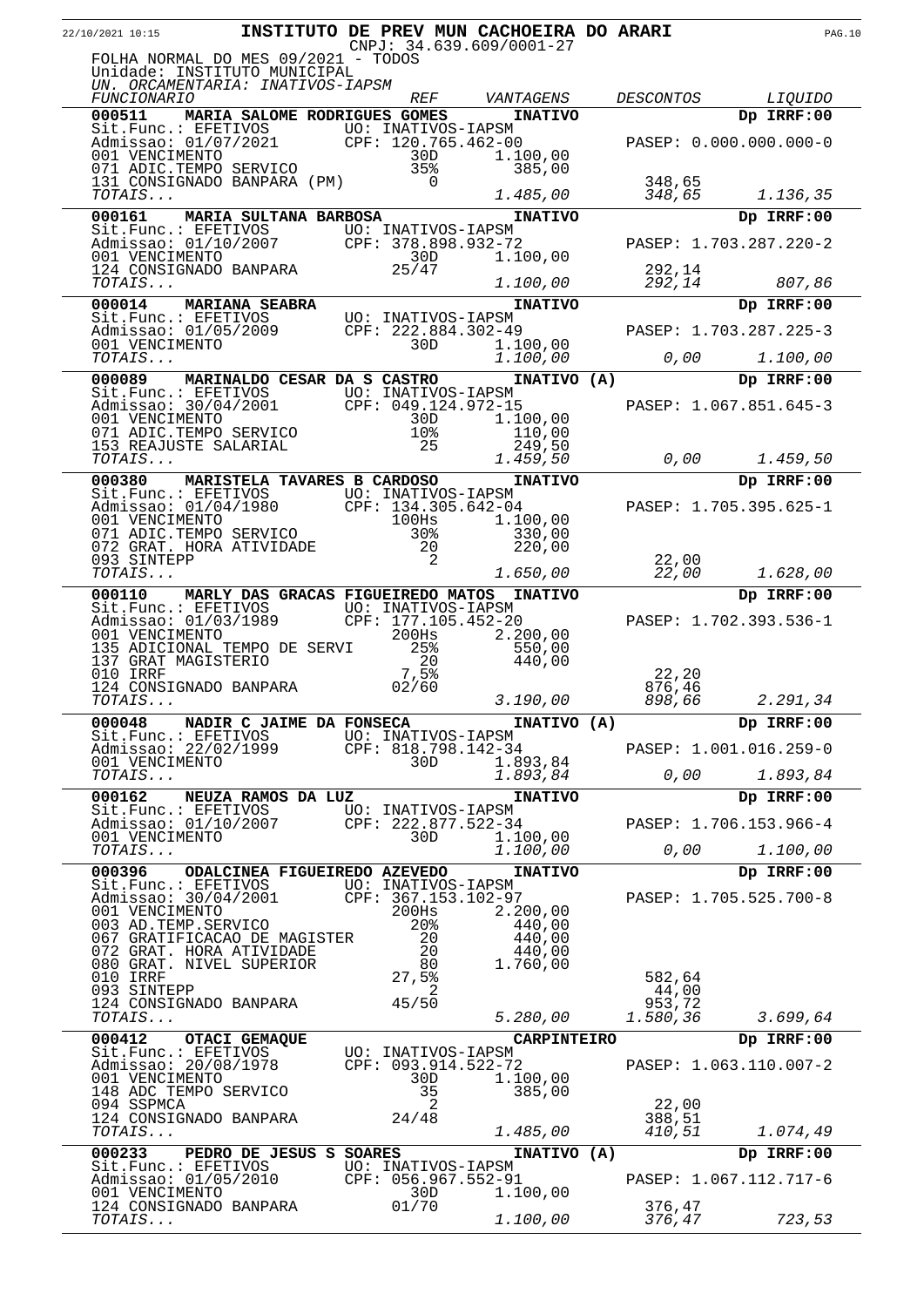**INSTITUTO DE PREV MUN CACHOEIRA DO ARARI**
CNPJ: 34.639.609/0001-27

FOLHA NORMAL DO MES 09/2021 - TODOS
Unidade: INSTITUTO MUNICIPAL
*UN. ORCAMENTARIA: INATIVOS-IAPSM*

| *FUNCIONARIO* | *REF* | *VANTAGENS* | *DESCONTOS* | *LIQUIDO* |
|---|---|---|---|---|
| **000511 MARIA SALOME RODRIGUES GOMES** | | **INATIVO** | | **Dp IRRF:00** |
| Sit.Func.: EFETIVOS | UO: INATIVOS-IAPSM | | | |
| Admissao: 01/07/2021 | CPF: 120.765.462-00 | | PASEP: 0.000.000.000-0 | |
| 001 VENCIMENTO | 30D | 1.100,00 | | |
| 071 ADIC.TEMPO SERVICO | 35% | 385,00 | | |
| 131 CONSIGNADO BANPARA (PM) | 0 | | 348,65 | |
| *TOTAIS...* | | *1.485,00* | *348,65* | *1.136,35* |
| **000161 MARIA SULTANA BARBOSA** | | **INATIVO** | | **Dp IRRF:00** |
| Sit.Func.: EFETIVOS | UO: INATIVOS-IAPSM | | | |
| Admissao: 01/10/2007 | CPF: 378.898.932-72 | | PASEP: 1.703.287.220-2 | |
| 001 VENCIMENTO | 30D | 1.100,00 | | |
| 124 CONSIGNADO BANPARA | 25/47 | | 292,14 | |
| *TOTAIS...* | | *1.100,00* | *292,14* | *807,86* |
| **000014 MARIANA SEABRA** | | **INATIVO** | | **Dp IRRF:00** |
| Sit.Func.: EFETIVOS | UO: INATIVOS-IAPSM | | | |
| Admissao: 01/05/2009 | CPF: 222.884.302-49 | | PASEP: 1.703.287.225-3 | |
| 001 VENCIMENTO | 30D | 1.100,00 | | |
| *TOTAIS...* | | *1.100,00* | *0,00* | *1.100,00* |
| **000089 MARINALDO CESAR DA S CASTRO** | | **INATIVO (A)** | | **Dp IRRF:00** |
| Sit.Func.: EFETIVOS | UO: INATIVOS-IAPSM | | | |
| Admissao: 30/04/2001 | CPF: 049.124.972-15 | | PASEP: 1.067.851.645-3 | |
| 001 VENCIMENTO | 30D | 1.100,00 | | |
| 071 ADIC.TEMPO SERVICO | 10% | 110,00 | | |
| 153 REAJUSTE SALARIAL | 25 | 249,50 | | |
| *TOTAIS...* | | *1.459,50* | *0,00* | *1.459,50* |
| **000380 MARISTELA TAVARES B CARDOSO** | | **INATIVO** | | **Dp IRRF:00** |
| Sit.Func.: EFETIVOS | UO: INATIVOS-IAPSM | | | |
| Admissao: 01/04/1980 | CPF: 134.305.642-04 | | PASEP: 1.705.395.625-1 | |
| 001 VENCIMENTO | 100Hs | 1.100,00 | | |
| 071 ADIC.TEMPO SERVICO | 30% | 330,00 | | |
| 072 GRAT. HORA ATIVIDADE | 20 | 220,00 | | |
| 093 SINTEPP | 2 | | 22,00 | |
| *TOTAIS...* | | *1.650,00* | *22,00* | *1.628,00* |
| **000110 MARLY DAS GRACAS FIGUEIREDO MATOS** | | **INATIVO** | | **Dp IRRF:00** |
| Sit.Func.: EFETIVOS | UO: INATIVOS-IAPSM | | | |
| Admissao: 01/03/1989 | CPF: 177.105.452-20 | | PASEP: 1.702.393.536-1 | |
| 001 VENCIMENTO | 200Hs | 2.200,00 | | |
| 135 ADICIONAL TEMPO DE SERVI | 25% | 550,00 | | |
| 137 GRAT MAGISTERIO | 20 | 440,00 | | |
| 010 IRRF | 7,5% | | 22,20 | |
| 124 CONSIGNADO BANPARA | 02/60 | | 876,46 | |
| *TOTAIS...* | | *3.190,00* | *898,66* | *2.291,34* |
| **000048 NADIR C JAIME DA FONSECA** | | **INATIVO (A)** | | **Dp IRRF:00** |
| Sit.Func.: EFETIVOS | UO: INATIVOS-IAPSM | | | |
| Admissao: 22/02/1999 | CPF: 818.798.142-34 | | PASEP: 1.001.016.259-0 | |
| 001 VENCIMENTO | 30D | 1.893,84 | | |
| *TOTAIS...* | | *1.893,84* | *0,00* | *1.893,84* |
| **000162 NEUZA RAMOS DA LUZ** | | **INATIVO** | | **Dp IRRF:00** |
| Sit.Func.: EFETIVOS | UO: INATIVOS-IAPSM | | | |
| Admissao: 01/10/2007 | CPF: 222.877.522-34 | | PASEP: 1.706.153.966-4 | |
| 001 VENCIMENTO | 30D | 1.100,00 | | |
| *TOTAIS...* | | *1.100,00* | *0,00* | *1.100,00* |
| **000396 ODALCINEA FIGUEIREDO AZEVEDO** | | **INATIVO** | | **Dp IRRF:00** |
| Sit.Func.: EFETIVOS | UO: INATIVOS-IAPSM | | | |
| Admissao: 30/04/2001 | CPF: 367.153.102-97 | | PASEP: 1.705.525.700-8 | |
| 001 VENCIMENTO | 200Hs | 2.200,00 | | |
| 003 AD.TEMP.SERVICO | 20% | 440,00 | | |
| 067 GRATIFICACAO DE MAGISTER | 20 | 440,00 | | |
| 072 GRAT. HORA ATIVIDADE | 20 | 440,00 | | |
| 080 GRAT. NIVEL SUPERIOR | 80 | 1.760,00 | | |
| 010 IRRF | 27,5% | | 582,64 | |
| 093 SINTEPP | 2 | | 44,00 | |
| 124 CONSIGNADO BANPARA | 45/50 | | 953,72 | |
| *TOTAIS...* | | *5.280,00* | *1.580,36* | *3.699,64* |
| **000412 OTACI GEMAQUE** | | **CARPINTEIRO** | | **Dp IRRF:00** |
| Sit.Func.: EFETIVOS | UO: INATIVOS-IAPSM | | | |
| Admissao: 20/08/1978 | CPF: 093.914.522-72 | | PASEP: 1.063.110.007-2 | |
| 001 VENCIMENTO | 30D | 1.100,00 | | |
| 148 ADC TEMPO SERVICO | 35 | 385,00 | | |
| 094 SSPMCA | 2 | | 22,00 | |
| 124 CONSIGNADO BANPARA | 24/48 | | 388,51 | |
| *TOTAIS...* | | *1.485,00* | *410,51* | *1.074,49* |
| **000233 PEDRO DE JESUS S SOARES** | | **INATIVO (A)** | | **Dp IRRF:00** |
| Sit.Func.: EFETIVOS | UO: INATIVOS-IAPSM | | | |
| Admissao: 01/05/2010 | CPF: 056.967.552-91 | | PASEP: 1.067.112.717-6 | |
| 001 VENCIMENTO | 30D | 1.100,00 | | |
| 124 CONSIGNADO BANPARA | 01/70 | | 376,47 | |
| *TOTAIS...* | | *1.100,00* | *376,47* | *723,53* |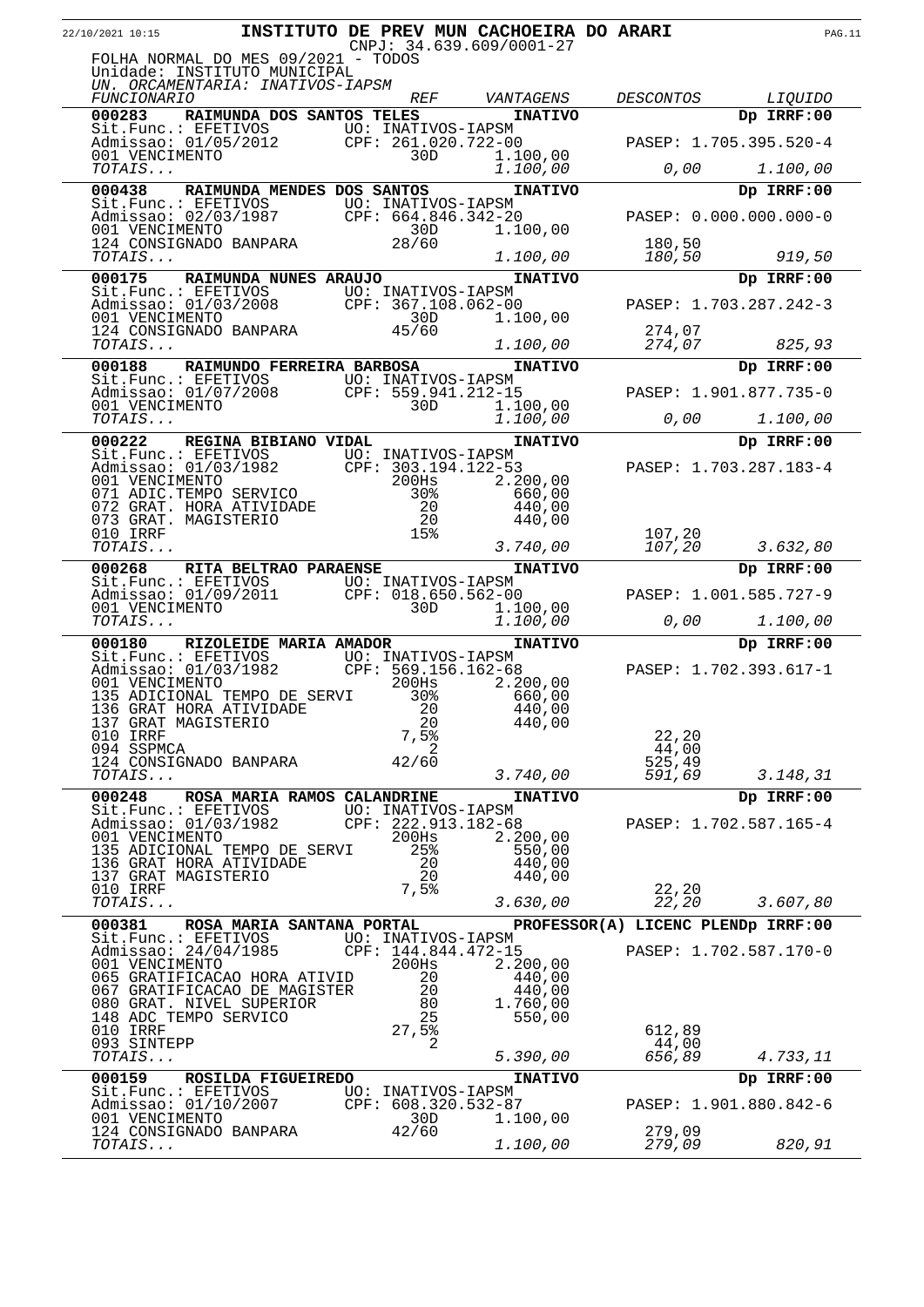**INSTITUTO DE PREV MUN CACHOEIRA DO ARARI**
CNPJ: 34.639.609/0001-27

FOLHA NORMAL DO MES 09/2021 - TODOS
Unidade: INSTITUTO MUNICIPAL
*UN. ORCAMENTARIA: INATIVOS-IAPSM*

| *FUNCIONARIO* | *REF* | *VANTAGENS* | *DESCONTOS* | *LIQUIDO* |
|---|---|---|---|---|
| **000283 RAIMUNDA DOS SANTOS TELES** | | **INATIVO** | | **Dp IRRF:00** |
| Sit.Func.: EFETIVOS | UO: INATIVOS-IAPSM | | | |
| Admissao: 01/05/2012 | CPF: 261.020.722-00 | | PASEP: 1.705.395.520-4 | |
| 001 VENCIMENTO | 30D | 1.100,00 | | |
| *TOTAIS...* | | *1.100,00* | *0,00* | *1.100,00* |
| **000438 RAIMUNDA MENDES DOS SANTOS** | | **INATIVO** | | **Dp IRRF:00** |
| Sit.Func.: EFETIVOS | UO: INATIVOS-IAPSM | | | |
| Admissao: 02/03/1987 | CPF: 664.846.342-20 | | PASEP: 0.000.000.000-0 | |
| 001 VENCIMENTO | 30D | 1.100,00 | | |
| 124 CONSIGNADO BANPARA | 28/60 | | 180,50 | |
| *TOTAIS...* | | *1.100,00* | *180,50* | *919,50* |
| **000175 RAIMUNDA NUNES ARAUJO** | | **INATIVO** | | **Dp IRRF:00** |
| Sit.Func.: EFETIVOS | UO: INATIVOS-IAPSM | | | |
| Admissao: 01/03/2008 | CPF: 367.108.062-00 | | PASEP: 1.703.287.242-3 | |
| 001 VENCIMENTO | 30D | 1.100,00 | | |
| 124 CONSIGNADO BANPARA | 45/60 | | 274,07 | |
| *TOTAIS...* | | *1.100,00* | *274,07* | *825,93* |
| **000188 RAIMUNDO FERREIRA BARBOSA** | | **INATIVO** | | **Dp IRRF:00** |
| Sit.Func.: EFETIVOS | UO: INATIVOS-IAPSM | | | |
| Admissao: 01/07/2008 | CPF: 559.941.212-15 | | PASEP: 1.901.877.735-0 | |
| 001 VENCIMENTO | 30D | 1.100,00 | | |
| *TOTAIS...* | | *1.100,00* | *0,00* | *1.100,00* |
| **000222 REGINA BIBIANO VIDAL** | | **INATIVO** | | **Dp IRRF:00** |
| Sit.Func.: EFETIVOS | UO: INATIVOS-IAPSM | | | |
| Admissao: 01/03/1982 | CPF: 303.194.122-53 | | PASEP: 1.703.287.183-4 | |
| 001 VENCIMENTO | 200Hs | 2.200,00 | | |
| 071 ADIC.TEMPO SERVICO | 30% | 660,00 | | |
| 072 GRAT. HORA ATIVIDADE | 20 | 440,00 | | |
| 073 GRAT. MAGISTERIO | 20 | 440,00 | | |
| 010 IRRF | 15% | | 107,20 | |
| *TOTAIS...* | | *3.740,00* | *107,20* | *3.632,80* |
| **000268 RITA BELTRAO PARAENSE** | | **INATIVO** | | **Dp IRRF:00** |
| Sit.Func.: EFETIVOS | UO: INATIVOS-IAPSM | | | |
| Admissao: 01/09/2011 | CPF: 018.650.562-00 | | PASEP: 1.001.585.727-9 | |
| 001 VENCIMENTO | 30D | 1.100,00 | | |
| *TOTAIS...* | | *1.100,00* | *0,00* | *1.100,00* |
| **000180 RIZOLEIDE MARIA AMADOR** | | **INATIVO** | | **Dp IRRF:00** |
| Sit.Func.: EFETIVOS | UO: INATIVOS-IAPSM | | | |
| Admissao: 01/03/1982 | CPF: 569.156.162-68 | | PASEP: 1.702.393.617-1 | |
| 001 VENCIMENTO | 200Hs | 2.200,00 | | |
| 135 ADICIONAL TEMPO DE SERVI | 30% | 660,00 | | |
| 136 GRAT HORA ATIVIDADE | 20 | 440,00 | | |
| 137 GRAT MAGISTERIO | 20 | 440,00 | | |
| 010 IRRF | 7,5% | | 22,20 | |
| 094 SSPMCA | 2 | | 44,00 | |
| 124 CONSIGNADO BANPARA | 42/60 | | 525,49 | |
| *TOTAIS...* | | *3.740,00* | *591,69* | *3.148,31* |
| **000248 ROSA MARIA RAMOS CALANDRINE** | | **INATIVO** | | **Dp IRRF:00** |
| Sit.Func.: EFETIVOS | UO: INATIVOS-IAPSM | | | |
| Admissao: 01/03/1982 | CPF: 222.913.182-68 | | PASEP: 1.702.587.165-4 | |
| 001 VENCIMENTO | 200Hs | 2.200,00 | | |
| 135 ADICIONAL TEMPO DE SERVI | 25% | 550,00 | | |
| 136 GRAT HORA ATIVIDADE | 20 | 440,00 | | |
| 137 GRAT MAGISTERIO | 20 | 440,00 | | |
| 010 IRRF | 7,5% | | 22,20 | |
| *TOTAIS...* | | *3.630,00* | *22,20* | *3.607,80* |
| **000381 ROSA MARIA SANTANA PORTAL** | | **PROFESSOR(A) LICENC PLEN** | | **Dp IRRF:00** |
| Sit.Func.: EFETIVOS | UO: INATIVOS-IAPSM | | | |
| Admissao: 24/04/1985 | CPF: 144.844.472-15 | | PASEP: 1.702.587.170-0 | |
| 001 VENCIMENTO | 200Hs | 2.200,00 | | |
| 065 GRATIFICACAO HORA ATIVID | 20 | 440,00 | | |
| 067 GRATIFICACAO DE MAGISTER | 20 | 440,00 | | |
| 080 GRAT. NIVEL SUPERIOR | 80 | 1.760,00 | | |
| 148 ADC TEMPO SERVICO | 25 | 550,00 | | |
| 010 IRRF | 27,5% | | 612,89 | |
| 093 SINTEPP | 2 | | 44,00 | |
| *TOTAIS...* | | *5.390,00* | *656,89* | *4.733,11* |
| **000159 ROSILDA FIGUEIREDO** | | **INATIVO** | | **Dp IRRF:00** |
| Sit.Func.: EFETIVOS | UO: INATIVOS-IAPSM | | | |
| Admissao: 01/10/2007 | CPF: 608.320.532-87 | | PASEP: 1.901.880.842-6 | |
| 001 VENCIMENTO | 30D | 1.100,00 | | |
| 124 CONSIGNADO BANPARA | 42/60 | | 279,09 | |
| *TOTAIS...* | | *1.100,00* | *279,09* | *820,91* |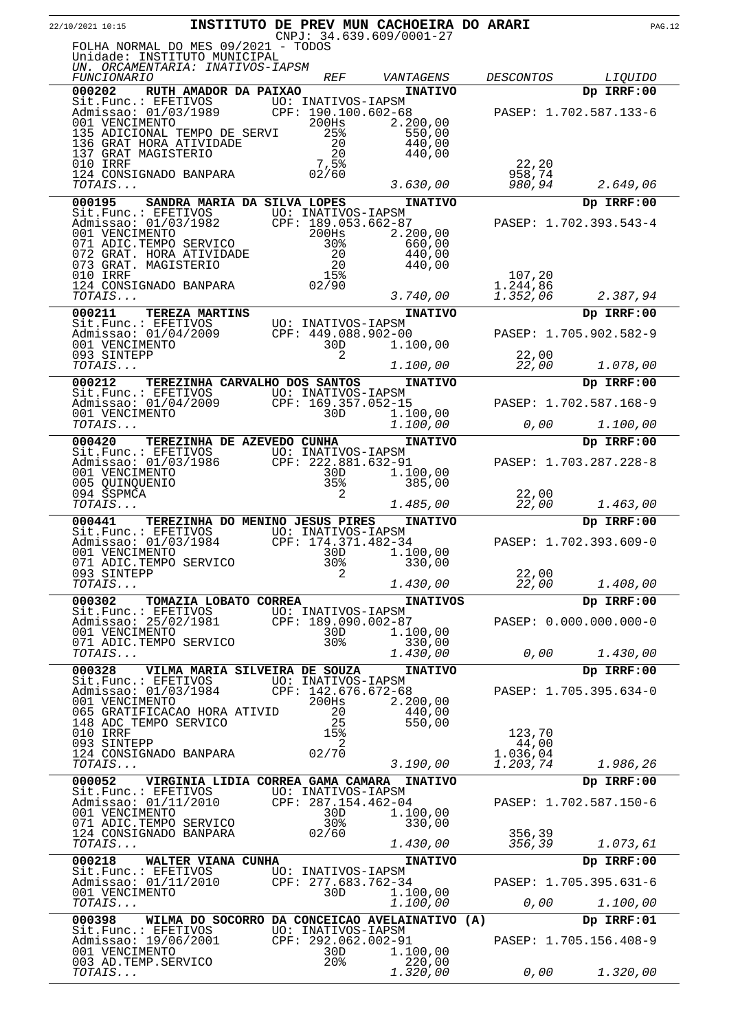**INSTITUTO DE PREV MUN CACHOEIRA DO ARARI**

CNPJ: 34.639.609/0001-27

FOLHA NORMAL DO MES 09/2021 - TODOS

Unidade: INSTITUTO MUNICIPAL

*UN. ORCAMENTARIA: INATIVOS-IAPSM*

| *FUNCIONARIO* | *REF* | *VANTAGENS* | *DESCONTOS* | *LIQUIDO* |
|---|---|---|---|---|
| **000202 RUTH AMADOR DA PAIXAO** | | **INATIVO** | | **Dp IRRF:00** |
| Sit.Func.: EFETIVOS | UO: INATIVOS-IAPSM | | | |
| Admissao: 01/03/1989 | CPF: 190.100.602-68 | | PASEP: 1.702.587.133-6 | |
| 001 VENCIMENTO | 200Hs | 2.200,00 | | |
| 135 ADICIONAL TEMPO DE SERVI | 25% | 550,00 | | |
| 136 GRAT HORA ATIVIDADE | 20 | 440,00 | | |
| 137 GRAT MAGISTERIO | 20 | 440,00 | | |
| 010 IRRF | 7,5% | | 22,20 | |
| 124 CONSIGNADO BANPARA | 02/60 | | 958,74 | |
| *TOTAIS...* | | *3.630,00* | *980,94* | *2.649,06* |
| **000195 SANDRA MARIA DA SILVA LOPES** | | **INATIVO** | | **Dp IRRF:00** |
| Sit.Func.: EFETIVOS | UO: INATIVOS-IAPSM | | | |
| Admissao: 01/03/1982 | CPF: 189.053.662-87 | | PASEP: 1.702.393.543-4 | |
| 001 VENCIMENTO | 200Hs | 2.200,00 | | |
| 071 ADIC.TEMPO SERVICO | 30% | 660,00 | | |
| 072 GRAT. HORA ATIVIDADE | 20 | 440,00 | | |
| 073 GRAT. MAGISTERIO | 20 | 440,00 | | |
| 010 IRRF | 15% | | 107,20 | |
| 124 CONSIGNADO BANPARA | 02/90 | | 1.244,86 | |
| *TOTAIS...* | | *3.740,00* | *1.352,06* | *2.387,94* |
| **000211 TEREZA MARTINS** | | **INATIVO** | | **Dp IRRF:00** |
| Sit.Func.: EFETIVOS | UO: INATIVOS-IAPSM | | | |
| Admissao: 01/04/2009 | CPF: 449.088.902-00 | | PASEP: 1.705.902.582-9 | |
| 001 VENCIMENTO | 30D | 1.100,00 | | |
| 093 SINTEPP | 2 | | 22,00 | |
| *TOTAIS...* | | *1.100,00* | *22,00* | *1.078,00* |
| **000212 TEREZINHA CARVALHO DOS SANTOS** | | **INATIVO** | | **Dp IRRF:00** |
| Sit.Func.: EFETIVOS | UO: INATIVOS-IAPSM | | | |
| Admissao: 01/04/2009 | CPF: 169.357.052-15 | | PASEP: 1.702.587.168-9 | |
| 001 VENCIMENTO | 30D | 1.100,00 | | |
| *TOTAIS...* | | *1.100,00* | *0,00* | *1.100,00* |
| **000420 TEREZINHA DE AZEVEDO CUNHA** | | **INATIVO** | | **Dp IRRF:00** |
| Sit.Func.: EFETIVOS | UO: INATIVOS-IAPSM | | | |
| Admissao: 01/03/1986 | CPF: 222.881.632-91 | | PASEP: 1.703.287.228-8 | |
| 001 VENCIMENTO | 30D | 1.100,00 | | |
| 005 QUINQUENIO | 35% | 385,00 | | |
| 094 SSPMCA | 2 | | 22,00 | |
| *TOTAIS...* | | *1.485,00* | *22,00* | *1.463,00* |
| **000441 TEREZINHA DO MENINO JESUS PIRES** | | **INATIVO** | | **Dp IRRF:00** |
| Sit.Func.: EFETIVOS | UO: INATIVOS-IAPSM | | | |
| Admissao: 01/03/1984 | CPF: 174.371.482-34 | | PASEP: 1.702.393.609-0 | |
| 001 VENCIMENTO | 30D | 1.100,00 | | |
| 071 ADIC.TEMPO SERVICO | 30% | 330,00 | | |
| 093 SINTEPP | 2 | | 22,00 | |
| *TOTAIS...* | | *1.430,00* | *22,00* | *1.408,00* |
| **000302 TOMAZIA LOBATO CORREA** | | **INATIVOS** | | **Dp IRRF:00** |
| Sit.Func.: EFETIVOS | UO: INATIVOS-IAPSM | | | |
| Admissao: 25/02/1981 | CPF: 189.090.002-87 | | PASEP: 0.000.000.000-0 | |
| 001 VENCIMENTO | 30D | 1.100,00 | | |
| 071 ADIC.TEMPO SERVICO | 30% | 330,00 | | |
| *TOTAIS...* | | *1.430,00* | *0,00* | *1.430,00* |
| **000328 VILMA MARIA SILVEIRA DE SOUZA** | | **INATIVO** | | **Dp IRRF:00** |
| Sit.Func.: EFETIVOS | UO: INATIVOS-IAPSM | | | |
| Admissao: 01/03/1984 | CPF: 142.676.672-68 | | PASEP: 1.705.395.634-0 | |
| 001 VENCIMENTO | 200Hs | 2.200,00 | | |
| 065 GRATIFICACAO HORA ATIVID | 20 | 440,00 | | |
| 148 ADC TEMPO SERVICO | 25 | 550,00 | | |
| 010 IRRF | 15% | | 123,70 | |
| 093 SINTEPP | 2 | | 44,00 | |
| 124 CONSIGNADO BANPARA | 02/70 | | 1.036,04 | |
| *TOTAIS...* | | *3.190,00* | *1.203,74* | *1.986,26* |
| **000052 VIRGINIA LIDIA CORREA GAMA CAMARA** | | **INATIVO** | | **Dp IRRF:00** |
| Sit.Func.: EFETIVOS | UO: INATIVOS-IAPSM | | | |
| Admissao: 01/11/2010 | CPF: 287.154.462-04 | | PASEP: 1.702.587.150-6 | |
| 001 VENCIMENTO | 30D | 1.100,00 | | |
| 071 ADIC.TEMPO SERVICO | 30% | 330,00 | | |
| 124 CONSIGNADO BANPARA | 02/60 | | 356,39 | |
| *TOTAIS...* | | *1.430,00* | *356,39* | *1.073,61* |
| **000218 WALTER VIANA CUNHA** | | **INATIVO** | | **Dp IRRF:00** |
| Sit.Func.: EFETIVOS | UO: INATIVOS-IAPSM | | | |
| Admissao: 01/11/2010 | CPF: 277.683.762-34 | | PASEP: 1.705.395.631-6 | |
| 001 VENCIMENTO | 30D | 1.100,00 | | |
| *TOTAIS...* | | *1.100,00* | *0,00* | *1.100,00* |
| **000398 WILMA DO SOCORRO DA CONCEICAO AVELA** | | **INATIVO (A)** | | **Dp IRRF:01** |
| Sit.Func.: EFETIVOS | UO: INATIVOS-IAPSM | | | |
| Admissao: 19/06/2001 | CPF: 292.062.002-91 | | PASEP: 1.705.156.408-9 | |
| 001 VENCIMENTO | 30D | 1.100,00 | | |
| 003 AD.TEMP.SERVICO | 20% | 220,00 | | |
| *TOTAIS...* | | *1.320,00* | *0,00* | *1.320,00* |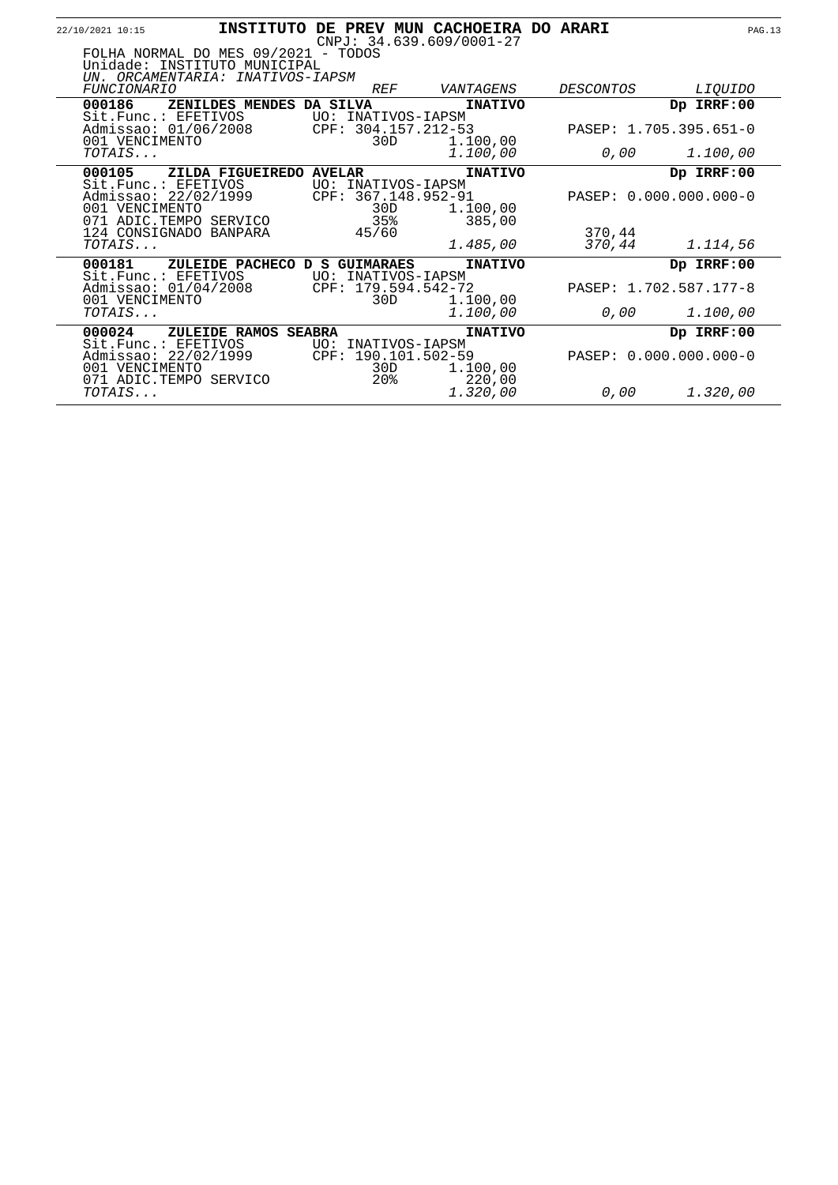# INSTITUTO DE PREV MUN CACHOEIRA DO ARARI

CNPJ: 34.639.609/0001-27

FOLHA NORMAL DO MES 09/2021 - TODOS
Unidade: INSTITUTO MUNICIPAL
*UN. ORCAMENTARIA: INATIVOS-IAPSM*

| *FUNCIONARIO* | *REF* | *VANTAGENS* | *DESCONTOS* | *LIQUIDO* |
|---|---|---|---|---|
| **000186 ZENILDES MENDES DA SILVA** | | **INATIVO** | | **Dp IRRF:00** |
| Sit.Func.: EFETIVOS | UO: INATIVOS-IAPSM | | | |
| Admissao: 01/06/2008 | CPF: 304.157.212-53 | | PASEP: 1.705.395.651-0 | |
| 001 VENCIMENTO | 30D | 1.100,00 | | |
| *TOTAIS...* | | *1.100,00* | *0,00* | *1.100,00* |
| **000105 ZILDA FIGUEIREDO AVELAR** | | **INATIVO** | | **Dp IRRF:00** |
| Sit.Func.: EFETIVOS | UO: INATIVOS-IAPSM | | | |
| Admissao: 22/02/1999 | CPF: 367.148.952-91 | | PASEP: 0.000.000.000-0 | |
| 001 VENCIMENTO | 30D | 1.100,00 | | |
| 071 ADIC.TEMPO SERVICO | 35% | 385,00 | | |
| 124 CONSIGNADO BANPARA | 45/60 | | 370,44 | |
| *TOTAIS...* | | *1.485,00* | *370,44* | *1.114,56* |
| **000181 ZULEIDE PACHECO D S GUIMARAES** | | **INATIVO** | | **Dp IRRF:00** |
| Sit.Func.: EFETIVOS | UO: INATIVOS-IAPSM | | | |
| Admissao: 01/04/2008 | CPF: 179.594.542-72 | | PASEP: 1.702.587.177-8 | |
| 001 VENCIMENTO | 30D | 1.100,00 | | |
| *TOTAIS...* | | *1.100,00* | *0,00* | *1.100,00* |
| **000024 ZULEIDE RAMOS SEABRA** | | **INATIVO** | | **Dp IRRF:00** |
| Sit.Func.: EFETIVOS | UO: INATIVOS-IAPSM | | | |
| Admissao: 22/02/1999 | CPF: 190.101.502-59 | | PASEP: 0.000.000.000-0 | |
| 001 VENCIMENTO | 30D | 1.100,00 | | |
| 071 ADIC.TEMPO SERVICO | 20% | 220,00 | | |
| *TOTAIS...* | | *1.320,00* | *0,00* | *1.320,00* |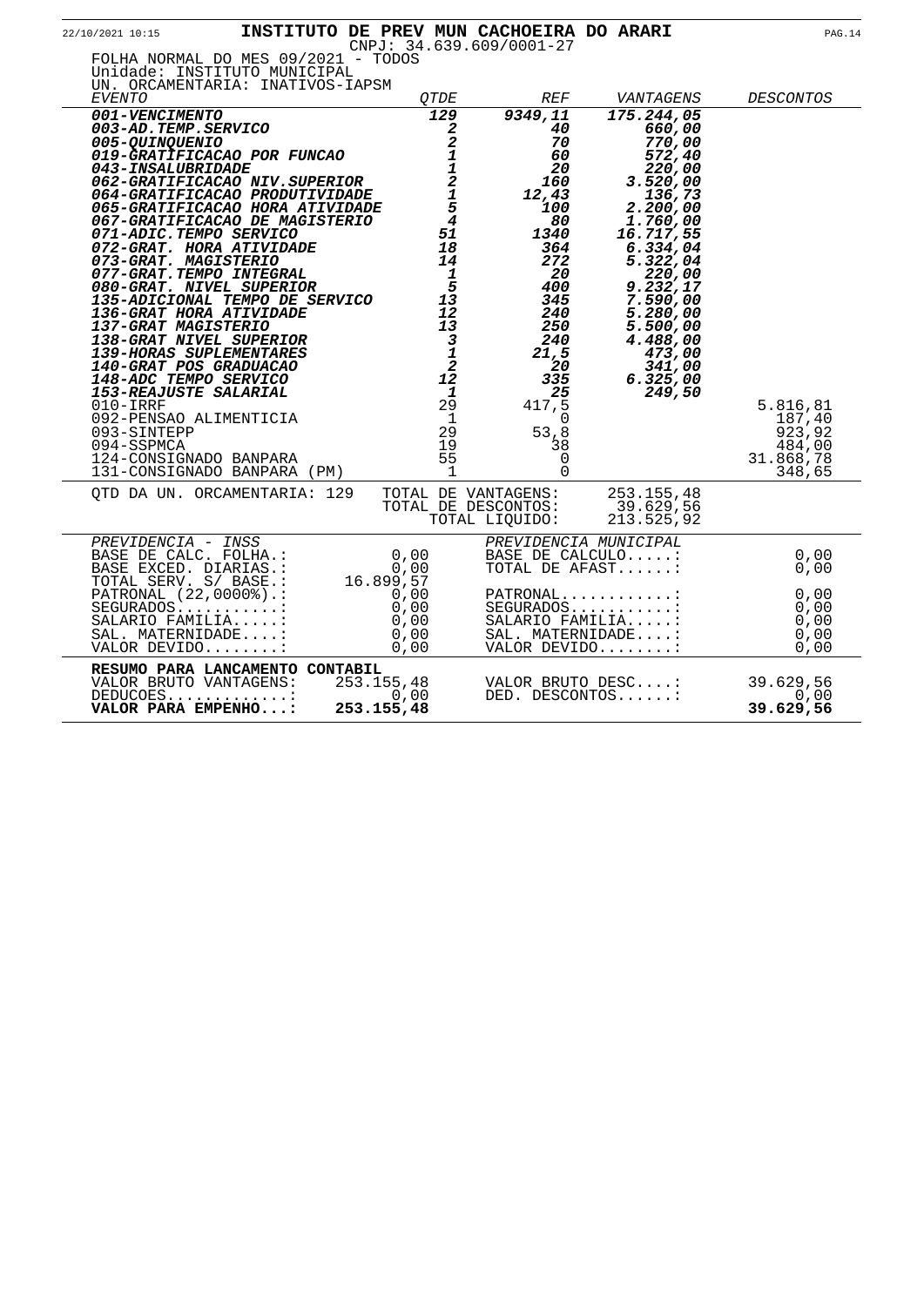**INSTITUTO DE PREV MUN CACHOEIRA DO ARARI**

CNPJ: 34.639.609/0001-27

FOLHA NORMAL DO MES 09/2021 - TODOS
Unidade: INSTITUTO MUNICIPAL
UN. ORCAMENTARIA: INATIVOS-IAPSM

| *EVENTO* | *QTDE* | *REF* | *VANTAGENS* | *DESCONTOS* |
|---|---|---|---|---|
| ***001-VENCIMENTO*** | ***129*** | ***9349,11*** | ***175.244,05*** | |
| ***003-AD.TEMP.SERVICO*** | ***2*** | ***40*** | ***660,00*** | |
| ***005-QUINQUENIO*** | ***2*** | ***70*** | ***770,00*** | |
| ***019-GRATIFICACAO POR FUNCAO*** | ***1*** | ***60*** | ***572,40*** | |
| ***043-INSALUBRIDADE*** | ***1*** | ***20*** | ***220,00*** | |
| ***062-GRATIFICACAO NIV.SUPERIOR*** | ***2*** | ***160*** | ***3.520,00*** | |
| ***064-GRATIFICACAO PRODUTIVIDADE*** | ***1*** | ***12,43*** | ***136,73*** | |
| ***065-GRATIFICACAO HORA ATIVIDADE*** | ***5*** | ***100*** | ***2.200,00*** | |
| ***067-GRATIFICACAO DE MAGISTERIO*** | ***4*** | ***80*** | ***1.760,00*** | |
| ***071-ADIC.TEMPO SERVICO*** | ***51*** | ***1340*** | ***16.717,55*** | |
| ***072-GRAT. HORA ATIVIDADE*** | ***18*** | ***364*** | ***6.334,04*** | |
| ***073-GRAT. MAGISTERIO*** | ***14*** | ***272*** | ***5.322,04*** | |
| ***077-GRAT.TEMPO INTEGRAL*** | ***1*** | ***20*** | ***220,00*** | |
| ***080-GRAT. NIVEL SUPERIOR*** | ***5*** | ***400*** | ***9.232,17*** | |
| ***135-ADICIONAL TEMPO DE SERVICO*** | ***13*** | ***345*** | ***7.590,00*** | |
| ***136-GRAT HORA ATIVIDADE*** | ***12*** | ***240*** | ***5.280,00*** | |
| ***137-GRAT MAGISTERIO*** | ***13*** | ***250*** | ***5.500,00*** | |
| ***138-GRAT NIVEL SUPERIOR*** | ***3*** | ***240*** | ***4.488,00*** | |
| ***139-HORAS SUPLEMENTARES*** | ***1*** | ***21,5*** | ***473,00*** | |
| ***140-GRAT POS GRADUACAO*** | ***2*** | ***20*** | ***341,00*** | |
| ***148-ADC TEMPO SERVICO*** | ***12*** | ***335*** | ***6.325,00*** | |
| ***153-REAJUSTE SALARIAL*** | ***1*** | ***25*** | ***249,50*** | |
| 010-IRRF | 29 | 417,5 | | 5.816,81 |
| 092-PENSAO ALIMENTICIA | 1 | 0 | | 187,40 |
| 093-SINTEPP | 29 | 53,8 | | 923,92 |
| 094-SSPMCA | 19 | 38 | | 484,00 |
| 124-CONSIGNADO BANPARA | 55 | 0 | | 31.868,78 |
| 131-CONSIGNADO BANPARA (PM) | 1 | 0 | | 348,65 |

QTD DA UN. ORCAMENTARIA: 129

| | |
|---|---|
| TOTAL DE VANTAGENS: | 253.155,48 |
| TOTAL DE DESCONTOS: | 39.629,56 |
| TOTAL LIQUIDO: | 213.525,92 |

| *PREVIDENCIA - INSS* | | *PREVIDENCIA MUNICIPAL* | |
|---|---|---|---|
| BASE DE CALC. FOLHA.: | 0,00 | BASE DE CALCULO.....: | 0,00 |
| BASE EXCED. DIARIAS.: | 0,00 | TOTAL DE AFAST......: | 0,00 |
| TOTAL SERV. S/ BASE.: | 16.899,57 | | |
| PATRONAL (22,0000%).: | 0,00 | PATRONAL............: | 0,00 |
| SEGURADOS...........: | 0,00 | SEGURADOS...........: | 0,00 |
| SALARIO FAMILIA.....: | 0,00 | SALARIO FAMILIA.....: | 0,00 |
| SAL. MATERNIDADE....: | 0,00 | SAL. MATERNIDADE....: | 0,00 |
| VALOR DEVIDO........: | 0,00 | VALOR DEVIDO........: | 0,00 |

**RESUMO PARA LANCAMENTO CONTABIL**

| | | | |
|---|---|---|---|
| VALOR BRUTO VANTAGENS: | 253.155,48 | VALOR BRUTO DESC....: | 39.629,56 |
| DEDUCOES.............: | 0,00 | DED. DESCONTOS......: | 0,00 |
| **VALOR PARA EMPENHO...:** | **253.155,48** | | **39.629,56** |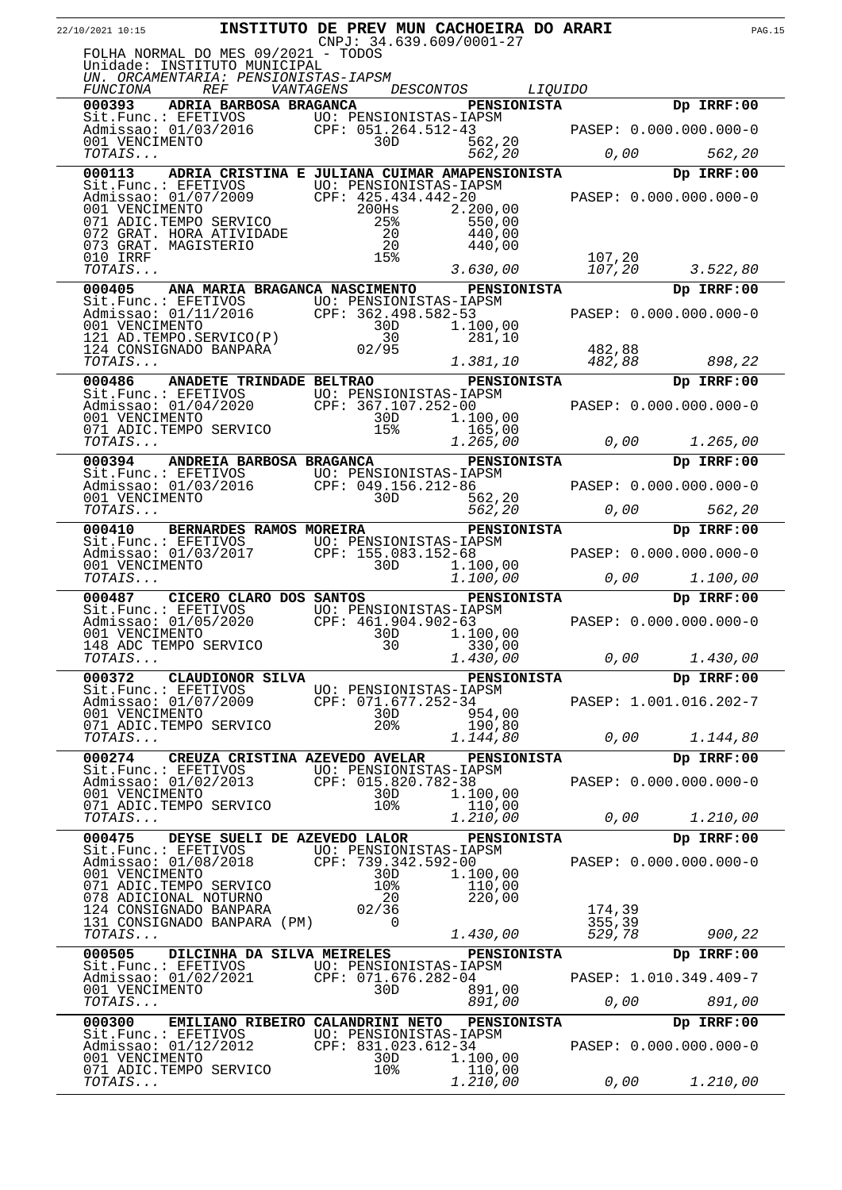22/10/2021 10:15

# INSTITUTO DE PREV MUN CACHOEIRA DO ARARI

CNPJ: 34.639.609/0001-27

FOLHA NORMAL DO MES 09/2021 - TODOS
Unidade: INSTITUTO MUNICIPAL
*UN. ORCAMENTARIA: PENSIONISTAS-IAPSM*

| *FUNCIONA* | *REF* | *VANTAGENS* | *DESCONTOS* | *LIQUIDO* |
|---|---|---|---|---|
| **000393 ADRIA BARBOSA BRAGANCA** | | **PENSIONISTA** | | **Dp IRRF:00** |
| Sit.Func.: EFETIVOS | UO: PENSIONISTAS-IAPSM | | | |
| Admissao: 01/03/2016 | CPF: 051.264.512-43 | | | PASEP: 0.000.000.000-0 |
| 001 VENCIMENTO | 30D | 562,20 | | |
| *TOTAIS...* | | *562,20* | *0,00* | *562,20* |
| **000113 ADRIA CRISTINA E JULIANA CUIMAR AMA** | | **PENSIONISTA** | | **Dp IRRF:00** |
| Sit.Func.: EFETIVOS | UO: PENSIONISTAS-IAPSM | | | |
| Admissao: 01/07/2009 | CPF: 425.434.442-20 | | | PASEP: 0.000.000.000-0 |
| 001 VENCIMENTO | 200Hs | 2.200,00 | | |
| 071 ADIC.TEMPO SERVICO | 25% | 550,00 | | |
| 072 GRAT. HORA ATIVIDADE | 20 | 440,00 | | |
| 073 GRAT. MAGISTERIO | 20 | 440,00 | | |
| 010 IRRF | 15% | | 107,20 | |
| *TOTAIS...* | | *3.630,00* | *107,20* | *3.522,80* |
| **000405 ANA MARIA BRAGANCA NASCIMENTO** | | **PENSIONISTA** | | **Dp IRRF:00** |
| Sit.Func.: EFETIVOS | UO: PENSIONISTAS-IAPSM | | | |
| Admissao: 01/11/2016 | CPF: 362.498.582-53 | | | PASEP: 0.000.000.000-0 |
| 001 VENCIMENTO | 30D | 1.100,00 | | |
| 121 AD.TEMPO.SERVICO(P) | 30 | 281,10 | | |
| 124 CONSIGNADO BANPARA | 02/95 | | 482,88 | |
| *TOTAIS...* | | *1.381,10* | *482,88* | *898,22* |
| **000486 ANADETE TRINDADE BELTRAO** | | **PENSIONISTA** | | **Dp IRRF:00** |
| Sit.Func.: EFETIVOS | UO: PENSIONISTAS-IAPSM | | | |
| Admissao: 01/04/2020 | CPF: 367.107.252-00 | | | PASEP: 0.000.000.000-0 |
| 001 VENCIMENTO | 30D | 1.100,00 | | |
| 071 ADIC.TEMPO SERVICO | 15% | 165,00 | | |
| *TOTAIS...* | | *1.265,00* | *0,00* | *1.265,00* |
| **000394 ANDREIA BARBOSA BRAGANCA** | | **PENSIONISTA** | | **Dp IRRF:00** |
| Sit.Func.: EFETIVOS | UO: PENSIONISTAS-IAPSM | | | |
| Admissao: 01/03/2016 | CPF: 049.156.212-86 | | | PASEP: 0.000.000.000-0 |
| 001 VENCIMENTO | 30D | 562,20 | | |
| *TOTAIS...* | | *562,20* | *0,00* | *562,20* |
| **000410 BERNARDES RAMOS MOREIRA** | | **PENSIONISTA** | | **Dp IRRF:00** |
| Sit.Func.: EFETIVOS | UO: PENSIONISTAS-IAPSM | | | |
| Admissao: 01/03/2017 | CPF: 155.083.152-68 | | | PASEP: 0.000.000.000-0 |
| 001 VENCIMENTO | 30D | 1.100,00 | | |
| *TOTAIS...* | | *1.100,00* | *0,00* | *1.100,00* |
| **000487 CICERO CLARO DOS SANTOS** | | **PENSIONISTA** | | **Dp IRRF:00** |
| Sit.Func.: EFETIVOS | UO: PENSIONISTAS-IAPSM | | | |
| Admissao: 01/05/2020 | CPF: 461.904.902-63 | | | PASEP: 0.000.000.000-0 |
| 001 VENCIMENTO | 30D | 1.100,00 | | |
| 148 ADC TEMPO SERVICO | 30 | 330,00 | | |
| *TOTAIS...* | | *1.430,00* | *0,00* | *1.430,00* |
| **000372 CLAUDIONOR SILVA** | | **PENSIONISTA** | | **Dp IRRF:00** |
| Sit.Func.: EFETIVOS | UO: PENSIONISTAS-IAPSM | | | |
| Admissao: 01/07/2009 | CPF: 071.677.252-34 | | | PASEP: 1.001.016.202-7 |
| 001 VENCIMENTO | 30D | 954,00 | | |
| 071 ADIC.TEMPO SERVICO | 20% | 190,80 | | |
| *TOTAIS...* | | *1.144,80* | *0,00* | *1.144,80* |
| **000274 CREUZA CRISTINA AZEVEDO AVELAR** | | **PENSIONISTA** | | **Dp IRRF:00** |
| Sit.Func.: EFETIVOS | UO: PENSIONISTAS-IAPSM | | | |
| Admissao: 01/02/2013 | CPF: 015.820.782-38 | | | PASEP: 0.000.000.000-0 |
| 001 VENCIMENTO | 30D | 1.100,00 | | |
| 071 ADIC.TEMPO SERVICO | 10% | 110,00 | | |
| *TOTAIS...* | | *1.210,00* | *0,00* | *1.210,00* |
| **000475 DEYSE SUELI DE AZEVEDO LALOR** | | **PENSIONISTA** | | **Dp IRRF:00** |
| Sit.Func.: EFETIVOS | UO: PENSIONISTAS-IAPSM | | | |
| Admissao: 01/08/2018 | CPF: 739.342.592-00 | | | PASEP: 0.000.000.000-0 |
| 001 VENCIMENTO | 30D | 1.100,00 | | |
| 071 ADIC.TEMPO SERVICO | 10% | 110,00 | | |
| 078 ADICIONAL NOTURNO | 20 | 220,00 | | |
| 124 CONSIGNADO BANPARA | 02/36 | | 174,39 | |
| 131 CONSIGNADO BANPARA (PM) | 0 | | 355,39 | |
| *TOTAIS...* | | *1.430,00* | *529,78* | *900,22* |
| **000505 DILCINHA DA SILVA MEIRELES** | | **PENSIONISTA** | | **Dp IRRF:00** |
| Sit.Func.: EFETIVOS | UO: PENSIONISTAS-IAPSM | | | |
| Admissao: 01/02/2021 | CPF: 071.676.282-04 | | | PASEP: 1.010.349.409-7 |
| 001 VENCIMENTO | 30D | 891,00 | | |
| *TOTAIS...* | | *891,00* | *0,00* | *891,00* |
| **000300 EMILIANO RIBEIRO CALANDRINI NETO** | | **PENSIONISTA** | | **Dp IRRF:00** |
| Sit.Func.: EFETIVOS | UO: PENSIONISTAS-IAPSM | | | |
| Admissao: 01/12/2012 | CPF: 831.023.612-34 | | | PASEP: 0.000.000.000-0 |
| 001 VENCIMENTO | 30D | 1.100,00 | | |
| 071 ADIC.TEMPO SERVICO | 10% | 110,00 | | |
| *TOTAIS...* | | *1.210,00* | *0,00* | *1.210,00* |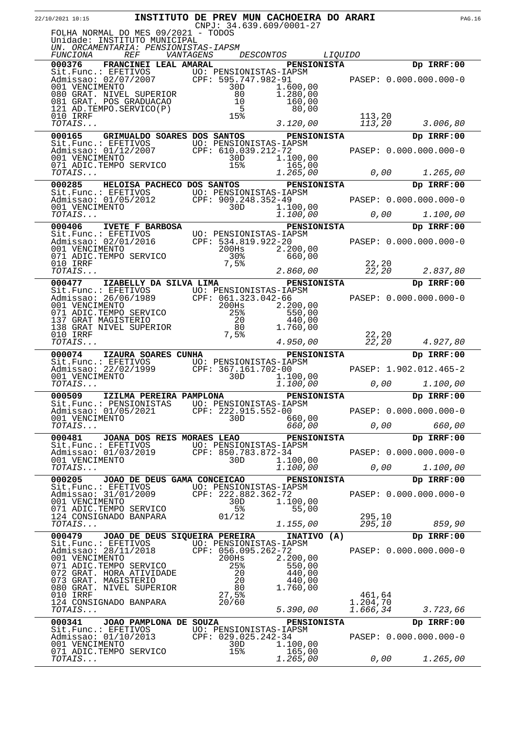**INSTITUTO DE PREV MUN CACHOEIRA DO ARARI**

CNPJ: 34.639.609/0001-27

FOLHA NORMAL DO MES 09/2021 - TODOS
Unidade: INSTITUTO MUNICIPAL
*UN. ORCAMENTARIA: PENSIONISTAS-IAPSM*

| FUNCIONA | REF | VANTAGENS | DESCONTOS | LIQUIDO |
|---|---|---|---|---|
| **000376 FRANCINEI LEAL AMARAL** | | **PENSIONISTA** | | **Dp IRRF:00** |
| Sit.Func.: EFETIVOS | UO: PENSIONISTAS-IAPSM | | | |
| Admissao: 02/07/2007 | CPF: 595.747.982-91 | | PASEP: 0.000.000.000-0 | |
| 001 VENCIMENTO | 30D | 1.600,00 | | |
| 080 GRAT. NIVEL SUPERIOR | 80 | 1.280,00 | | |
| 081 GRAT. POS GRADUACAO | 10 | 160,00 | | |
| 121 AD.TEMPO.SERVICO(P) | 5 | 80,00 | | |
| 010 IRRF | 15% | | 113,20 | |
| *TOTAIS...* | | *3.120,00* | *113,20* | *3.006,80* |
| **000165 GRIMUALDO SOARES DOS SANTOS** | | **PENSIONISTA** | | **Dp IRRF:00** |
| Sit.Func.: EFETIVOS | UO: PENSIONISTAS-IAPSM | | | |
| Admissao: 01/12/2007 | CPF: 610.039.212-72 | | PASEP: 0.000.000.000-0 | |
| 001 VENCIMENTO | 30D | 1.100,00 | | |
| 071 ADIC.TEMPO SERVICO | 15% | 165,00 | | |
| *TOTAIS...* | | *1.265,00* | *0,00* | *1.265,00* |
| **000285 HELOISA PACHECO DOS SANTOS** | | **PENSIONISTA** | | **Dp IRRF:00** |
| Sit.Func.: EFETIVOS | UO: PENSIONISTAS-IAPSM | | | |
| Admissao: 01/05/2012 | CPF: 909.248.352-49 | | PASEP: 0.000.000.000-0 | |
| 001 VENCIMENTO | 30D | 1.100,00 | | |
| *TOTAIS...* | | *1.100,00* | *0,00* | *1.100,00* |
| **000406 IVETE F BARBOSA** | | **PENSIONISTA** | | **Dp IRRF:00** |
| Sit.Func.: EFETIVOS | UO: PENSIONISTAS-IAPSM | | | |
| Admissao: 02/01/2016 | CPF: 534.819.922-20 | | PASEP: 0.000.000.000-0 | |
| 001 VENCIMENTO | 200Hs | 2.200,00 | | |
| 071 ADIC.TEMPO SERVICO | 30% | 660,00 | | |
| 010 IRRF | 7,5% | | 22,20 | |
| *TOTAIS...* | | *2.860,00* | *22,20* | *2.837,80* |
| **000477 IZABELLY DA SILVA LIMA** | | **PENSIONISTA** | | **Dp IRRF:00** |
| Sit.Func.: EFETIVOS | UO: PENSIONISTAS-IAPSM | | | |
| Admissao: 26/06/1989 | CPF: 061.323.042-66 | | PASEP: 0.000.000.000-0 | |
| 001 VENCIMENTO | 200Hs | 2.200,00 | | |
| 071 ADIC.TEMPO SERVICO | 25% | 550,00 | | |
| 137 GRAT MAGISTERIO | 20 | 440,00 | | |
| 138 GRAT NIVEL SUPERIOR | 80 | 1.760,00 | | |
| 010 IRRF | 7,5% | | 22,20 | |
| *TOTAIS...* | | *4.950,00* | *22,20* | *4.927,80* |
| **000074 IZAURA SOARES CUNHA** | | **PENSIONISTA** | | **Dp IRRF:00** |
| Sit.Func.: EFETIVOS | UO: PENSIONISTAS-IAPSM | | | |
| Admissao: 22/02/1999 | CPF: 367.161.702-00 | | PASEP: 1.902.012.465-2 | |
| 001 VENCIMENTO | 30D | 1.100,00 | | |
| *TOTAIS...* | | *1.100,00* | *0,00* | *1.100,00* |
| **000509 IZILMA PEREIRA PAMPLONA** | | **PENSIONISTA** | | **Dp IRRF:00** |
| Sit.Func.: PENSIONISTAS | UO: PENSIONISTAS-IAPSM | | | |
| Admissao: 01/05/2021 | CPF: 222.915.552-00 | | PASEP: 0.000.000.000-0 | |
| 001 VENCIMENTO | 30D | 660,00 | | |
| *TOTAIS...* | | *660,00* | *0,00* | *660,00* |
| **000481 JOANA DOS REIS MORAES LEAO** | | **PENSIONISTA** | | **Dp IRRF:00** |
| Sit.Func.: EFETIVOS | UO: PENSIONISTAS-IAPSM | | | |
| Admissao: 01/03/2019 | CPF: 850.783.872-34 | | PASEP: 0.000.000.000-0 | |
| 001 VENCIMENTO | 30D | 1.100,00 | | |
| *TOTAIS...* | | *1.100,00* | *0,00* | *1.100,00* |
| **000205 JOAO DE DEUS GAMA CONCEICAO** | | **PENSIONISTA** | | **Dp IRRF:00** |
| Sit.Func.: EFETIVOS | UO: PENSIONISTAS-IAPSM | | | |
| Admissao: 31/01/2009 | CPF: 222.882.362-72 | | PASEP: 0.000.000.000-0 | |
| 001 VENCIMENTO | 30D | 1.100,00 | | |
| 071 ADIC.TEMPO SERVICO | 5% | 55,00 | | |
| 124 CONSIGNADO BANPARA | 01/12 | | 295,10 | |
| *TOTAIS...* | | *1.155,00* | *295,10* | *859,90* |
| **000479 JOAO DE DEUS SIQUEIRA PEREIRA** | | **INATIVO (A)** | | **Dp IRRF:00** |
| Sit.Func.: EFETIVOS | UO: PENSIONISTAS-IAPSM | | | |
| Admissao: 28/11/2018 | CPF: 056.095.262-72 | | PASEP: 0.000.000.000-0 | |
| 001 VENCIMENTO | 200Hs | 2.200,00 | | |
| 071 ADIC.TEMPO SERVICO | 25% | 550,00 | | |
| 072 GRAT. HORA ATIVIDADE | 20 | 440,00 | | |
| 073 GRAT. MAGISTERIO | 20 | 440,00 | | |
| 080 GRAT. NIVEL SUPERIOR | 80 | 1.760,00 | | |
| 010 IRRF | 27,5% | | 461,64 | |
| 124 CONSIGNADO BANPARA | 20/60 | | 1.204,70 | |
| *TOTAIS...* | | *5.390,00* | *1.666,34* | *3.723,66* |
| **000341 JOAO PAMPLONA DE SOUZA** | | **PENSIONISTA** | | **Dp IRRF:00** |
| Sit.Func.: EFETIVOS | UO: PENSIONISTAS-IAPSM | | | |
| Admissao: 01/10/2013 | CPF: 029.025.242-34 | | PASEP: 0.000.000.000-0 | |
| 001 VENCIMENTO | 30D | 1.100,00 | | |
| 071 ADIC.TEMPO SERVICO | 15% | 165,00 | | |
| *TOTAIS...* | | *1.265,00* | *0,00* | *1.265,00* |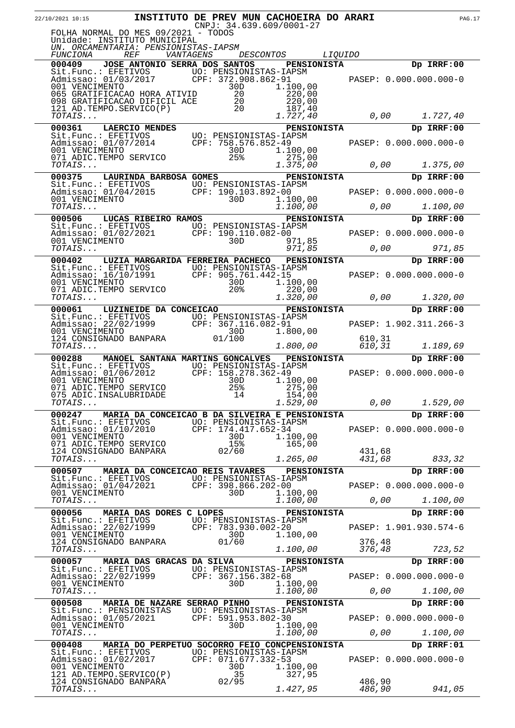# INSTITUTO DE PREV MUN CACHOEIRA DO ARARI

22/10/2021 10:15

CNPJ: 34.639.609/0001-27

FOLHA NORMAL DO MES 09/2021 - TODOS
Unidade: INSTITUTO MUNICIPAL
*UN. ORCAMENTARIA: PENSIONISTAS-IAPSM*

| FUNCIONA | REF | VANTAGENS | DESCONTOS | LIQUIDO |
|---|---|---|---|---|
| **000409 JOSE ANTONIO SERRA DOS SANTOS** | | **PENSIONISTA** | | **Dp IRRF:00** |
| Sit.Func.: EFETIVOS | UO: PENSIONISTAS-IAPSM | | | |
| Admissao: 01/03/2017 | CPF: 372.908.862-91 | | PASEP: 0.000.000.000-0 | |
| 001 VENCIMENTO | 30D | 1.100,00 | | |
| 065 GRATIFICACAO HORA ATIVID | 20 | 220,00 | | |
| 098 GRATIFICACAO DIFICIL ACE | 20 | 220,00 | | |
| 121 AD.TEMPO.SERVICO(P) | 20 | 187,40 | | |
| *TOTAIS...* | | *1.727,40* | *0,00* | *1.727,40* |
| **000361 LAERCIO MENDES** | | **PENSIONISTA** | | **Dp IRRF:00** |
| Sit.Func.: EFETIVOS | UO: PENSIONISTAS-IAPSM | | | |
| Admissao: 01/07/2014 | CPF: 758.576.852-49 | | PASEP: 0.000.000.000-0 | |
| 001 VENCIMENTO | 30D | 1.100,00 | | |
| 071 ADIC.TEMPO SERVICO | 25% | 275,00 | | |
| *TOTAIS...* | | *1.375,00* | *0,00* | *1.375,00* |
| **000375 LAURINDA BARBOSA GOMES** | | **PENSIONISTA** | | **Dp IRRF:00** |
| Sit.Func.: EFETIVOS | UO: PENSIONISTAS-IAPSM | | | |
| Admissao: 01/04/2015 | CPF: 190.103.892-00 | | PASEP: 0.000.000.000-0 | |
| 001 VENCIMENTO | 30D | 1.100,00 | | |
| *TOTAIS...* | | *1.100,00* | *0,00* | *1.100,00* |
| **000506 LUCAS RIBEIRO RAMOS** | | **PENSIONISTA** | | **Dp IRRF:00** |
| Sit.Func.: EFETIVOS | UO: PENSIONISTAS-IAPSM | | | |
| Admissao: 01/02/2021 | CPF: 190.110.082-00 | | PASEP: 0.000.000.000-0 | |
| 001 VENCIMENTO | 30D | 971,85 | | |
| *TOTAIS...* | | *971,85* | *0,00* | *971,85* |
| **000402 LUZIA MARGARIDA FERREIRA PACHECO** | | **PENSIONISTA** | | **Dp IRRF:00** |
| Sit.Func.: EFETIVOS | UO: PENSIONISTAS-IAPSM | | | |
| Admissao: 16/10/1991 | CPF: 905.761.442-15 | | PASEP: 0.000.000.000-0 | |
| 001 VENCIMENTO | 30D | 1.100,00 | | |
| 071 ADIC.TEMPO SERVICO | 20% | 220,00 | | |
| *TOTAIS...* | | *1.320,00* | *0,00* | *1.320,00* |
| **000061 LUZINEIDE DA CONCEICAO** | | **PENSIONISTA** | | **Dp IRRF:00** |
| Sit.Func.: EFETIVOS | UO: PENSIONISTAS-IAPSM | | | |
| Admissao: 22/02/1999 | CPF: 367.116.082-91 | | PASEP: 1.902.311.266-3 | |
| 001 VENCIMENTO | 30D | 1.800,00 | | |
| 124 CONSIGNADO BANPARA | 01/100 | | 610,31 | |
| *TOTAIS...* | | *1.800,00* | *610,31* | *1.189,69* |
| **000288 MANOEL SANTANA MARTINS GONCALVES** | | **PENSIONISTA** | | **Dp IRRF:00** |
| Sit.Func.: EFETIVOS | UO: PENSIONISTAS-IAPSM | | | |
| Admissao: 01/06/2012 | CPF: 158.278.362-49 | | PASEP: 0.000.000.000-0 | |
| 001 VENCIMENTO | 30D | 1.100,00 | | |
| 071 ADIC.TEMPO SERVICO | 25% | 275,00 | | |
| 075 ADIC.INSALUBRIDADE | 14 | 154,00 | | |
| *TOTAIS...* | | *1.529,00* | *0,00* | *1.529,00* |
| **000247 MARIA DA CONCEICAO B DA SILVEIRA E** | | **PENSIONISTA** | | **Dp IRRF:00** |
| Sit.Func.: EFETIVOS | UO: PENSIONISTAS-IAPSM | | | |
| Admissao: 01/10/2010 | CPF: 174.417.652-34 | | PASEP: 0.000.000.000-0 | |
| 001 VENCIMENTO | 30D | 1.100,00 | | |
| 071 ADIC.TEMPO SERVICO | 15% | 165,00 | | |
| 124 CONSIGNADO BANPARA | 02/60 | | 431,68 | |
| *TOTAIS...* | | *1.265,00* | *431,68* | *833,32* |
| **000507 MARIA DA CONCEICAO REIS TAVARES** | | **PENSIONISTA** | | **Dp IRRF:00** |
| Sit.Func.: EFETIVOS | UO: PENSIONISTAS-IAPSM | | | |
| Admissao: 01/04/2021 | CPF: 398.866.202-00 | | PASEP: 0.000.000.000-0 | |
| 001 VENCIMENTO | 30D | 1.100,00 | | |
| *TOTAIS...* | | *1.100,00* | *0,00* | *1.100,00* |
| **000056 MARIA DAS DORES C LOPES** | | **PENSIONISTA** | | **Dp IRRF:00** |
| Sit.Func.: EFETIVOS | UO: PENSIONISTAS-IAPSM | | | |
| Admissao: 22/02/1999 | CPF: 783.930.002-20 | | PASEP: 1.901.930.574-6 | |
| 001 VENCIMENTO | 30D | 1.100,00 | | |
| 124 CONSIGNADO BANPARA | 01/60 | | 376,48 | |
| *TOTAIS...* | | *1.100,00* | *376,48* | *723,52* |
| **000057 MARIA DAS GRACAS DA SILVA** | | **PENSIONISTA** | | **Dp IRRF:00** |
| Sit.Func.: EFETIVOS | UO: PENSIONISTAS-IAPSM | | | |
| Admissao: 22/02/1999 | CPF: 367.156.382-68 | | PASEP: 0.000.000.000-0 | |
| 001 VENCIMENTO | 30D | 1.100,00 | | |
| *TOTAIS...* | | *1.100,00* | *0,00* | *1.100,00* |
| **000508 MARIA DE NAZARE SERRAO PINHO** | | **PENSIONISTA** | | **Dp IRRF:00** |
| Sit.Func.: PENSIONISTAS | UO: PENSIONISTAS-IAPSM | | | |
| Admissao: 01/05/2021 | CPF: 591.953.802-30 | | PASEP: 0.000.000.000-0 | |
| 001 VENCIMENTO | 30D | 1.100,00 | | |
| *TOTAIS...* | | *1.100,00* | *0,00* | *1.100,00* |
| **000408 MARIA DO PERPETUO SOCORRO FEIO CONC** | | **PENSIONISTA** | | **Dp IRRF:01** |
| Sit.Func.: EFETIVOS | UO: PENSIONISTAS-IAPSM | | | |
| Admissao: 01/02/2017 | CPF: 071.677.332-53 | | PASEP: 0.000.000.000-0 | |
| 001 VENCIMENTO | 30D | 1.100,00 | | |
| 121 AD.TEMPO.SERVICO(P) | 35 | 327,95 | | |
| 124 CONSIGNADO BANPARA | 02/95 | | 486,90 | |
| *TOTAIS...* | | *1.427,95* | *486,90* | *941,05* |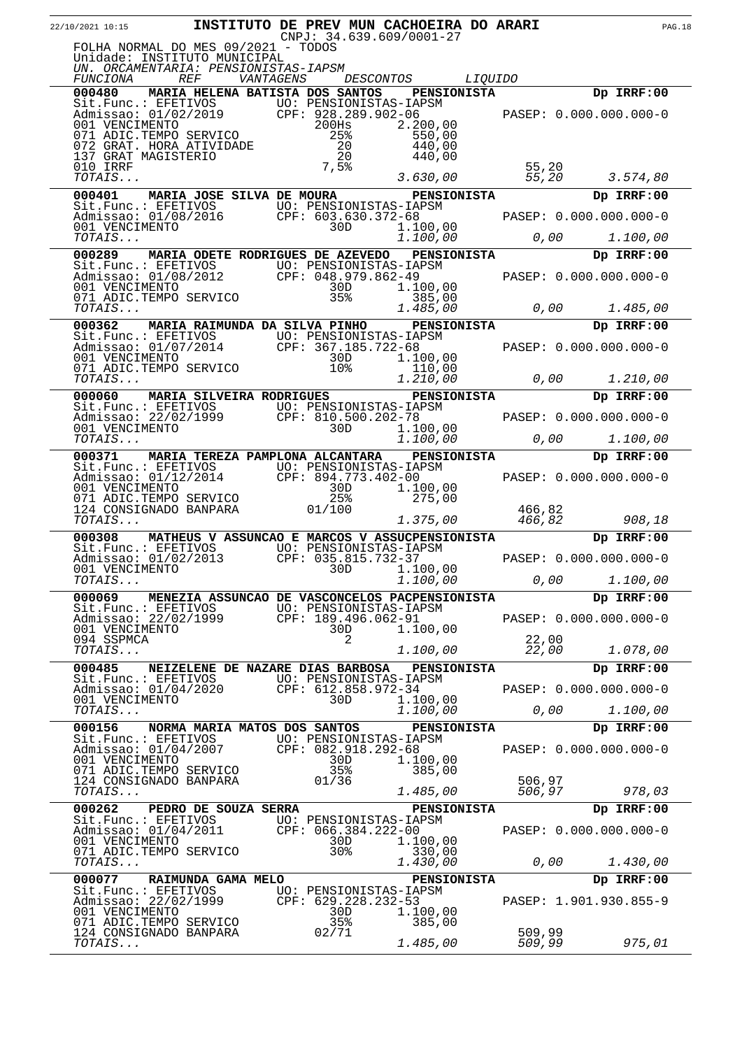**INSTITUTO DE PREV MUN CACHOEIRA DO ARARI**

CNPJ: 34.639.609/0001-27

22/10/2021 10:15

FOLHA NORMAL DO MES 09/2021 - TODOS
Unidade: INSTITUTO MUNICIPAL
*UN. ORCAMENTARIA: PENSIONISTAS-IAPSM*

| FUNCIONA | REF | VANTAGENS | DESCONTOS | LIQUIDO |
|---|---|---|---|---|
| **000480 MARIA HELENA BATISTA DOS SANTOS** | | **PENSIONISTA** | | **Dp IRRF:00** |
| Sit.Func.: EFETIVOS | UO: PENSIONISTAS-IAPSM | | | |
| Admissao: 01/02/2019 | CPF: 928.289.902-06 | | | PASEP: 0.000.000.000-0 |
| 001 VENCIMENTO | 200Hs | 2.200,00 | | |
| 071 ADIC.TEMPO SERVICO | 25% | 550,00 | | |
| 072 GRAT. HORA ATIVIDADE | 20 | 440,00 | | |
| 137 GRAT MAGISTERIO | 20 | 440,00 | | |
| 010 IRRF | 7,5% | | 55,20 | |
| *TOTAIS...* | | *3.630,00* | *55,20* | *3.574,80* |
| **000401 MARIA JOSE SILVA DE MOURA** | | **PENSIONISTA** | | **Dp IRRF:00** |
| Sit.Func.: EFETIVOS | UO: PENSIONISTAS-IAPSM | | | |
| Admissao: 01/08/2016 | CPF: 603.630.372-68 | | | PASEP: 0.000.000.000-0 |
| 001 VENCIMENTO | 30D | 1.100,00 | | |
| *TOTAIS...* | | *1.100,00* | *0,00* | *1.100,00* |
| **000289 MARIA ODETE RODRIGUES DE AZEVEDO** | | **PENSIONISTA** | | **Dp IRRF:00** |
| Sit.Func.: EFETIVOS | UO: PENSIONISTAS-IAPSM | | | |
| Admissao: 01/08/2012 | CPF: 048.979.862-49 | | | PASEP: 0.000.000.000-0 |
| 001 VENCIMENTO | 30D | 1.100,00 | | |
| 071 ADIC.TEMPO SERVICO | 35% | 385,00 | | |
| *TOTAIS...* | | *1.485,00* | *0,00* | *1.485,00* |
| **000362 MARIA RAIMUNDA DA SILVA PINHO** | | **PENSIONISTA** | | **Dp IRRF:00** |
| Sit.Func.: EFETIVOS | UO: PENSIONISTAS-IAPSM | | | |
| Admissao: 01/07/2014 | CPF: 367.185.722-68 | | | PASEP: 0.000.000.000-0 |
| 001 VENCIMENTO | 30D | 1.100,00 | | |
| 071 ADIC.TEMPO SERVICO | 10% | 110,00 | | |
| *TOTAIS...* | | *1.210,00* | *0,00* | *1.210,00* |
| **000060 MARIA SILVEIRA RODRIGUES** | | **PENSIONISTA** | | **Dp IRRF:00** |
| Sit.Func.: EFETIVOS | UO: PENSIONISTAS-IAPSM | | | |
| Admissao: 22/02/1999 | CPF: 810.500.202-78 | | | PASEP: 0.000.000.000-0 |
| 001 VENCIMENTO | 30D | 1.100,00 | | |
| *TOTAIS...* | | *1.100,00* | *0,00* | *1.100,00* |
| **000371 MARIA TEREZA PAMPLONA ALCANTARA** | | **PENSIONISTA** | | **Dp IRRF:00** |
| Sit.Func.: EFETIVOS | UO: PENSIONISTAS-IAPSM | | | |
| Admissao: 01/12/2014 | CPF: 894.773.402-00 | | | PASEP: 0.000.000.000-0 |
| 001 VENCIMENTO | 30D | 1.100,00 | | |
| 071 ADIC.TEMPO SERVICO | 25% | 275,00 | | |
| 124 CONSIGNADO BANPARA | 01/100 | | 466,82 | |
| *TOTAIS...* | | *1.375,00* | *466,82* | *908,18* |
| **000308 MATHEUS V ASSUNCAO E MARCOS V ASSUC** | | **PENSIONISTA** | | **Dp IRRF:00** |
| Sit.Func.: EFETIVOS | UO: PENSIONISTAS-IAPSM | | | |
| Admissao: 01/02/2013 | CPF: 035.815.732-37 | | | PASEP: 0.000.000.000-0 |
| 001 VENCIMENTO | 30D | 1.100,00 | | |
| *TOTAIS...* | | *1.100,00* | *0,00* | *1.100,00* |
| **000069 MENEZIA ASSUNCAO DE VASCONCELOS PAC** | | **PENSIONISTA** | | **Dp IRRF:00** |
| Sit.Func.: EFETIVOS | UO: PENSIONISTAS-IAPSM | | | |
| Admissao: 22/02/1999 | CPF: 189.496.062-91 | | | PASEP: 0.000.000.000-0 |
| 001 VENCIMENTO | 30D | 1.100,00 | | |
| 094 SSPMCA | 2 | | 22,00 | |
| *TOTAIS...* | | *1.100,00* | *22,00* | *1.078,00* |
| **000485 NEIZELENE DE NAZARE DIAS BARBOSA** | | **PENSIONISTA** | | **Dp IRRF:00** |
| Sit.Func.: EFETIVOS | UO: PENSIONISTAS-IAPSM | | | |
| Admissao: 01/04/2020 | CPF: 612.858.972-34 | | | PASEP: 0.000.000.000-0 |
| 001 VENCIMENTO | 30D | 1.100,00 | | |
| *TOTAIS...* | | *1.100,00* | *0,00* | *1.100,00* |
| **000156 NORMA MARIA MATOS DOS SANTOS** | | **PENSIONISTA** | | **Dp IRRF:00** |
| Sit.Func.: EFETIVOS | UO: PENSIONISTAS-IAPSM | | | |
| Admissao: 01/04/2007 | CPF: 082.918.292-68 | | | PASEP: 0.000.000.000-0 |
| 001 VENCIMENTO | 30D | 1.100,00 | | |
| 071 ADIC.TEMPO SERVICO | 35% | 385,00 | | |
| 124 CONSIGNADO BANPARA | 01/36 | | 506,97 | |
| *TOTAIS...* | | *1.485,00* | *506,97* | *978,03* |
| **000262 PEDRO DE SOUZA SERRA** | | **PENSIONISTA** | | **Dp IRRF:00** |
| Sit.Func.: EFETIVOS | UO: PENSIONISTAS-IAPSM | | | |
| Admissao: 01/04/2011 | CPF: 066.384.222-00 | | | PASEP: 0.000.000.000-0 |
| 001 VENCIMENTO | 30D | 1.100,00 | | |
| 071 ADIC.TEMPO SERVICO | 30% | 330,00 | | |
| *TOTAIS...* | | *1.430,00* | *0,00* | *1.430,00* |
| **000077 RAIMUNDA GAMA MELO** | | **PENSIONISTA** | | **Dp IRRF:00** |
| Sit.Func.: EFETIVOS | UO: PENSIONISTAS-IAPSM | | | |
| Admissao: 22/02/1999 | CPF: 629.228.232-53 | | | PASEP: 1.901.930.855-9 |
| 001 VENCIMENTO | 30D | 1.100,00 | | |
| 071 ADIC.TEMPO SERVICO | 35% | 385,00 | | |
| 124 CONSIGNADO BANPARA | 02/71 | | 509,99 | |
| *TOTAIS...* | | *1.485,00* | *509,99* | *975,01* |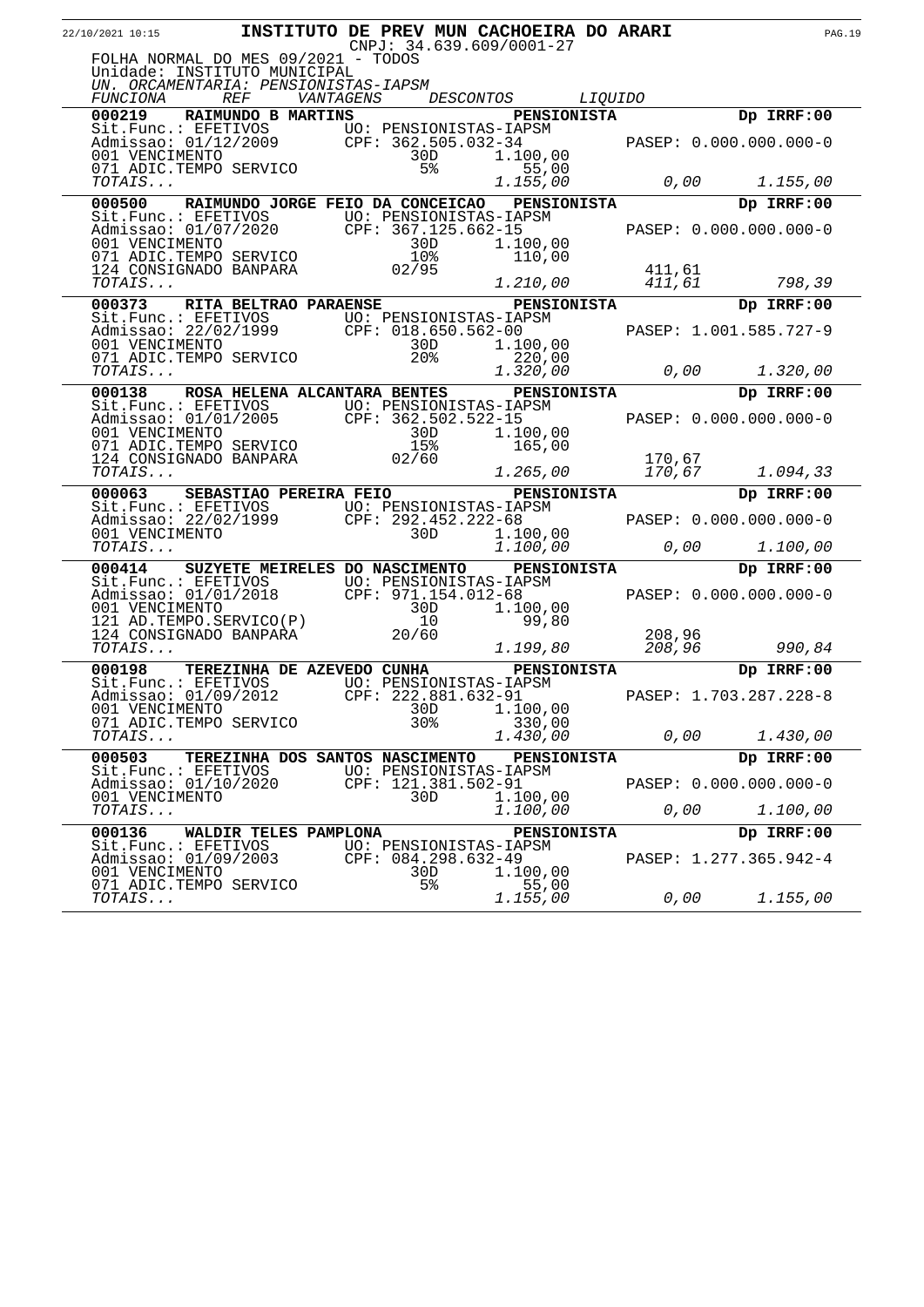# INSTITUTO DE PREV MUN CACHOEIRA DO ARARI

CNPJ: 34.639.609/0001-27

FOLHA NORMAL DO MES 09/2021 - TODOS
Unidade: INSTITUTO MUNICIPAL
*UN. ORCAMENTARIA: PENSIONISTAS-IAPSM*

| FUNCIONA | REF | VANTAGENS | DESCONTOS | LIQUIDO |
|---|---|---|---|---|
| **000219 RAIMUNDO B MARTINS** | **PENSIONISTA** | | | **Dp IRRF:00** |
| Sit.Func.: EFETIVOS | UO: PENSIONISTAS-IAPSM | | | |
| Admissao: 01/12/2009 | CPF: 362.505.032-34 | | PASEP: 0.000.000.000-0 | |
| 001 VENCIMENTO | 30D | 1.100,00 | | |
| 071 ADIC.TEMPO SERVICO | 5% | 55,00 | | |
| *TOTAIS...* | | *1.155,00* | *0,00* | *1.155,00* |
| **000500 RAIMUNDO JORGE FEIO DA CONCEICAO** | **PENSIONISTA** | | | **Dp IRRF:00** |
| Sit.Func.: EFETIVOS | UO: PENSIONISTAS-IAPSM | | | |
| Admissao: 01/07/2020 | CPF: 367.125.662-15 | | PASEP: 0.000.000.000-0 | |
| 001 VENCIMENTO | 30D | 1.100,00 | | |
| 071 ADIC.TEMPO SERVICO | 10% | 110,00 | | |
| 124 CONSIGNADO BANPARA | 02/95 | | 411,61 | |
| *TOTAIS...* | | *1.210,00* | *411,61* | *798,39* |
| **000373 RITA BELTRAO PARAENSE** | **PENSIONISTA** | | | **Dp IRRF:00** |
| Sit.Func.: EFETIVOS | UO: PENSIONISTAS-IAPSM | | | |
| Admissao: 22/02/1999 | CPF: 018.650.562-00 | | PASEP: 1.001.585.727-9 | |
| 001 VENCIMENTO | 30D | 1.100,00 | | |
| 071 ADIC.TEMPO SERVICO | 20% | 220,00 | | |
| *TOTAIS...* | | *1.320,00* | *0,00* | *1.320,00* |
| **000138 ROSA HELENA ALCANTARA BENTES** | **PENSIONISTA** | | | **Dp IRRF:00** |
| Sit.Func.: EFETIVOS | UO: PENSIONISTAS-IAPSM | | | |
| Admissao: 01/01/2005 | CPF: 362.502.522-15 | | PASEP: 0.000.000.000-0 | |
| 001 VENCIMENTO | 30D | 1.100,00 | | |
| 071 ADIC.TEMPO SERVICO | 15% | 165,00 | | |
| 124 CONSIGNADO BANPARA | 02/60 | | 170,67 | |
| *TOTAIS...* | | *1.265,00* | *170,67* | *1.094,33* |
| **000063 SEBASTIAO PEREIRA FEIO** | **PENSIONISTA** | | | **Dp IRRF:00** |
| Sit.Func.: EFETIVOS | UO: PENSIONISTAS-IAPSM | | | |
| Admissao: 22/02/1999 | CPF: 292.452.222-68 | | PASEP: 0.000.000.000-0 | |
| 001 VENCIMENTO | 30D | 1.100,00 | | |
| *TOTAIS...* | | *1.100,00* | *0,00* | *1.100,00* |
| **000414 SUZYETE MEIRELES DO NASCIMENTO** | **PENSIONISTA** | | | **Dp IRRF:00** |
| Sit.Func.: EFETIVOS | UO: PENSIONISTAS-IAPSM | | | |
| Admissao: 01/01/2018 | CPF: 971.154.012-68 | | PASEP: 0.000.000.000-0 | |
| 001 VENCIMENTO | 30D | 1.100,00 | | |
| 121 AD.TEMPO.SERVICO(P) | 10 | 99,80 | | |
| 124 CONSIGNADO BANPARA | 20/60 | | 208,96 | |
| *TOTAIS...* | | *1.199,80* | *208,96* | *990,84* |
| **000198 TEREZINHA DE AZEVEDO CUNHA** | **PENSIONISTA** | | | **Dp IRRF:00** |
| Sit.Func.: EFETIVOS | UO: PENSIONISTAS-IAPSM | | | |
| Admissao: 01/09/2012 | CPF: 222.881.632-91 | | PASEP: 1.703.287.228-8 | |
| 001 VENCIMENTO | 30D | 1.100,00 | | |
| 071 ADIC.TEMPO SERVICO | 30% | 330,00 | | |
| *TOTAIS...* | | *1.430,00* | *0,00* | *1.430,00* |
| **000503 TEREZINHA DOS SANTOS NASCIMENTO** | **PENSIONISTA** | | | **Dp IRRF:00** |
| Sit.Func.: EFETIVOS | UO: PENSIONISTAS-IAPSM | | | |
| Admissao: 01/10/2020 | CPF: 121.381.502-91 | | PASEP: 0.000.000.000-0 | |
| 001 VENCIMENTO | 30D | 1.100,00 | | |
| *TOTAIS...* | | *1.100,00* | *0,00* | *1.100,00* |
| **000136 WALDIR TELES PAMPLONA** | **PENSIONISTA** | | | **Dp IRRF:00** |
| Sit.Func.: EFETIVOS | UO: PENSIONISTAS-IAPSM | | | |
| Admissao: 01/09/2003 | CPF: 084.298.632-49 | | PASEP: 1.277.365.942-4 | |
| 001 VENCIMENTO | 30D | 1.100,00 | | |
| 071 ADIC.TEMPO SERVICO | 5% | 55,00 | | |
| *TOTAIS...* | | *1.155,00* | *0,00* | *1.155,00* |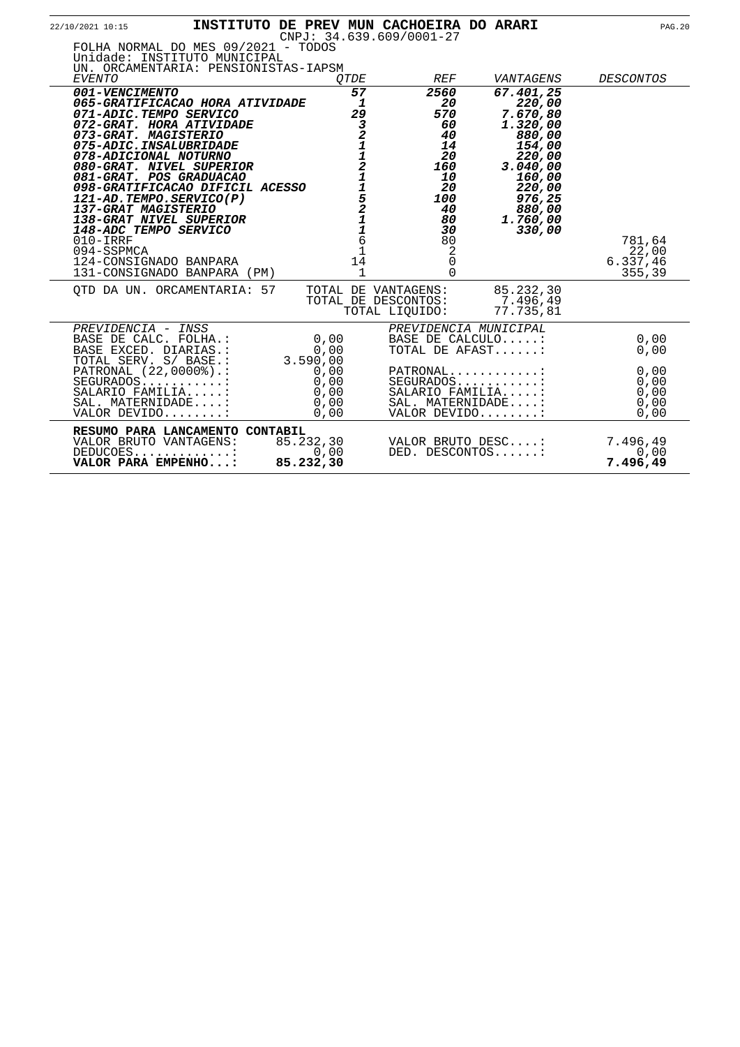**INSTITUTO DE PREV MUN CACHOEIRA DO ARARI**

CNPJ: 34.639.609/0001-27

FOLHA NORMAL DO MES 09/2021 - TODOS
Unidade: INSTITUTO MUNICIPAL
UN. ORCAMENTARIA: PENSIONISTAS-IAPSM

| *EVENTO* | *QTDE* | *REF* | *VANTAGENS* | *DESCONTOS* |
|---|---|---|---|---|
| ***001-VENCIMENTO*** | ***57*** | ***2560*** | ***67.401,25*** | |
| ***065-GRATIFICACAO HORA ATIVIDADE*** | ***1*** | ***20*** | ***220,00*** | |
| ***071-ADIC.TEMPO SERVICO*** | ***29*** | ***570*** | ***7.670,80*** | |
| ***072-GRAT. HORA ATIVIDADE*** | ***3*** | ***60*** | ***1.320,00*** | |
| ***073-GRAT. MAGISTERIO*** | ***2*** | ***40*** | ***880,00*** | |
| ***075-ADIC.INSALUBRIDADE*** | ***1*** | ***14*** | ***154,00*** | |
| ***078-ADICIONAL NOTURNO*** | ***1*** | ***20*** | ***220,00*** | |
| ***080-GRAT. NIVEL SUPERIOR*** | ***2*** | ***160*** | ***3.040,00*** | |
| ***081-GRAT. POS GRADUACAO*** | ***1*** | ***10*** | ***160,00*** | |
| ***098-GRATIFICACAO DIFICIL ACESSO*** | ***1*** | ***20*** | ***220,00*** | |
| ***121-AD.TEMPO.SERVICO(P)*** | ***5*** | ***100*** | ***976,25*** | |
| ***137-GRAT MAGISTERIO*** | ***2*** | ***40*** | ***880,00*** | |
| ***138-GRAT NIVEL SUPERIOR*** | ***1*** | ***80*** | ***1.760,00*** | |
| ***148-ADC TEMPO SERVICO*** | ***1*** | ***30*** | ***330,00*** | |
| 010-IRRF | 6 | 80 | | 781,64 |
| 094-SSPMCA | 1 | 2 | | 22,00 |
| 124-CONSIGNADO BANPARA | 14 | 0 | | 6.337,46 |
| 131-CONSIGNADO BANPARA (PM) | 1 | 0 | | 355,39 |

QTD DA UN. ORCAMENTARIA: 57

| | |
|---|---|
| TOTAL DE VANTAGENS: | 85.232,30 |
| TOTAL DE DESCONTOS: | 7.496,49 |
| TOTAL LIQUIDO: | 77.735,81 |

| *PREVIDENCIA - INSS* | | *PREVIDENCIA MUNICIPAL* | |
|---|---|---|---|
| BASE DE CALC. FOLHA.: | 0,00 | BASE DE CALCULO.....: | 0,00 |
| BASE EXCED. DIARIAS.: | 0,00 | TOTAL DE AFAST......: | 0,00 |
| TOTAL SERV. S/ BASE.: | 3.590,00 | | |
| PATRONAL (22,0000%).: | 0,00 | PATRONAL............: | 0,00 |
| SEGURADOS...........: | 0,00 | SEGURADOS...........: | 0,00 |
| SALARIO FAMILIA.....: | 0,00 | SALARIO FAMILIA.....: | 0,00 |
| SAL. MATERNIDADE....: | 0,00 | SAL. MATERNIDADE....: | 0,00 |
| VALOR DEVIDO........: | 0,00 | VALOR DEVIDO........: | 0,00 |

**RESUMO PARA LANCAMENTO CONTABIL**

| | | | |
|---|---|---|---|
| VALOR BRUTO VANTAGENS: | 85.232,30 | VALOR BRUTO DESC....: | 7.496,49 |
| DEDUCOES.............: | 0,00 | DED. DESCONTOS......: | 0,00 |
| **VALOR PARA EMPENHO...:** | **85.232,30** | | **7.496,49** |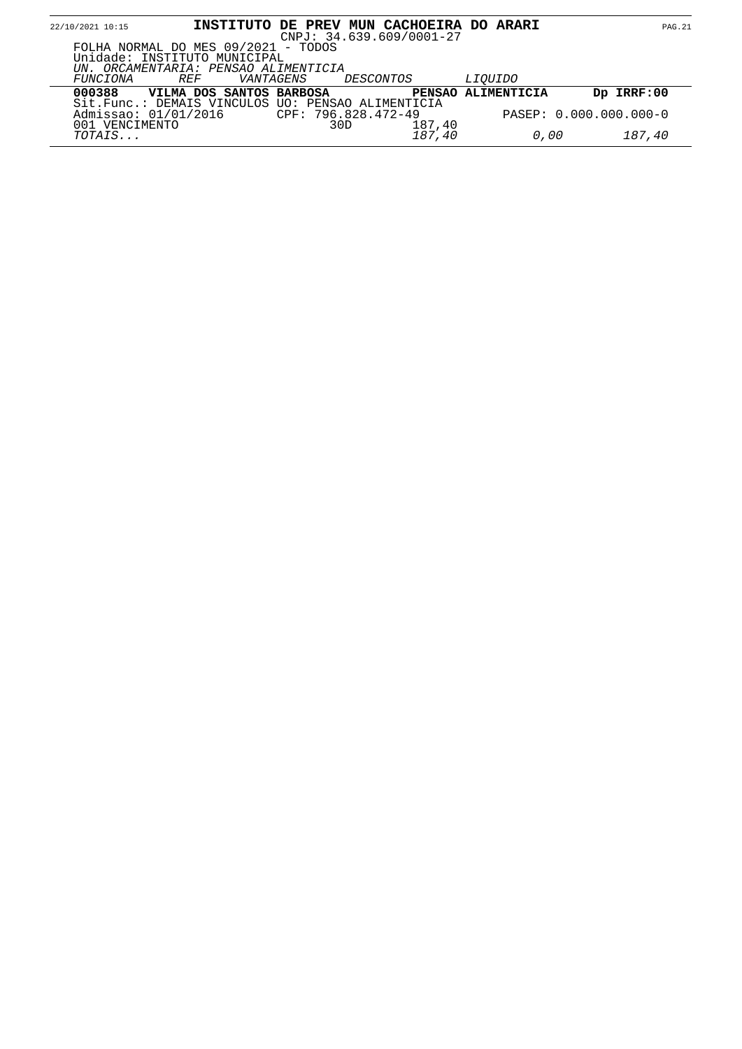**INSTITUTO DE PREV MUN CACHOEIRA DO ARARI**
CNPJ: 34.639.609/0001-27

FOLHA NORMAL DO MES 09/2021 - TODOS
Unidade: INSTITUTO MUNICIPAL
*UN. ORCAMENTARIA: PENSAO ALIMENTICIA*

| *FUNCIONA* | *REF* | *VANTAGENS* | *DESCONTOS* | *LIQUIDO* |
|---|---|---|---|---|
| **000388 VILMA DOS SANTOS BARBOSA** | | | **PENSAO ALIMENTICIA** | **Dp IRRF:00** |
| Sit.Func.: DEMAIS VINCULOS UO: PENSAO ALIMENTICIA | | | | |
| Admissao: 01/01/2016 | CPF: 796.828.472-49 | | | PASEP: 0.000.000.000-0 |
| 001 VENCIMENTO | 30D | 187,40 | | |
| *TOTAIS...* | | *187,40* | *0,00* | *187,40* |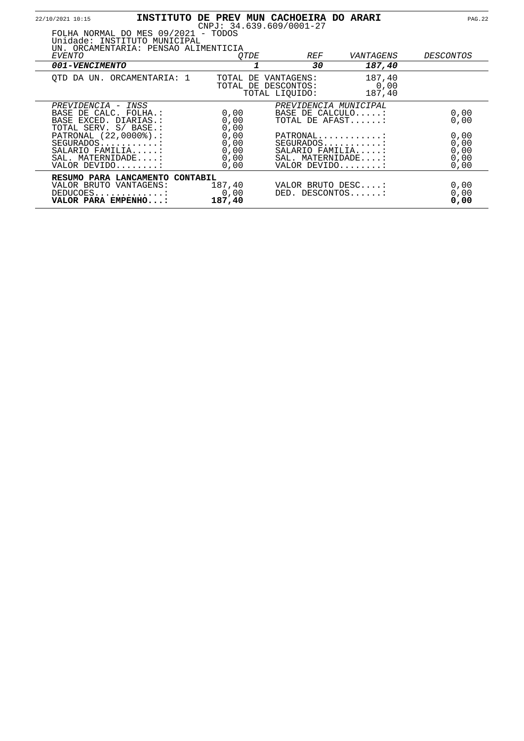# INSTITUTO DE PREV MUN CACHOEIRA DO ARARI

CNPJ: 34.639.609/0001-27

FOLHA NORMAL DO MES 09/2021 - TODOS
Unidade: INSTITUTO MUNICIPAL
UN. ORCAMENTARIA: PENSAO ALIMENTICIA

| *EVENTO* | *QTDE* | *REF* | *VANTAGENS* | *DESCONTOS* |
|---|---|---|---|---|
| ***001-VENCIMENTO*** | ***1*** | ***30*** | ***187,40*** | |

| | | |
|---|---|---|
| QTD DA UN. ORCAMENTARIA: 1 | TOTAL DE VANTAGENS: | 187,40 |
| | TOTAL DE DESCONTOS: | 0,00 |
| | TOTAL LIQUIDO: | 187,40 |

| *PREVIDENCIA - INSS* | | *PREVIDENCIA MUNICIPAL* | |
|---|---|---|---|
| BASE DE CALC. FOLHA.: | 0,00 | BASE DE CALCULO.....: | 0,00 |
| BASE EXCED. DIARIAS.: | 0,00 | TOTAL DE AFAST......: | 0,00 |
| TOTAL SERV. S/ BASE.: | 0,00 | | |
| PATRONAL (22,0000%).: | 0,00 | PATRONAL............: | 0,00 |
| SEGURADOS...........: | 0,00 | SEGURADOS...........: | 0,00 |
| SALARIO FAMILIA.....: | 0,00 | SALARIO FAMILIA.....: | 0,00 |
| SAL. MATERNIDADE....: | 0,00 | SAL. MATERNIDADE....: | 0,00 |
| VALOR DEVIDO........: | 0,00 | VALOR DEVIDO........: | 0,00 |

| **RESUMO PARA LANCAMENTO CONTABIL** | | | |
|---|---|---|---|
| VALOR BRUTO VANTAGENS: | 187,40 | VALOR BRUTO DESC....: | 0,00 |
| DEDUCOES.............: | 0,00 | DED. DESCONTOS......: | 0,00 |
| **VALOR PARA EMPENHO...:** | **187,40** | | **0,00** |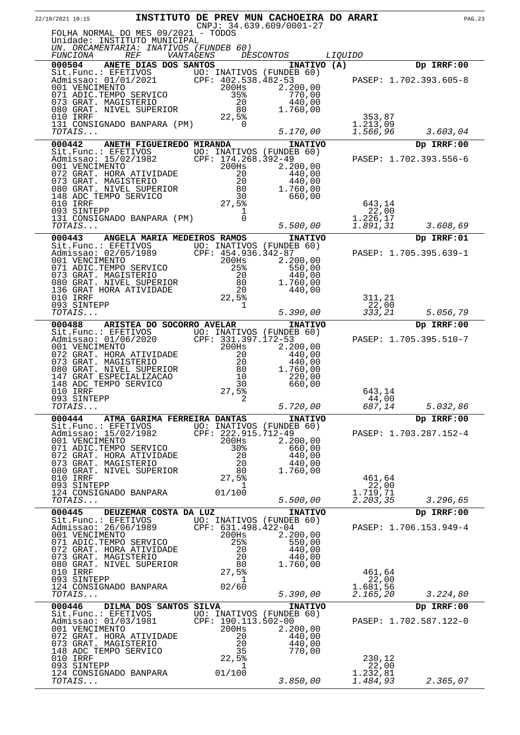22/10/2021 10:15 **INSTITUTO DE PREV MUN CACHOEIRA DO ARARI**
CNPJ: 34.639.609/0001-27

FOLHA NORMAL DO MES 09/2021 - TODOS
Unidade: INSTITUTO MUNICIPAL
*UN. ORCAMENTARIA: INATIVOS (FUNDEB 60)*

| FUNCIONA | REF | VANTAGENS | DESCONTOS | LIQUIDO |
|---|---|---|---|---|
| **000504 ANETE DIAS DOS SANTOS** | | **INATIVO (A)** | | **Dp IRRF:00** |
| Sit.Func.: EFETIVOS | UO: INATIVOS (FUNDEB 60) | | | |
| Admissao: 01/01/2021 | CPF: 402.538.482-53 | | | PASEP: 1.702.393.605-8 |
| 001 VENCIMENTO | 200Hs | 2.200,00 | | |
| 071 ADIC.TEMPO SERVICO | 35% | 770,00 | | |
| 073 GRAT. MAGISTERIO | 20 | 440,00 | | |
| 080 GRAT. NIVEL SUPERIOR | 80 | 1.760,00 | | |
| 010 IRRF | 22,5% | | 353,87 | |
| 131 CONSIGNADO BANPARA (PM) | 0 | | 1.213,09 | |
| *TOTAIS...* | | *5.170,00* | *1.566,96* | *3.603,04* |
| **000442 ANETH FIGUEIREDO MIRANDA** | | **INATIVO** | | **Dp IRRF:00** |
| Sit.Func.: EFETIVOS | UO: INATIVOS (FUNDEB 60) | | | |
| Admissao: 15/02/1982 | CPF: 174.268.392-49 | | | PASEP: 1.702.393.556-6 |
| 001 VENCIMENTO | 200Hs | 2.200,00 | | |
| 072 GRAT. HORA ATIVIDADE | 20 | 440,00 | | |
| 073 GRAT. MAGISTERIO | 20 | 440,00 | | |
| 080 GRAT. NIVEL SUPERIOR | 80 | 1.760,00 | | |
| 148 ADC TEMPO SERVICO | 30 | 660,00 | | |
| 010 IRRF | 27,5% | | 643,14 | |
| 093 SINTEPP | 1 | | 22,00 | |
| 131 CONSIGNADO BANPARA (PM) | 0 | | 1.226,17 | |
| *TOTAIS...* | | *5.500,00* | *1.891,31* | *3.608,69* |
| **000443 ANGELA MARIA MEDEIROS RAMOS** | | **INATIVO** | | **Dp IRRF:01** |
| Sit.Func.: EFETIVOS | UO: INATIVOS (FUNDEB 60) | | | |
| Admissao: 02/05/1989 | CPF: 454.936.342-87 | | | PASEP: 1.705.395.639-1 |
| 001 VENCIMENTO | 200Hs | 2.200,00 | | |
| 071 ADIC.TEMPO SERVICO | 25% | 550,00 | | |
| 073 GRAT. MAGISTERIO | 20 | 440,00 | | |
| 080 GRAT. NIVEL SUPERIOR | 80 | 1.760,00 | | |
| 136 GRAT HORA ATIVIDADE | 20 | 440,00 | | |
| 010 IRRF | 22,5% | | 311,21 | |
| 093 SINTEPP | 1 | | 22,00 | |
| *TOTAIS...* | | *5.390,00* | *333,21* | *5.056,79* |
| **000488 ARISTEA DO SOCORRO AVELAR** | | **INATIVO** | | **Dp IRRF:00** |
| Sit.Func.: EFETIVOS | UO: INATIVOS (FUNDEB 60) | | | |
| Admissao: 01/06/2020 | CPF: 331.397.172-53 | | | PASEP: 1.705.395.510-7 |
| 001 VENCIMENTO | 200Hs | 2.200,00 | | |
| 072 GRAT. HORA ATIVIDADE | 20 | 440,00 | | |
| 073 GRAT. MAGISTERIO | 20 | 440,00 | | |
| 080 GRAT. NIVEL SUPERIOR | 80 | 1.760,00 | | |
| 147 GRAT ESPECIALIZACAO | 10 | 220,00 | | |
| 148 ADC TEMPO SERVICO | 30 | 660,00 | | |
| 010 IRRF | 27,5% | | 643,14 | |
| 093 SINTEPP | 2 | | 44,00 | |
| *TOTAIS...* | | *5.720,00* | *687,14* | *5.032,86* |
| **000444 ATMA GARIMA FERREIRA DANTAS** | | **INATIVO** | | **Dp IRRF:00** |
| Sit.Func.: EFETIVOS | UO: INATIVOS (FUNDEB 60) | | | |
| Admissao: 15/02/1982 | CPF: 222.915.712-49 | | | PASEP: 1.703.287.152-4 |
| 001 VENCIMENTO | 200Hs | 2.200,00 | | |
| 071 ADIC.TEMPO SERVICO | 30% | 660,00 | | |
| 072 GRAT. HORA ATIVIDADE | 20 | 440,00 | | |
| 073 GRAT. MAGISTERIO | 20 | 440,00 | | |
| 080 GRAT. NIVEL SUPERIOR | 80 | 1.760,00 | | |
| 010 IRRF | 27,5% | | 461,64 | |
| 093 SINTEPP | 1 | | 22,00 | |
| 124 CONSIGNADO BANPARA | 01/100 | | 1.719,71 | |
| *TOTAIS...* | | *5.500,00* | *2.203,35* | *3.296,65* |
| **000445 DEUZEMAR COSTA DA LUZ** | | **INATIVO** | | **Dp IRRF:00** |
| Sit.Func.: EFETIVOS | UO: INATIVOS (FUNDEB 60) | | | |
| Admissao: 26/06/1989 | CPF: 631.498.422-04 | | | PASEP: 1.706.153.949-4 |
| 001 VENCIMENTO | 200Hs | 2.200,00 | | |
| 071 ADIC.TEMPO SERVICO | 25% | 550,00 | | |
| 072 GRAT. HORA ATIVIDADE | 20 | 440,00 | | |
| 073 GRAT. MAGISTERIO | 20 | 440,00 | | |
| 080 GRAT. NIVEL SUPERIOR | 80 | 1.760,00 | | |
| 010 IRRF | 27,5% | | 461,64 | |
| 093 SINTEPP | 1 | | 22,00 | |
| 124 CONSIGNADO BANPARA | 02/60 | | 1.681,56 | |
| *TOTAIS...* | | *5.390,00* | *2.165,20* | *3.224,80* |
| **000446 DILMA DOS SANTOS SILVA** | | **INATIVO** | | **Dp IRRF:00** |
| Sit.Func.: EFETIVOS | UO: INATIVOS (FUNDEB 60) | | | |
| Admissao: 01/03/1981 | CPF: 190.113.502-00 | | | PASEP: 1.702.587.122-0 |
| 001 VENCIMENTO | 200Hs | 2.200,00 | | |
| 072 GRAT. HORA ATIVIDADE | 20 | 440,00 | | |
| 073 GRAT. MAGISTERIO | 20 | 440,00 | | |
| 148 ADC TEMPO SERVICO | 35 | 770,00 | | |
| 010 IRRF | 22,5% | | 230,12 | |
| 093 SINTEPP | 1 | | 22,00 | |
| 124 CONSIGNADO BANPARA | 01/100 | | 1.232,81 | |
| *TOTAIS...* | | *3.850,00* | *1.484,93* | *2.365,07* |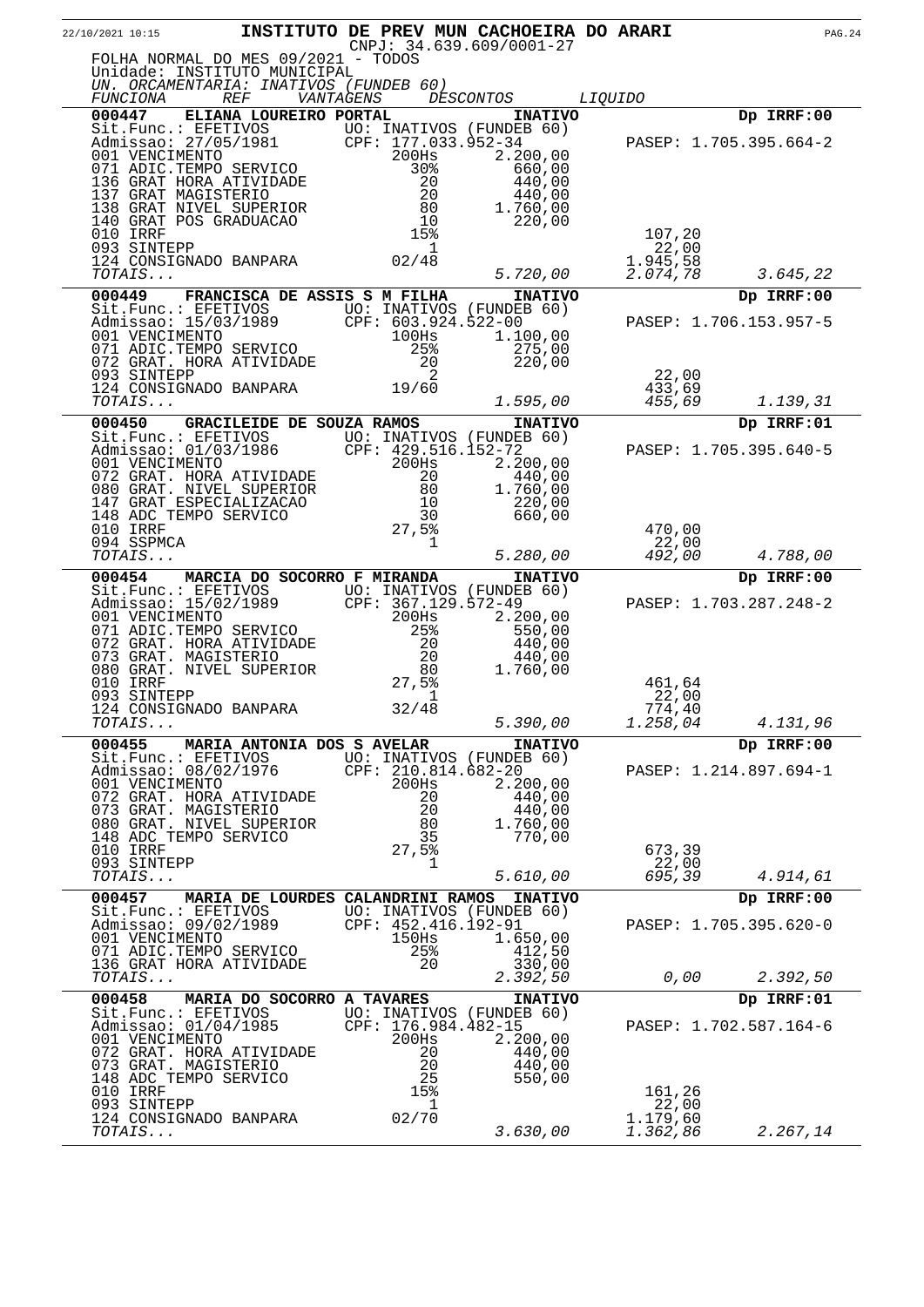**INSTITUTO DE PREV MUN CACHOEIRA DO ARARI**

CNPJ: 34.639.609/0001-27

FOLHA NORMAL DO MES 09/2021 - TODOS
Unidade: INSTITUTO MUNICIPAL
*UN. ORCAMENTARIA: INATIVOS (FUNDEB 60)*

| FUNCIONA | REF | VANTAGENS | DESCONTOS | LIQUIDO |
|---|---|---|---|---|
| **000447 ELIANA LOUREIRO PORTAL** | | **INATIVO** | | **Dp IRRF:00** |
| Sit.Func.: EFETIVOS | UO: INATIVOS (FUNDEB 60) | | | |
| Admissao: 27/05/1981 | CPF: 177.033.952-34 | | PASEP: 1.705.395.664-2 | |
| 001 VENCIMENTO | 200Hs | 2.200,00 | | |
| 071 ADIC.TEMPO SERVICO | 30% | 660,00 | | |
| 136 GRAT HORA ATIVIDADE | 20 | 440,00 | | |
| 137 GRAT MAGISTERIO | 20 | 440,00 | | |
| 138 GRAT NIVEL SUPERIOR | 80 | 1.760,00 | | |
| 140 GRAT POS GRADUACAO | 10 | 220,00 | | |
| 010 IRRF | 15% | | 107,20 | |
| 093 SINTEPP | 1 | | 22,00 | |
| 124 CONSIGNADO BANPARA | 02/48 | | 1.945,58 | |
| *TOTAIS...* | | *5.720,00* | *2.074,78* | *3.645,22* |
| **000449 FRANCISCA DE ASSIS S M FILHA** | | **INATIVO** | | **Dp IRRF:00** |
| Sit.Func.: EFETIVOS | UO: INATIVOS (FUNDEB 60) | | | |
| Admissao: 15/03/1989 | CPF: 603.924.522-00 | | PASEP: 1.706.153.957-5 | |
| 001 VENCIMENTO | 100Hs | 1.100,00 | | |
| 071 ADIC.TEMPO SERVICO | 25% | 275,00 | | |
| 072 GRAT. HORA ATIVIDADE | 20 | 220,00 | | |
| 093 SINTEPP | 2 | | 22,00 | |
| 124 CONSIGNADO BANPARA | 19/60 | | 433,69 | |
| *TOTAIS...* | | *1.595,00* | *455,69* | *1.139,31* |
| **000450 GRACILEIDE DE SOUZA RAMOS** | | **INATIVO** | | **Dp IRRF:01** |
| Sit.Func.: EFETIVOS | UO: INATIVOS (FUNDEB 60) | | | |
| Admissao: 01/03/1986 | CPF: 429.516.152-72 | | PASEP: 1.705.395.640-5 | |
| 001 VENCIMENTO | 200Hs | 2.200,00 | | |
| 072 GRAT. HORA ATIVIDADE | 20 | 440,00 | | |
| 080 GRAT. NIVEL SUPERIOR | 80 | 1.760,00 | | |
| 147 GRAT ESPECIALIZACAO | 10 | 220,00 | | |
| 148 ADC TEMPO SERVICO | 30 | 660,00 | | |
| 010 IRRF | 27,5% | | 470,00 | |
| 094 SSPMCA | 1 | | 22,00 | |
| *TOTAIS...* | | *5.280,00* | *492,00* | *4.788,00* |
| **000454 MARCIA DO SOCORRO F MIRANDA** | | **INATIVO** | | **Dp IRRF:00** |
| Sit.Func.: EFETIVOS | UO: INATIVOS (FUNDEB 60) | | | |
| Admissao: 15/02/1989 | CPF: 367.129.572-49 | | PASEP: 1.703.287.248-2 | |
| 001 VENCIMENTO | 200Hs | 2.200,00 | | |
| 071 ADIC.TEMPO SERVICO | 25% | 550,00 | | |
| 072 GRAT. HORA ATIVIDADE | 20 | 440,00 | | |
| 073 GRAT. MAGISTERIO | 20 | 440,00 | | |
| 080 GRAT. NIVEL SUPERIOR | 80 | 1.760,00 | | |
| 010 IRRF | 27,5% | | 461,64 | |
| 093 SINTEPP | 1 | | 22,00 | |
| 124 CONSIGNADO BANPARA | 32/48 | | 774,40 | |
| *TOTAIS...* | | *5.390,00* | *1.258,04* | *4.131,96* |
| **000455 MARIA ANTONIA DOS S AVELAR** | | **INATIVO** | | **Dp IRRF:00** |
| Sit.Func.: EFETIVOS | UO: INATIVOS (FUNDEB 60) | | | |
| Admissao: 08/02/1976 | CPF: 210.814.682-20 | | PASEP: 1.214.897.694-1 | |
| 001 VENCIMENTO | 200Hs | 2.200,00 | | |
| 072 GRAT. HORA ATIVIDADE | 20 | 440,00 | | |
| 073 GRAT. MAGISTERIO | 20 | 440,00 | | |
| 080 GRAT. NIVEL SUPERIOR | 80 | 1.760,00 | | |
| 148 ADC TEMPO SERVICO | 35 | 770,00 | | |
| 010 IRRF | 27,5% | | 673,39 | |
| 093 SINTEPP | 1 | | 22,00 | |
| *TOTAIS...* | | *5.610,00* | *695,39* | *4.914,61* |
| **000457 MARIA DE LOURDES CALANDRINI RAMOS** | | **INATIVO** | | **Dp IRRF:00** |
| Sit.Func.: EFETIVOS | UO: INATIVOS (FUNDEB 60) | | | |
| Admissao: 09/02/1989 | CPF: 452.416.192-91 | | PASEP: 1.705.395.620-0 | |
| 001 VENCIMENTO | 150Hs | 1.650,00 | | |
| 071 ADIC.TEMPO SERVICO | 25% | 412,50 | | |
| 136 GRAT HORA ATIVIDADE | 20 | 330,00 | | |
| *TOTAIS...* | | *2.392,50* | *0,00* | *2.392,50* |
| **000458 MARIA DO SOCORRO A TAVARES** | | **INATIVO** | | **Dp IRRF:01** |
| Sit.Func.: EFETIVOS | UO: INATIVOS (FUNDEB 60) | | | |
| Admissao: 01/04/1985 | CPF: 176.984.482-15 | | PASEP: 1.702.587.164-6 | |
| 001 VENCIMENTO | 200Hs | 2.200,00 | | |
| 072 GRAT. HORA ATIVIDADE | 20 | 440,00 | | |
| 073 GRAT. MAGISTERIO | 20 | 440,00 | | |
| 148 ADC TEMPO SERVICO | 25 | 550,00 | | |
| 010 IRRF | 15% | | 161,26 | |
| 093 SINTEPP | 1 | | 22,00 | |
| 124 CONSIGNADO BANPARA | 02/70 | | 1.179,60 | |
| *TOTAIS...* | | *3.630,00* | *1.362,86* | *2.267,14* |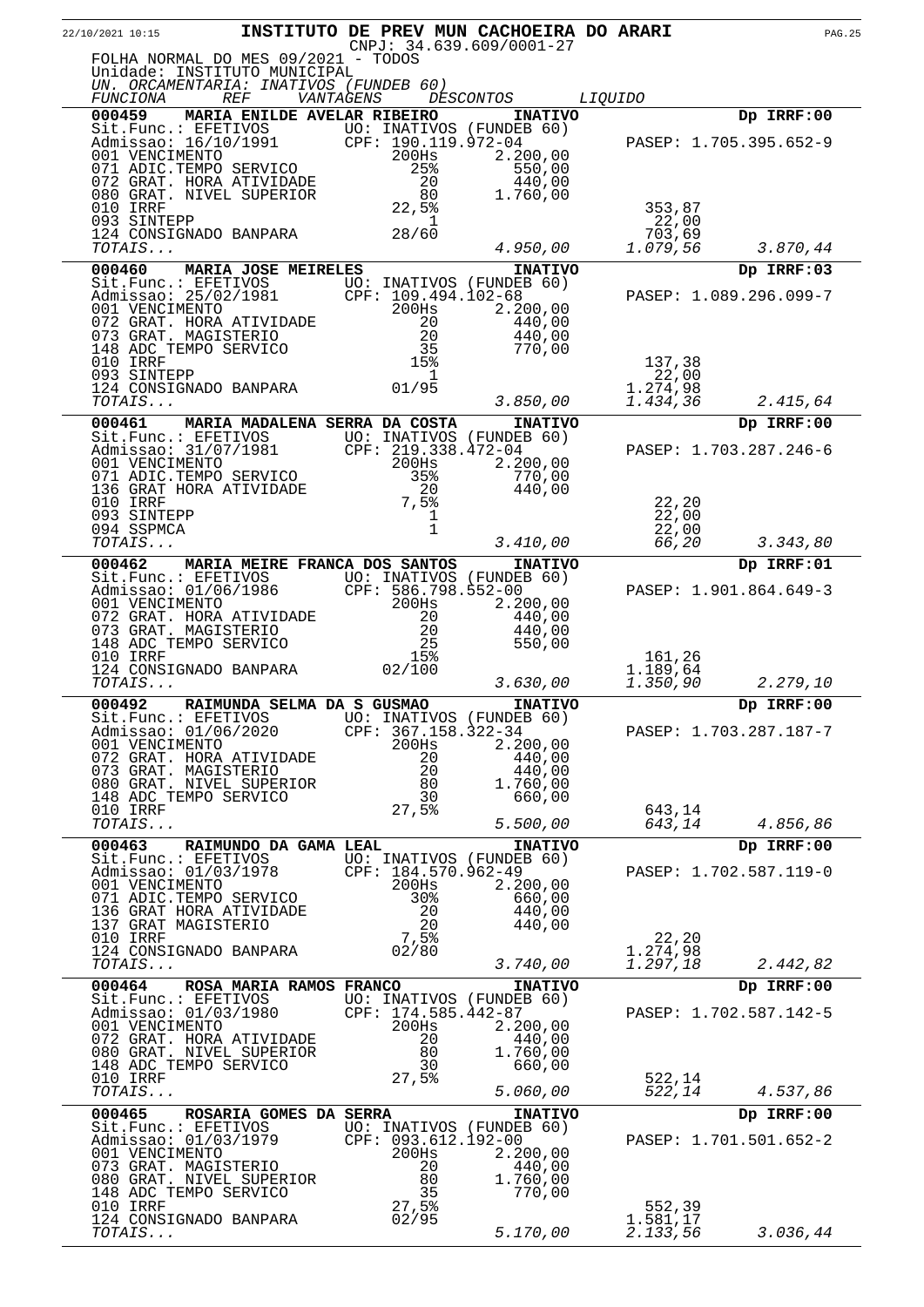**INSTITUTO DE PREV MUN CACHOEIRA DO ARARI**

CNPJ: 34.639.609/0001-27

FOLHA NORMAL DO MES 09/2021 - TODOS

Unidade: INSTITUTO MUNICIPAL

*UN. ORCAMENTARIA: INATIVOS (FUNDEB 60)*

| FUNCIONA | REF | VANTAGENS | DESCONTOS | LIQUIDO |
|---|---|---|---|---|
| **000459 MARIA ENILDE AVELAR RIBEIRO** | | **INATIVO** | | **Dp IRRF:00** |
| Sit.Func.: EFETIVOS | UO: INATIVOS (FUNDEB 60) | | | |
| Admissao: 16/10/1991 | CPF: 190.119.972-04 | | PASEP: 1.705.395.652-9 | |
| 001 VENCIMENTO | 200Hs | 2.200,00 | | |
| 071 ADIC.TEMPO SERVICO | 25% | 550,00 | | |
| 072 GRAT. HORA ATIVIDADE | 20 | 440,00 | | |
| 080 GRAT. NIVEL SUPERIOR | 80 | 1.760,00 | | |
| 010 IRRF | 22,5% | | 353,87 | |
| 093 SINTEPP | 1 | | 22,00 | |
| 124 CONSIGNADO BANPARA | 28/60 | | 703,69 | |
| *TOTAIS...* | | *4.950,00* | *1.079,56* | *3.870,44* |
| **000460 MARIA JOSE MEIRELES** | | **INATIVO** | | **Dp IRRF:03** |
| Sit.Func.: EFETIVOS | UO: INATIVOS (FUNDEB 60) | | | |
| Admissao: 25/02/1981 | CPF: 109.494.102-68 | | PASEP: 1.089.296.099-7 | |
| 001 VENCIMENTO | 200Hs | 2.200,00 | | |
| 072 GRAT. HORA ATIVIDADE | 20 | 440,00 | | |
| 073 GRAT. MAGISTERIO | 20 | 440,00 | | |
| 148 ADC TEMPO SERVICO | 35 | 770,00 | | |
| 010 IRRF | 15% | | 137,38 | |
| 093 SINTEPP | 1 | | 22,00 | |
| 124 CONSIGNADO BANPARA | 01/95 | | 1.274,98 | |
| *TOTAIS...* | | *3.850,00* | *1.434,36* | *2.415,64* |
| **000461 MARIA MADALENA SERRA DA COSTA** | | **INATIVO** | | **Dp IRRF:00** |
| Sit.Func.: EFETIVOS | UO: INATIVOS (FUNDEB 60) | | | |
| Admissao: 31/07/1981 | CPF: 219.338.472-04 | | PASEP: 1.703.287.246-6 | |
| 001 VENCIMENTO | 200Hs | 2.200,00 | | |
| 071 ADIC.TEMPO SERVICO | 35% | 770,00 | | |
| 136 GRAT HORA ATIVIDADE | 20 | 440,00 | | |
| 010 IRRF | 7,5% | | 22,20 | |
| 093 SINTEPP | 1 | | 22,00 | |
| 094 SSPMCA | 1 | | 22,00 | |
| *TOTAIS...* | | *3.410,00* | *66,20* | *3.343,80* |
| **000462 MARIA MEIRE FRANCA DOS SANTOS** | | **INATIVO** | | **Dp IRRF:01** |
| Sit.Func.: EFETIVOS | UO: INATIVOS (FUNDEB 60) | | | |
| Admissao: 01/06/1986 | CPF: 586.798.552-00 | | PASEP: 1.901.864.649-3 | |
| 001 VENCIMENTO | 200Hs | 2.200,00 | | |
| 072 GRAT. HORA ATIVIDADE | 20 | 440,00 | | |
| 073 GRAT. MAGISTERIO | 20 | 440,00 | | |
| 148 ADC TEMPO SERVICO | 25 | 550,00 | | |
| 010 IRRF | 15% | | 161,26 | |
| 124 CONSIGNADO BANPARA | 02/100 | | 1.189,64 | |
| *TOTAIS...* | | *3.630,00* | *1.350,90* | *2.279,10* |
| **000492 RAIMUNDA SELMA DA S GUSMAO** | | **INATIVO** | | **Dp IRRF:00** |
| Sit.Func.: EFETIVOS | UO: INATIVOS (FUNDEB 60) | | | |
| Admissao: 01/06/2020 | CPF: 367.158.322-34 | | PASEP: 1.703.287.187-7 | |
| 001 VENCIMENTO | 200Hs | 2.200,00 | | |
| 072 GRAT. HORA ATIVIDADE | 20 | 440,00 | | |
| 073 GRAT. MAGISTERIO | 20 | 440,00 | | |
| 080 GRAT. NIVEL SUPERIOR | 80 | 1.760,00 | | |
| 148 ADC TEMPO SERVICO | 30 | 660,00 | | |
| 010 IRRF | 27,5% | | 643,14 | |
| *TOTAIS...* | | *5.500,00* | *643,14* | *4.856,86* |
| **000463 RAIMUNDO DA GAMA LEAL** | | **INATIVO** | | **Dp IRRF:00** |
| Sit.Func.: EFETIVOS | UO: INATIVOS (FUNDEB 60) | | | |
| Admissao: 01/03/1978 | CPF: 184.570.962-49 | | PASEP: 1.702.587.119-0 | |
| 001 VENCIMENTO | 200Hs | 2.200,00 | | |
| 071 ADIC.TEMPO SERVICO | 30% | 660,00 | | |
| 136 GRAT HORA ATIVIDADE | 20 | 440,00 | | |
| 137 GRAT MAGISTERIO | 20 | 440,00 | | |
| 010 IRRF | 7,5% | | 22,20 | |
| 124 CONSIGNADO BANPARA | 02/80 | | 1.274,98 | |
| *TOTAIS...* | | *3.740,00* | *1.297,18* | *2.442,82* |
| **000464 ROSA MARIA RAMOS FRANCO** | | **INATIVO** | | **Dp IRRF:00** |
| Sit.Func.: EFETIVOS | UO: INATIVOS (FUNDEB 60) | | | |
| Admissao: 01/03/1980 | CPF: 174.585.442-87 | | PASEP: 1.702.587.142-5 | |
| 001 VENCIMENTO | 200Hs | 2.200,00 | | |
| 072 GRAT. HORA ATIVIDADE | 20 | 440,00 | | |
| 080 GRAT. NIVEL SUPERIOR | 80 | 1.760,00 | | |
| 148 ADC TEMPO SERVICO | 30 | 660,00 | | |
| 010 IRRF | 27,5% | | 522,14 | |
| *TOTAIS...* | | *5.060,00* | *522,14* | *4.537,86* |
| **000465 ROSARIA GOMES DA SERRA** | | **INATIVO** | | **Dp IRRF:00** |
| Sit.Func.: EFETIVOS | UO: INATIVOS (FUNDEB 60) | | | |
| Admissao: 01/03/1979 | CPF: 093.612.192-00 | | PASEP: 1.701.501.652-2 | |
| 001 VENCIMENTO | 200Hs | 2.200,00 | | |
| 073 GRAT. MAGISTERIO | 20 | 440,00 | | |
| 080 GRAT. NIVEL SUPERIOR | 80 | 1.760,00 | | |
| 148 ADC TEMPO SERVICO | 35 | 770,00 | | |
| 010 IRRF | 27,5% | | 552,39 | |
| 124 CONSIGNADO BANPARA | 02/95 | | 1.581,17 | |
| *TOTAIS...* | | *5.170,00* | *2.133,56* | *3.036,44* |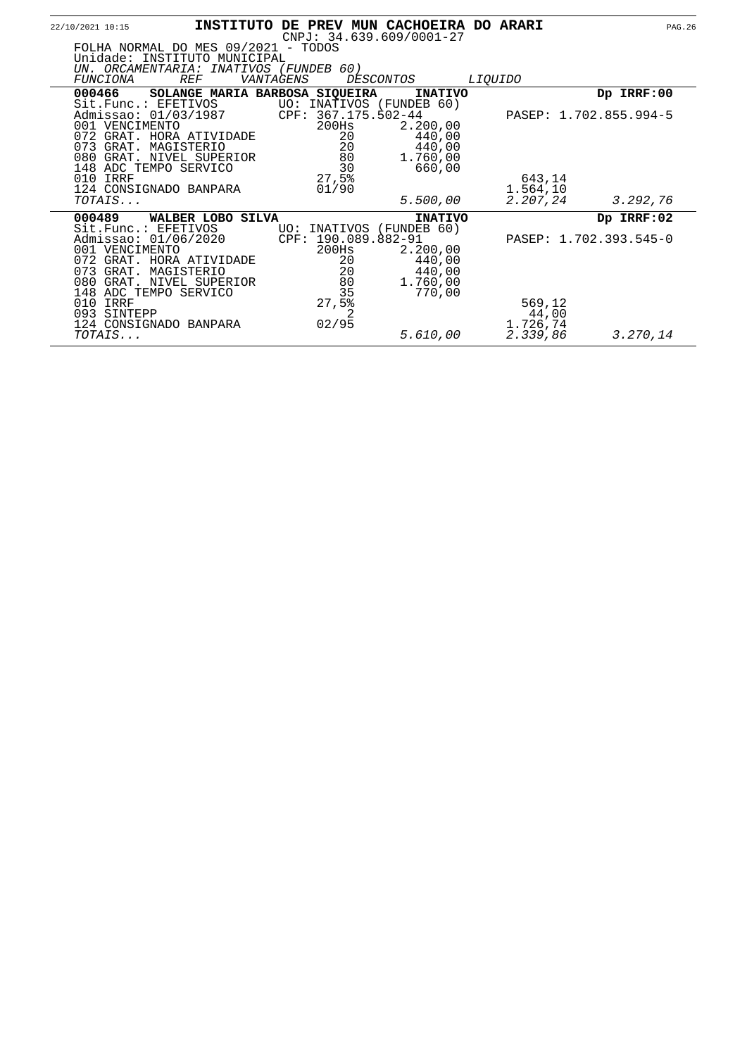22/10/2021 10:15

# INSTITUTO DE PREV MUN CACHOEIRA DO ARARI

CNPJ: 34.639.609/0001-27

FOLHA NORMAL DO MES 09/2021 - TODOS
Unidade: INSTITUTO MUNICIPAL
*UN. ORCAMENTARIA: INATIVOS (FUNDEB 60)*

| *FUNCIONA* | *REF* | *VANTAGENS* | *DESCONTOS* | *LIQUIDO* |
|---|---|---|---|---|
| **000466 SOLANGE MARIA BARBOSA SIQUEIRA** | | **INATIVO** | | **Dp IRRF:00** |
| Sit.Func.: EFETIVOS | UO: INATIVOS (FUNDEB 60) | | | |
| Admissao: 01/03/1987 | CPF: 367.175.502-44 | | PASEP: 1.702.855.994-5 | |
| 001 VENCIMENTO | 200Hs | 2.200,00 | | |
| 072 GRAT. HORA ATIVIDADE | 20 | 440,00 | | |
| 073 GRAT. MAGISTERIO | 20 | 440,00 | | |
| 080 GRAT. NIVEL SUPERIOR | 80 | 1.760,00 | | |
| 148 ADC TEMPO SERVICO | 30 | 660,00 | | |
| 010 IRRF | 27,5% | | 643,14 | |
| 124 CONSIGNADO BANPARA | 01/90 | | 1.564,10 | |
| *TOTAIS...* | | *5.500,00* | *2.207,24* | *3.292,76* |
| **000489 WALBER LOBO SILVA** | | **INATIVO** | | **Dp IRRF:02** |
| Sit.Func.: EFETIVOS | UO: INATIVOS (FUNDEB 60) | | | |
| Admissao: 01/06/2020 | CPF: 190.089.882-91 | | PASEP: 1.702.393.545-0 | |
| 001 VENCIMENTO | 200Hs | 2.200,00 | | |
| 072 GRAT. HORA ATIVIDADE | 20 | 440,00 | | |
| 073 GRAT. MAGISTERIO | 20 | 440,00 | | |
| 080 GRAT. NIVEL SUPERIOR | 80 | 1.760,00 | | |
| 148 ADC TEMPO SERVICO | 35 | 770,00 | | |
| 010 IRRF | 27,5% | | 569,12 | |
| 093 SINTEPP | 2 | | 44,00 | |
| 124 CONSIGNADO BANPARA | 02/95 | | 1.726,74 | |
| *TOTAIS...* | | *5.610,00* | *2.339,86* | *3.270,14* |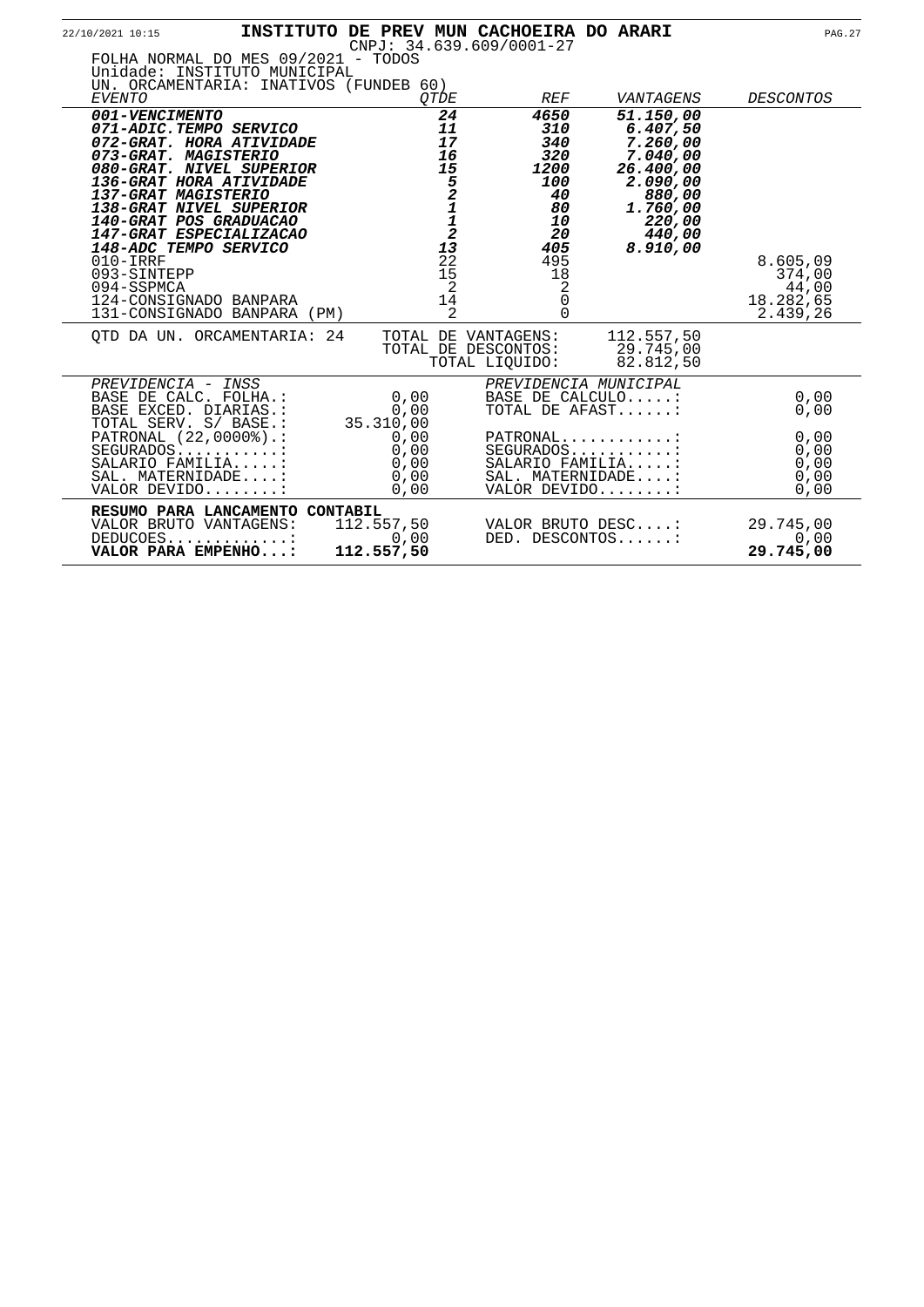# INSTITUTO DE PREV MUN CACHOEIRA DO ARARI

CNPJ: 34.639.609/0001-27

FOLHA NORMAL DO MES 09/2021 - TODOS
Unidade: INSTITUTO MUNICIPAL
UN. ORCAMENTARIA: INATIVOS (FUNDEB 60)

| *EVENTO* | *QTDE* | *REF* | *VANTAGENS* | *DESCONTOS* |
|---|---|---|---|---|
| ***001-VENCIMENTO*** | ***24*** | ***4650*** | ***51.150,00*** | |
| ***071-ADIC.TEMPO SERVICO*** | ***11*** | ***310*** | ***6.407,50*** | |
| ***072-GRAT. HORA ATIVIDADE*** | ***17*** | ***340*** | ***7.260,00*** | |
| ***073-GRAT. MAGISTERIO*** | ***16*** | ***320*** | ***7.040,00*** | |
| ***080-GRAT. NIVEL SUPERIOR*** | ***15*** | ***1200*** | ***26.400,00*** | |
| ***136-GRAT HORA ATIVIDADE*** | ***5*** | ***100*** | ***2.090,00*** | |
| ***137-GRAT MAGISTERIO*** | ***2*** | ***40*** | ***880,00*** | |
| ***138-GRAT NIVEL SUPERIOR*** | ***1*** | ***80*** | ***1.760,00*** | |
| ***140-GRAT POS GRADUACAO*** | ***1*** | ***10*** | ***220,00*** | |
| ***147-GRAT ESPECIALIZACAO*** | ***2*** | ***20*** | ***440,00*** | |
| ***148-ADC TEMPO SERVICO*** | ***13*** | ***405*** | ***8.910,00*** | |
| 010-IRRF | 22 | 495 | | 8.605,09 |
| 093-SINTEPP | 15 | 18 | | 374,00 |
| 094-SSPMCA | 2 | 2 | | 44,00 |
| 124-CONSIGNADO BANPARA | 14 | 0 | | 18.282,65 |
| 131-CONSIGNADO BANPARA (PM) | 2 | 0 | | 2.439,26 |

QTD DA UN. ORCAMENTARIA: 24

| | |
|---|---|
| TOTAL DE VANTAGENS: | 112.557,50 |
| TOTAL DE DESCONTOS: | 29.745,00 |
| TOTAL LIQUIDO: | 82.812,50 |

| *PREVIDENCIA - INSS* | | *PREVIDENCIA MUNICIPAL* | |
|---|---|---|---|
| BASE DE CALC. FOLHA.: | 0,00 | BASE DE CALCULO.....: | 0,00 |
| BASE EXCED. DIARIAS.: | 0,00 | TOTAL DE AFAST......: | 0,00 |
| TOTAL SERV. S/ BASE.: | 35.310,00 | | |
| PATRONAL (22,0000%).: | 0,00 | PATRONAL...........: | 0,00 |
| SEGURADOS...........: | 0,00 | SEGURADOS..........: | 0,00 |
| SALARIO FAMILIA.....: | 0,00 | SALARIO FAMILIA.....: | 0,00 |
| SAL. MATERNIDADE....: | 0,00 | SAL. MATERNIDADE....: | 0,00 |
| VALOR DEVIDO........: | 0,00 | VALOR DEVIDO........: | 0,00 |

**RESUMO PARA LANCAMENTO CONTABIL**

| | | | |
|---|---|---|---|
| VALOR BRUTO VANTAGENS: | 112.557,50 | VALOR BRUTO DESC....: | 29.745,00 |
| DEDUCOES.............: | 0,00 | DED. DESCONTOS......: | 0,00 |
| **VALOR PARA EMPENHO...:** | **112.557,50** | | **29.745,00** |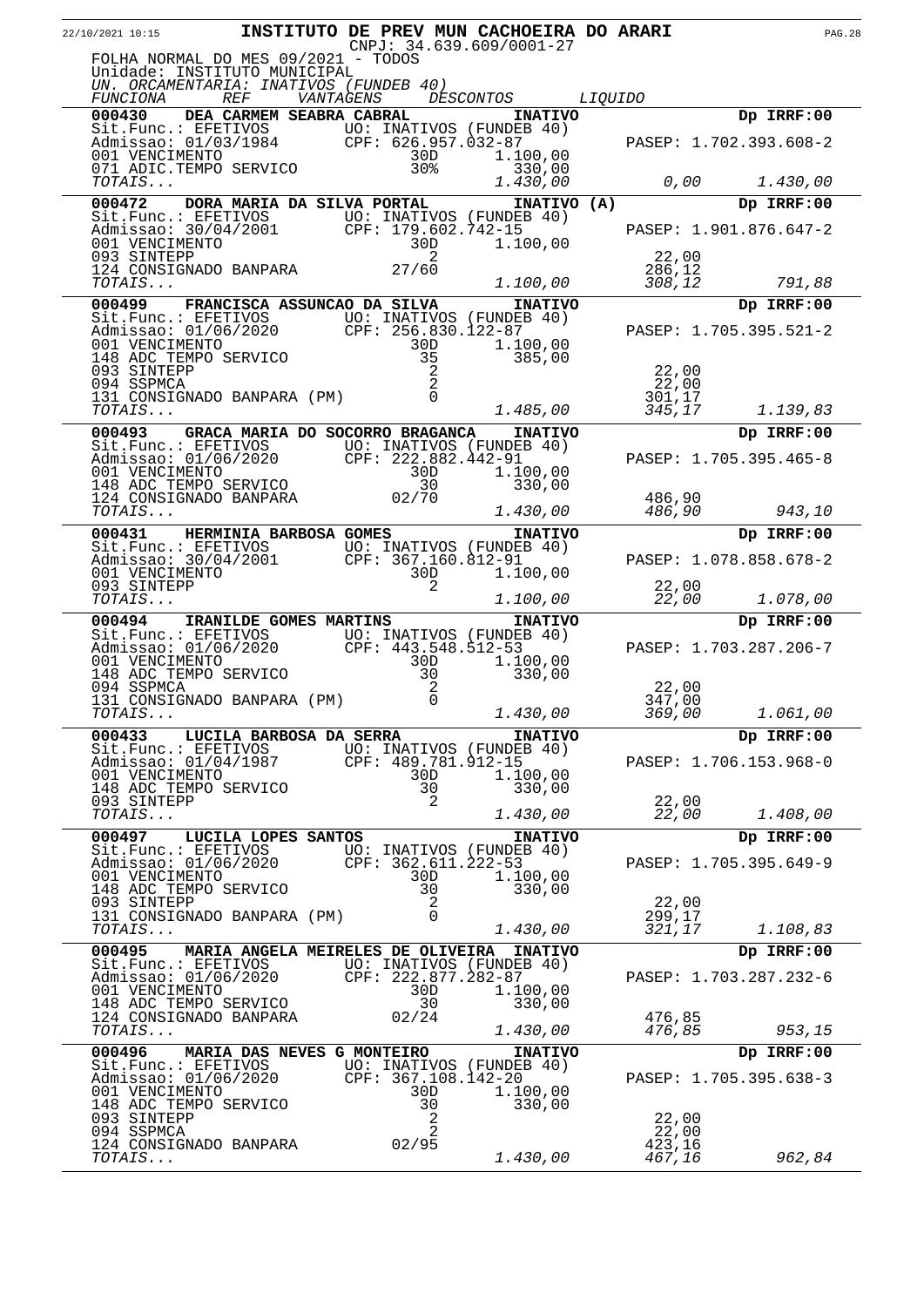**INSTITUTO DE PREV MUN CACHOEIRA DO ARARI**

CNPJ: 34.639.609/0001-27

FOLHA NORMAL DO MES 09/2021 - TODOS

Unidade: INSTITUTO MUNICIPAL

*UN. ORCAMENTARIA: INATIVOS (FUNDEB 40)*

| *FUNCIONA* | *REF* | *VANTAGENS* | *DESCONTOS* | *LIQUIDO* |
|---|---|---|---|---|
| **000430 DEA CARMEM SEABRA CABRAL** | | **INATIVO** | | **Dp IRRF:00** |
| Sit.Func.: EFETIVOS | UO: INATIVOS (FUNDEB 40) | | | |
| Admissao: 01/03/1984 | CPF: 626.957.032-87 | | PASEP: 1.702.393.608-2 | |
| 001 VENCIMENTO | 30D | 1.100,00 | | |
| 071 ADIC.TEMPO SERVICO | 30% | 330,00 | | |
| *TOTAIS...* | | *1.430,00* | *0,00* | *1.430,00* |
| **000472 DORA MARIA DA SILVA PORTAL** | | **INATIVO (A)** | | **Dp IRRF:00** |
| Sit.Func.: EFETIVOS | UO: INATIVOS (FUNDEB 40) | | | |
| Admissao: 30/04/2001 | CPF: 179.602.742-15 | | PASEP: 1.901.876.647-2 | |
| 001 VENCIMENTO | 30D | 1.100,00 | | |
| 093 SINTEPP | 2 | | 22,00 | |
| 124 CONSIGNADO BANPARA | 27/60 | | 286,12 | |
| *TOTAIS...* | | *1.100,00* | *308,12* | *791,88* |
| **000499 FRANCISCA ASSUNCAO DA SILVA** | | **INATIVO** | | **Dp IRRF:00** |
| Sit.Func.: EFETIVOS | UO: INATIVOS (FUNDEB 40) | | | |
| Admissao: 01/06/2020 | CPF: 256.830.122-87 | | PASEP: 1.705.395.521-2 | |
| 001 VENCIMENTO | 30D | 1.100,00 | | |
| 148 ADC TEMPO SERVICO | 35 | 385,00 | | |
| 093 SINTEPP | 2 | | 22,00 | |
| 094 SSPMCA | 2 | | 22,00 | |
| 131 CONSIGNADO BANPARA (PM) | 0 | | 301,17 | |
| *TOTAIS...* | | *1.485,00* | *345,17* | *1.139,83* |
| **000493 GRACA MARIA DO SOCORRO BRAGANCA** | | **INATIVO** | | **Dp IRRF:00** |
| Sit.Func.: EFETIVOS | UO: INATIVOS (FUNDEB 40) | | | |
| Admissao: 01/06/2020 | CPF: 222.882.442-91 | | PASEP: 1.705.395.465-8 | |
| 001 VENCIMENTO | 30D | 1.100,00 | | |
| 148 ADC TEMPO SERVICO | 30 | 330,00 | | |
| 124 CONSIGNADO BANPARA | 02/70 | | 486,90 | |
| *TOTAIS...* | | *1.430,00* | *486,90* | *943,10* |
| **000431 HERMINIA BARBOSA GOMES** | | **INATIVO** | | **Dp IRRF:00** |
| Sit.Func.: EFETIVOS | UO: INATIVOS (FUNDEB 40) | | | |
| Admissao: 30/04/2001 | CPF: 367.160.812-91 | | PASEP: 1.078.858.678-2 | |
| 001 VENCIMENTO | 30D | 1.100,00 | | |
| 093 SINTEPP | 2 | | 22,00 | |
| *TOTAIS...* | | *1.100,00* | *22,00* | *1.078,00* |
| **000494 IRANILDE GOMES MARTINS** | | **INATIVO** | | **Dp IRRF:00** |
| Sit.Func.: EFETIVOS | UO: INATIVOS (FUNDEB 40) | | | |
| Admissao: 01/06/2020 | CPF: 443.548.512-53 | | PASEP: 1.703.287.206-7 | |
| 001 VENCIMENTO | 30D | 1.100,00 | | |
| 148 ADC TEMPO SERVICO | 30 | 330,00 | | |
| 094 SSPMCA | 2 | | 22,00 | |
| 131 CONSIGNADO BANPARA (PM) | 0 | | 347,00 | |
| *TOTAIS...* | | *1.430,00* | *369,00* | *1.061,00* |
| **000433 LUCILA BARBOSA DA SERRA** | | **INATIVO** | | **Dp IRRF:00** |
| Sit.Func.: EFETIVOS | UO: INATIVOS (FUNDEB 40) | | | |
| Admissao: 01/04/1987 | CPF: 489.781.912-15 | | PASEP: 1.706.153.968-0 | |
| 001 VENCIMENTO | 30D | 1.100,00 | | |
| 148 ADC TEMPO SERVICO | 30 | 330,00 | | |
| 093 SINTEPP | 2 | | 22,00 | |
| *TOTAIS...* | | *1.430,00* | *22,00* | *1.408,00* |
| **000497 LUCILA LOPES SANTOS** | | **INATIVO** | | **Dp IRRF:00** |
| Sit.Func.: EFETIVOS | UO: INATIVOS (FUNDEB 40) | | | |
| Admissao: 01/06/2020 | CPF: 362.611.222-53 | | PASEP: 1.705.395.649-9 | |
| 001 VENCIMENTO | 30D | 1.100,00 | | |
| 148 ADC TEMPO SERVICO | 30 | 330,00 | | |
| 093 SINTEPP | 2 | | 22,00 | |
| 131 CONSIGNADO BANPARA (PM) | 0 | | 299,17 | |
| *TOTAIS...* | | *1.430,00* | *321,17* | *1.108,83* |
| **000495 MARIA ANGELA MEIRELES DE OLIVEIRA** | | **INATIVO** | | **Dp IRRF:00** |
| Sit.Func.: EFETIVOS | UO: INATIVOS (FUNDEB 40) | | | |
| Admissao: 01/06/2020 | CPF: 222.877.282-87 | | PASEP: 1.703.287.232-6 | |
| 001 VENCIMENTO | 30D | 1.100,00 | | |
| 148 ADC TEMPO SERVICO | 30 | 330,00 | | |
| 124 CONSIGNADO BANPARA | 02/24 | | 476,85 | |
| *TOTAIS...* | | *1.430,00* | *476,85* | *953,15* |
| **000496 MARIA DAS NEVES G MONTEIRO** | | **INATIVO** | | **Dp IRRF:00** |
| Sit.Func.: EFETIVOS | UO: INATIVOS (FUNDEB 40) | | | |
| Admissao: 01/06/2020 | CPF: 367.108.142-20 | | PASEP: 1.705.395.638-3 | |
| 001 VENCIMENTO | 30D | 1.100,00 | | |
| 148 ADC TEMPO SERVICO | 30 | 330,00 | | |
| 093 SINTEPP | 2 | | 22,00 | |
| 094 SSPMCA | 2 | | 22,00 | |
| 124 CONSIGNADO BANPARA | 02/95 | | 423,16 | |
| *TOTAIS...* | | *1.430,00* | *467,16* | *962,84* |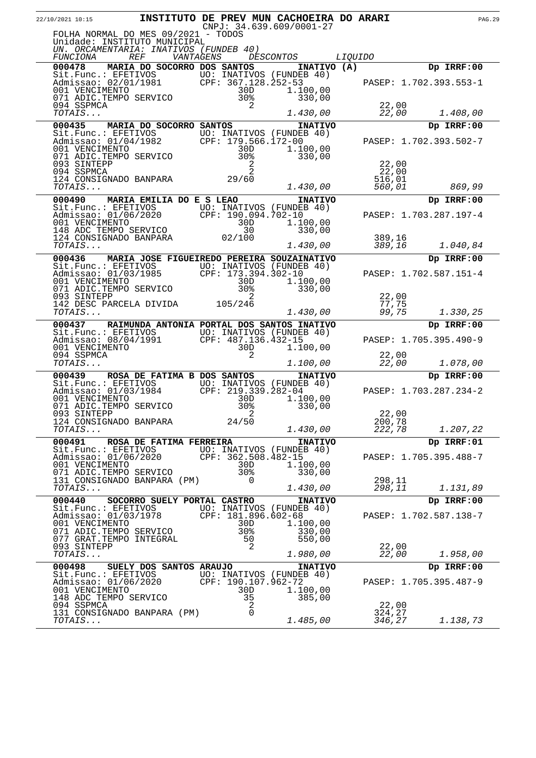# INSTITUTO DE PREV MUN CACHOEIRA DO ARARI

CNPJ: 34.639.609/0001-27

FOLHA NORMAL DO MES 09/2021 - TODOS
Unidade: INSTITUTO MUNICIPAL
*UN. ORCAMENTARIA: INATIVOS (FUNDEB 40)*

| *FUNCIONA* | *REF* | *VANTAGENS* | *DESCONTOS* | *LIQUIDO* |
|---|---|---|---|---|
| **000478 MARIA DO SOCORRO DOS SANTOS** | | **INATIVO (A)** | | **Dp IRRF:00** |
| Sit.Func.: EFETIVOS | UO: INATIVOS (FUNDEB 40) | | | |
| Admissao: 02/01/1981 | CPF: 367.128.252-53 | | PASEP: 1.702.393.553-1 | |
| 001 VENCIMENTO | 30D | 1.100,00 | | |
| 071 ADIC.TEMPO SERVICO | 30% | 330,00 | | |
| 094 SSPMCA | 2 | | 22,00 | |
| *TOTAIS...* | | *1.430,00* | *22,00* | *1.408,00* |
| **000435 MARIA DO SOCORRO SANTOS** | | **INATIVO** | | **Dp IRRF:00** |
| Sit.Func.: EFETIVOS | UO: INATIVOS (FUNDEB 40) | | | |
| Admissao: 01/04/1982 | CPF: 179.566.172-00 | | PASEP: 1.702.393.502-7 | |
| 001 VENCIMENTO | 30D | 1.100,00 | | |
| 071 ADIC.TEMPO SERVICO | 30% | 330,00 | | |
| 093 SINTEPP | 2 | | 22,00 | |
| 094 SSPMCA | 2 | | 22,00 | |
| 124 CONSIGNADO BANPARA | 29/60 | | 516,01 | |
| *TOTAIS...* | | *1.430,00* | *560,01* | *869,99* |
| **000490 MARIA EMILIA DO E S LEAO** | | **INATIVO** | | **Dp IRRF:00** |
| Sit.Func.: EFETIVOS | UO: INATIVOS (FUNDEB 40) | | | |
| Admissao: 01/06/2020 | CPF: 190.094.702-10 | | PASEP: 1.703.287.197-4 | |
| 001 VENCIMENTO | 30D | 1.100,00 | | |
| 148 ADC TEMPO SERVICO | 30 | 330,00 | | |
| 124 CONSIGNADO BANPARA | 02/100 | | 389,16 | |
| *TOTAIS...* | | *1.430,00* | *389,16* | *1.040,84* |
| **000436 MARIA JOSE FIGUEIREDO PEREIRA SOUZA** | | **INATIVO** | | **Dp IRRF:00** |
| Sit.Func.: EFETIVOS | UO: INATIVOS (FUNDEB 40) | | | |
| Admissao: 01/03/1985 | CPF: 173.394.302-10 | | PASEP: 1.702.587.151-4 | |
| 001 VENCIMENTO | 30D | 1.100,00 | | |
| 071 ADIC.TEMPO SERVICO | 30% | 330,00 | | |
| 093 SINTEPP | 2 | | 22,00 | |
| 142 DESC PARCELA DIVIDA | 105/246 | | 77,75 | |
| *TOTAIS...* | | *1.430,00* | *99,75* | *1.330,25* |
| **000437 RAIMUNDA ANTONIA PORTAL DOS SANTOS** | | **INATIVO** | | **Dp IRRF:00** |
| Sit.Func.: EFETIVOS | UO: INATIVOS (FUNDEB 40) | | | |
| Admissao: 08/04/1991 | CPF: 487.136.432-15 | | PASEP: 1.705.395.490-9 | |
| 001 VENCIMENTO | 30D | 1.100,00 | | |
| 094 SSPMCA | 2 | | 22,00 | |
| *TOTAIS...* | | *1.100,00* | *22,00* | *1.078,00* |
| **000439 ROSA DE FATIMA B DOS SANTOS** | | **INATIVO** | | **Dp IRRF:00** |
| Sit.Func.: EFETIVOS | UO: INATIVOS (FUNDEB 40) | | | |
| Admissao: 01/03/1984 | CPF: 219.339.282-04 | | PASEP: 1.703.287.234-2 | |
| 001 VENCIMENTO | 30D | 1.100,00 | | |
| 071 ADIC.TEMPO SERVICO | 30% | 330,00 | | |
| 093 SINTEPP | 2 | | 22,00 | |
| 124 CONSIGNADO BANPARA | 24/50 | | 200,78 | |
| *TOTAIS...* | | *1.430,00* | *222,78* | *1.207,22* |
| **000491 ROSA DE FATIMA FERREIRA** | | **INATIVO** | | **Dp IRRF:01** |
| Sit.Func.: EFETIVOS | UO: INATIVOS (FUNDEB 40) | | | |
| Admissao: 01/06/2020 | CPF: 362.508.482-15 | | PASEP: 1.705.395.488-7 | |
| 001 VENCIMENTO | 30D | 1.100,00 | | |
| 071 ADIC.TEMPO SERVICO | 30% | 330,00 | | |
| 131 CONSIGNADO BANPARA (PM) | 0 | | 298,11 | |
| *TOTAIS...* | | *1.430,00* | *298,11* | *1.131,89* |
| **000440 SOCORRO SUELY PORTAL CASTRO** | | **INATIVO** | | **Dp IRRF:00** |
| Sit.Func.: EFETIVOS | UO: INATIVOS (FUNDEB 40) | | | |
| Admissao: 01/03/1978 | CPF: 181.896.602-68 | | PASEP: 1.702.587.138-7 | |
| 001 VENCIMENTO | 30D | 1.100,00 | | |
| 071 ADIC.TEMPO SERVICO | 30% | 330,00 | | |
| 077 GRAT.TEMPO INTEGRAL | 50 | 550,00 | | |
| 093 SINTEPP | 2 | | 22,00 | |
| *TOTAIS...* | | *1.980,00* | *22,00* | *1.958,00* |
| **000498 SUELY DOS SANTOS ARAUJO** | | **INATIVO** | | **Dp IRRF:00** |
| Sit.Func.: EFETIVOS | UO: INATIVOS (FUNDEB 40) | | | |
| Admissao: 01/06/2020 | CPF: 190.107.962-72 | | PASEP: 1.705.395.487-9 | |
| 001 VENCIMENTO | 30D | 1.100,00 | | |
| 148 ADC TEMPO SERVICO | 35 | 385,00 | | |
| 094 SSPMCA | 2 | | 22,00 | |
| 131 CONSIGNADO BANPARA (PM) | 0 | | 324,27 | |
| *TOTAIS...* | | *1.485,00* | *346,27* | *1.138,73* |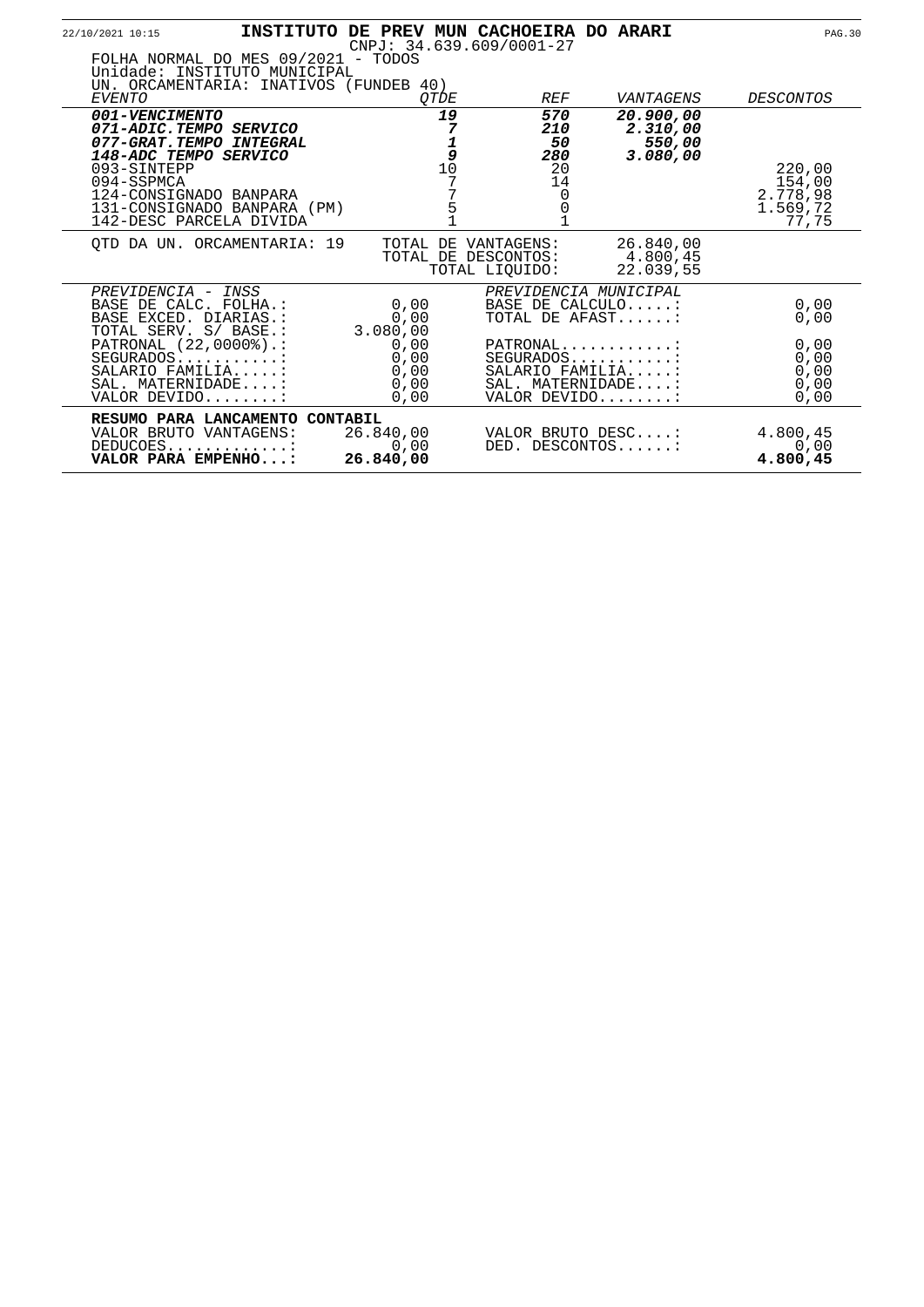# INSTITUTO DE PREV MUN CACHOEIRA DO ARARI

CNPJ: 34.639.609/0001-27

FOLHA NORMAL DO MES 09/2021 - TODOS
Unidade: INSTITUTO MUNICIPAL
UN. ORCAMENTARIA: INATIVOS (FUNDEB 40)

| *EVENTO* | *QTDE* | *REF* | *VANTAGENS* | *DESCONTOS* |
|---|---|---|---|---|
| ***001-VENCIMENTO*** | ***19*** | ***570*** | ***20.900,00*** | |
| ***071-ADIC.TEMPO SERVICO*** | ***7*** | ***210*** | ***2.310,00*** | |
| ***077-GRAT.TEMPO INTEGRAL*** | ***1*** | ***50*** | ***550,00*** | |
| ***148-ADC TEMPO SERVICO*** | ***9*** | ***280*** | ***3.080,00*** | |
| 093-SINTEPP | 10 | 20 | | 220,00 |
| 094-SSPMCA | 7 | 14 | | 154,00 |
| 124-CONSIGNADO BANPARA | 7 | 0 | | 2.778,98 |
| 131-CONSIGNADO BANPARA (PM) | 5 | 0 | | 1.569,72 |
| 142-DESC PARCELA DIVIDA | 1 | 1 | | 77,75 |

QTD DA UN. ORCAMENTARIA: 19

| | |
|---|---|
| TOTAL DE VANTAGENS: | 26.840,00 |
| TOTAL DE DESCONTOS: | 4.800,45 |
| TOTAL LIQUIDO: | 22.039,55 |

| *PREVIDENCIA - INSS* | | *PREVIDENCIA MUNICIPAL* | |
|---|---|---|---|
| BASE DE CALC. FOLHA.: | 0,00 | BASE DE CALCULO.....: | 0,00 |
| BASE EXCED. DIARIAS.: | 0,00 | TOTAL DE AFAST......: | 0,00 |
| TOTAL SERV. S/ BASE.: | 3.080,00 | | |
| PATRONAL (22,0000%).: | 0,00 | PATRONAL............: | 0,00 |
| SEGURADOS...........: | 0,00 | SEGURADOS...........: | 0,00 |
| SALARIO FAMILIA.....: | 0,00 | SALARIO FAMILIA.....: | 0,00 |
| SAL. MATERNIDADE....: | 0,00 | SAL. MATERNIDADE....: | 0,00 |
| VALOR DEVIDO........: | 0,00 | VALOR DEVIDO........: | 0,00 |

**RESUMO PARA LANCAMENTO CONTABIL**

| | | | |
|---|---|---|---|
| VALOR BRUTO VANTAGENS: | 26.840,00 | VALOR BRUTO DESC....: | 4.800,45 |
| DEDUCOES.............: | 0,00 | DED. DESCONTOS......: | 0,00 |
| **VALOR PARA EMPENHO...:** | **26.840,00** | | **4.800,45** |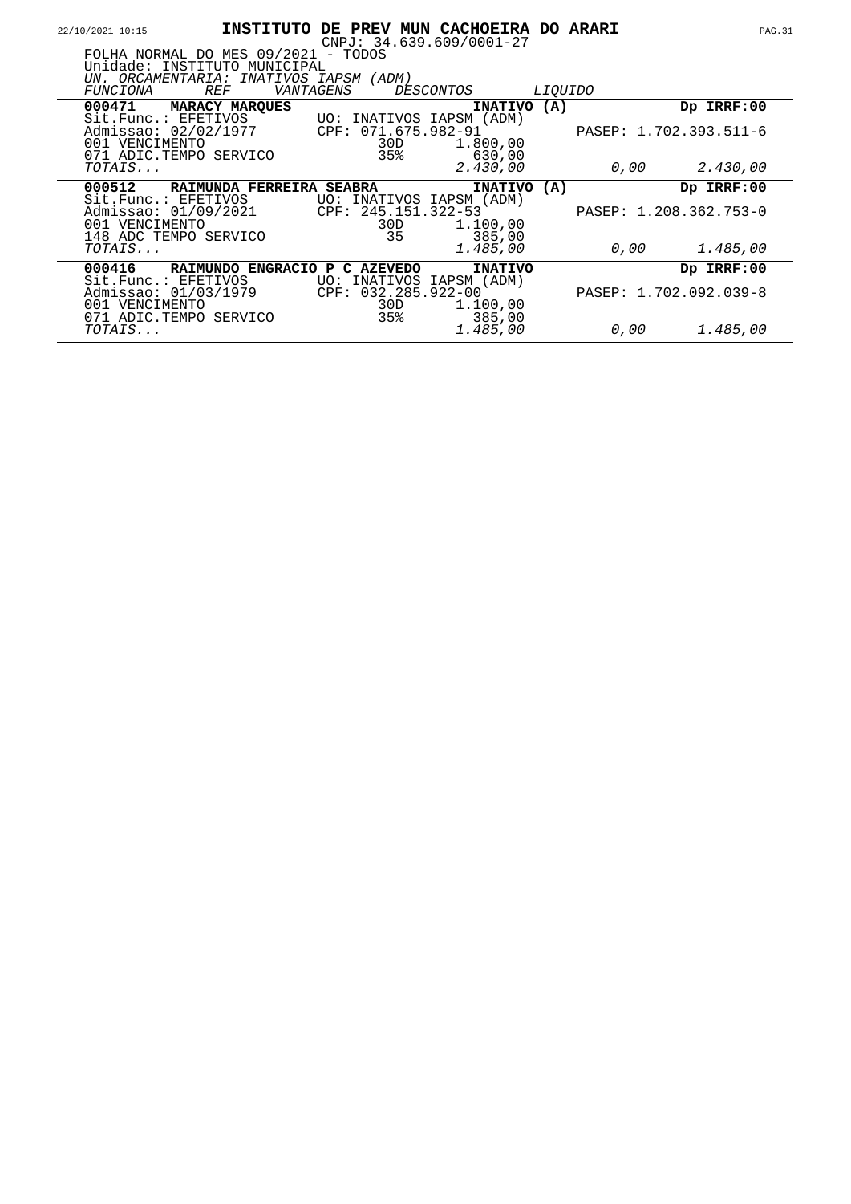**INSTITUTO DE PREV MUN CACHOEIRA DO ARARI**

CNPJ: 34.639.609/0001-27

FOLHA NORMAL DO MES 09/2021 - TODOS

Unidade: INSTITUTO MUNICIPAL

*UN. ORCAMENTARIA: INATIVOS IAPSM (ADM)*

| *FUNCIONA* | *REF* | *VANTAGENS* | *DESCONTOS* | *LIQUIDO* |
|---|---|---|---|---|
| **000471 MARACY MARQUES** | | **INATIVO (A)** | | **Dp IRRF:00** |
| Sit.Func.: EFETIVOS | UO: INATIVOS IAPSM (ADM) | | | |
| Admissao: 02/02/1977 | CPF: 071.675.982-91 | | | PASEP: 1.702.393.511-6 |
| 001 VENCIMENTO | 30D | 1.800,00 | | |
| 071 ADIC.TEMPO SERVICO | 35% | 630,00 | | |
| *TOTAIS...* | | *2.430,00* | *0,00* | *2.430,00* |
| **000512 RAIMUNDA FERREIRA SEABRA** | | **INATIVO (A)** | | **Dp IRRF:00** |
| Sit.Func.: EFETIVOS | UO: INATIVOS IAPSM (ADM) | | | |
| Admissao: 01/09/2021 | CPF: 245.151.322-53 | | | PASEP: 1.208.362.753-0 |
| 001 VENCIMENTO | 30D | 1.100,00 | | |
| 148 ADC TEMPO SERVICO | 35 | 385,00 | | |
| *TOTAIS...* | | *1.485,00* | *0,00* | *1.485,00* |
| **000416 RAIMUNDO ENGRACIO P C AZEVEDO** | | **INATIVO** | | **Dp IRRF:00** |
| Sit.Func.: EFETIVOS | UO: INATIVOS IAPSM (ADM) | | | |
| Admissao: 01/03/1979 | CPF: 032.285.922-00 | | | PASEP: 1.702.092.039-8 |
| 001 VENCIMENTO | 30D | 1.100,00 | | |
| 071 ADIC.TEMPO SERVICO | 35% | 385,00 | | |
| *TOTAIS...* | | *1.485,00* | *0,00* | *1.485,00* |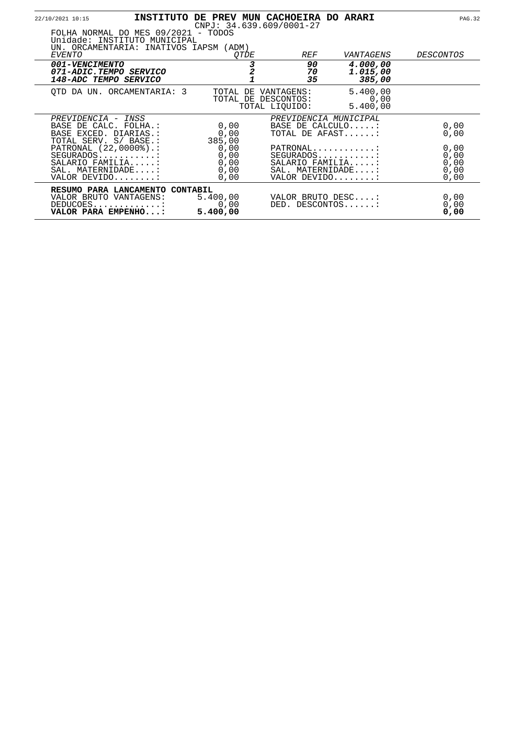# INSTITUTO DE PREV MUN CACHOEIRA DO ARARI

CNPJ: 34.639.609/0001-27

FOLHA NORMAL DO MES 09/2021 - TODOS
Unidade: INSTITUTO MUNICIPAL
UN. ORCAMENTARIA: INATIVOS IAPSM (ADM)

| *EVENTO* | *QTDE* | *REF* | *VANTAGENS* | *DESCONTOS* |
|---|---|---|---|---|
| ***001-VENCIMENTO*** | ***3*** | ***90*** | ***4.000,00*** | |
| ***071-ADIC.TEMPO SERVICO*** | ***2*** | ***70*** | ***1.015,00*** | |
| ***148-ADC TEMPO SERVICO*** | ***1*** | ***35*** | ***385,00*** | |

QTD DA UN. ORCAMENTARIA: 3

| | |
|---|---|
| TOTAL DE VANTAGENS: | 5.400,00 |
| TOTAL DE DESCONTOS: | 0,00 |
| TOTAL LIQUIDO: | 5.400,00 |

| *PREVIDENCIA - INSS* | | *PREVIDENCIA MUNICIPAL* | |
|---|---|---|---|
| BASE DE CALC. FOLHA.: | 0,00 | BASE DE CALCULO.....: | 0,00 |
| BASE EXCED. DIARIAS.: | 0,00 | TOTAL DE AFAST......: | 0,00 |
| TOTAL SERV. S/ BASE.: | 385,00 | | |
| PATRONAL (22,0000%).: | 0,00 | PATRONAL............: | 0,00 |
| SEGURADOS...........: | 0,00 | SEGURADOS...........: | 0,00 |
| SALARIO FAMILIA.....: | 0,00 | SALARIO FAMILIA.....: | 0,00 |
| SAL. MATERNIDADE....: | 0,00 | SAL. MATERNIDADE....: | 0,00 |
| VALOR DEVIDO........: | 0,00 | VALOR DEVIDO........: | 0,00 |

**RESUMO PARA LANCAMENTO CONTABIL**

| | | | |
|---|---|---|---|
| VALOR BRUTO VANTAGENS: | 5.400,00 | VALOR BRUTO DESC....: | 0,00 |
| DEDUCOES.............: | 0,00 | DED. DESCONTOS......: | 0,00 |
| **VALOR PARA EMPENHO...:** | **5.400,00** | | **0,00** |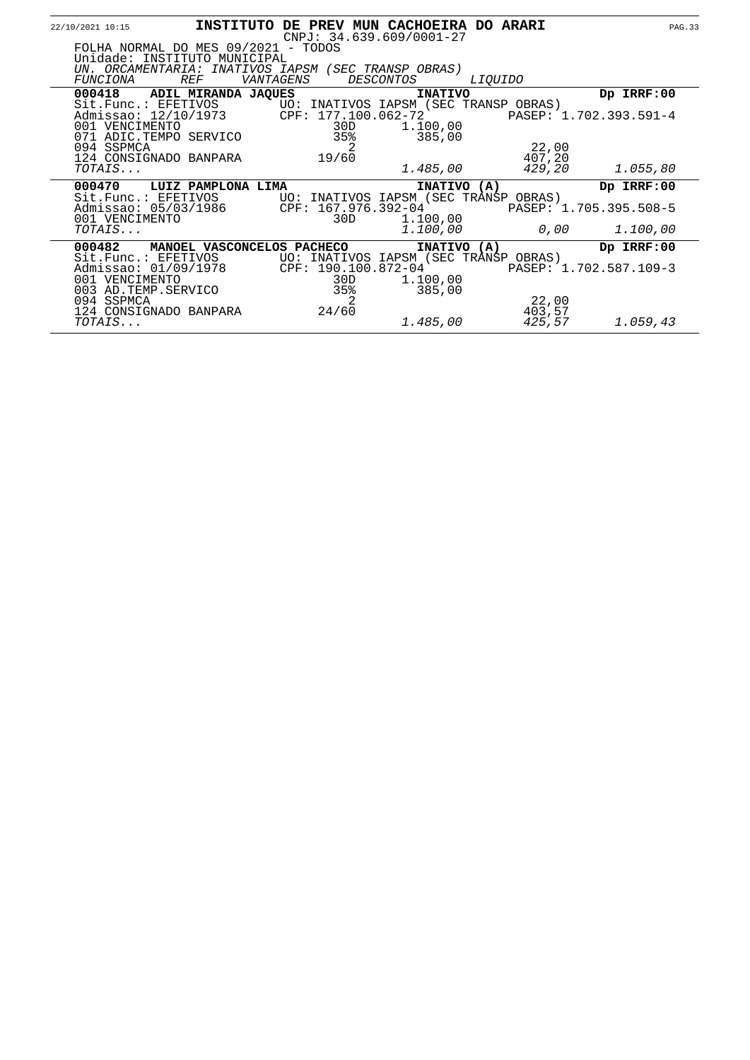## INSTITUTO DE PREV MUN CACHOEIRA DO ARARI

CNPJ: 34.639.609/0001-27

FOLHA NORMAL DO MES 09/2021 - TODOS
Unidade: INSTITUTO MUNICIPAL
*UN. ORCAMENTARIA: INATIVOS IAPSM (SEC TRANSP OBRAS)*

| *FUNCIONA* | *REF* | *VANTAGENS* | *DESCONTOS* | *LIQUIDO* |
|---|---|---|---|---|
| **000418 ADIL MIRANDA JAQUES** | | **INATIVO** | | **Dp IRRF:00** |
| Sit.Func.: EFETIVOS | UO: INATIVOS IAPSM (SEC TRANSP OBRAS) | | | |
| Admissao: 12/10/1973 | CPF: 177.100.062-72 | | PASEP: 1.702.393.591-4 | |
| 001 VENCIMENTO | 30D | 1.100,00 | | |
| 071 ADIC.TEMPO SERVICO | 35% | 385,00 | | |
| 094 SSPMCA | 2 | | 22,00 | |
| 124 CONSIGNADO BANPARA | 19/60 | | 407,20 | |
| *TOTAIS...* | | *1.485,00* | *429,20* | *1.055,80* |
| **000470 LUIZ PAMPLONA LIMA** | | **INATIVO (A)** | | **Dp IRRF:00** |
| Sit.Func.: EFETIVOS | UO: INATIVOS IAPSM (SEC TRANSP OBRAS) | | | |
| Admissao: 05/03/1986 | CPF: 167.976.392-04 | | PASEP: 1.705.395.508-5 | |
| 001 VENCIMENTO | 30D | 1.100,00 | | |
| *TOTAIS...* | | *1.100,00* | *0,00* | *1.100,00* |
| **000482 MANOEL VASCONCELOS PACHECO** | | **INATIVO (A)** | | **Dp IRRF:00** |
| Sit.Func.: EFETIVOS | UO: INATIVOS IAPSM (SEC TRANSP OBRAS) | | | |
| Admissao: 01/09/1978 | CPF: 190.100.872-04 | | PASEP: 1.702.587.109-3 | |
| 001 VENCIMENTO | 30D | 1.100,00 | | |
| 003 AD.TEMP.SERVICO | 35% | 385,00 | | |
| 094 SSPMCA | 2 | | 22,00 | |
| 124 CONSIGNADO BANPARA | 24/60 | | 403,57 | |
| *TOTAIS...* | | *1.485,00* | *425,57* | *1.059,43* |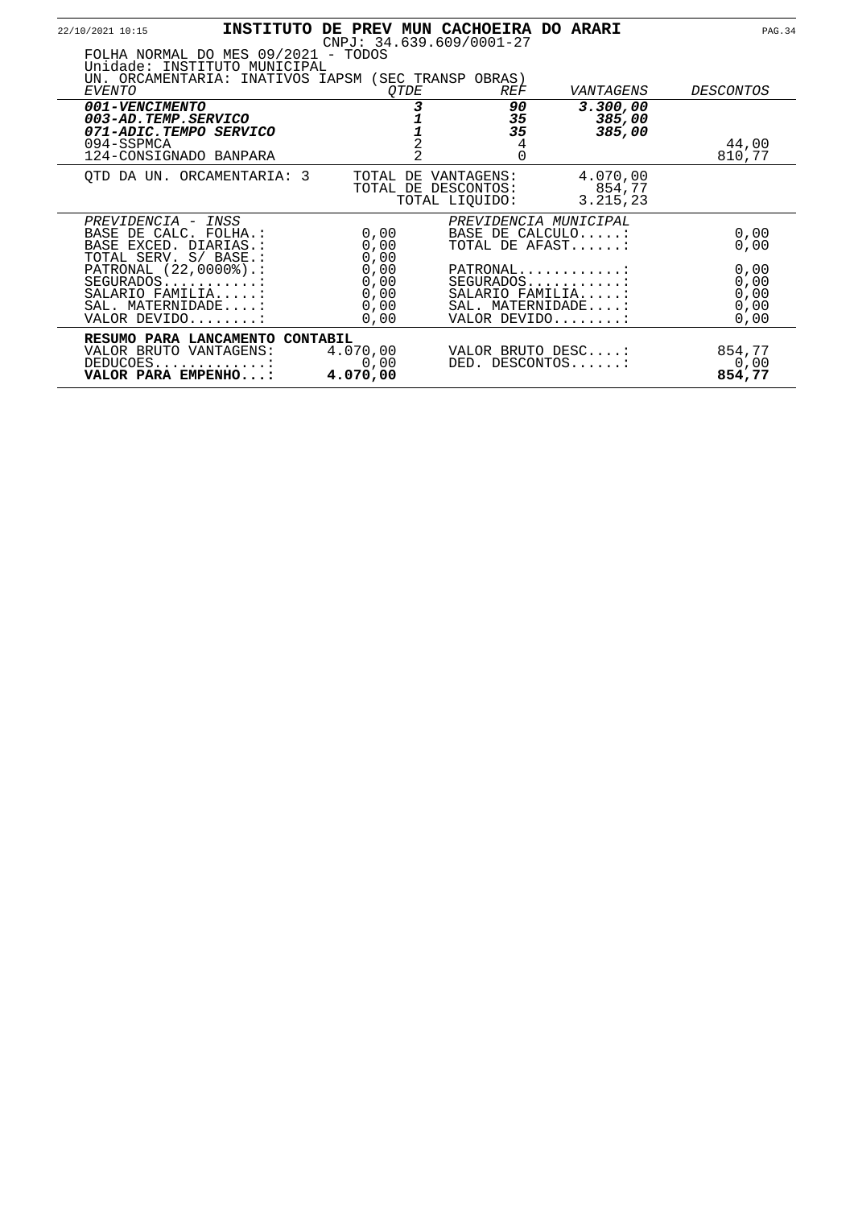**INSTITUTO DE PREV MUN CACHOEIRA DO ARARI**

CNPJ: 34.639.609/0001-27

FOLHA NORMAL DO MES 09/2021 - TODOS
Unidade: INSTITUTO MUNICIPAL
UN. ORCAMENTARIA: INATIVOS IAPSM (SEC TRANSP OBRAS)

| *EVENTO* | *QTDE* | *REF* | *VANTAGENS* | *DESCONTOS* |
|---|---|---|---|---|
| ***001-VENCIMENTO*** | ***3*** | ***90*** | ***3.300,00*** | |
| ***003-AD.TEMP.SERVICO*** | ***1*** | ***35*** | ***385,00*** | |
| ***071-ADIC.TEMPO SERVICO*** | ***1*** | ***35*** | ***385,00*** | |
| 094-SSPMCA | 2 | 4 | | 44,00 |
| 124-CONSIGNADO BANPARA | 2 | 0 | | 810,77 |

QTD DA UN. ORCAMENTARIA: 3

| | |
|---|---|
| TOTAL DE VANTAGENS: | 4.070,00 |
| TOTAL DE DESCONTOS: | 854,77 |
| TOTAL LIQUIDO: | 3.215,23 |

| *PREVIDENCIA - INSS* | | *PREVIDENCIA MUNICIPAL* | |
|---|---|---|---|
| BASE DE CALC. FOLHA.: | 0,00 | BASE DE CALCULO.....: | 0,00 |
| BASE EXCED. DIARIAS.: | 0,00 | TOTAL DE AFAST......: | 0,00 |
| TOTAL SERV. S/ BASE.: | 0,00 | | |
| PATRONAL (22,0000%).: | 0,00 | PATRONAL............: | 0,00 |
| SEGURADOS...........: | 0,00 | SEGURADOS...........: | 0,00 |
| SALARIO FAMILIA.....: | 0,00 | SALARIO FAMILIA.....: | 0,00 |
| SAL. MATERNIDADE....: | 0,00 | SAL. MATERNIDADE....: | 0,00 |
| VALOR DEVIDO........: | 0,00 | VALOR DEVIDO........: | 0,00 |

**RESUMO PARA LANCAMENTO CONTABIL**

| | | | |
|---|---|---|---|
| VALOR BRUTO VANTAGENS: | 4.070,00 | VALOR BRUTO DESC....: | 854,77 |
| DEDUCOES.............: | 0,00 | DED. DESCONTOS......: | 0,00 |
| **VALOR PARA EMPENHO...:** | **4.070,00** | | **854,77** |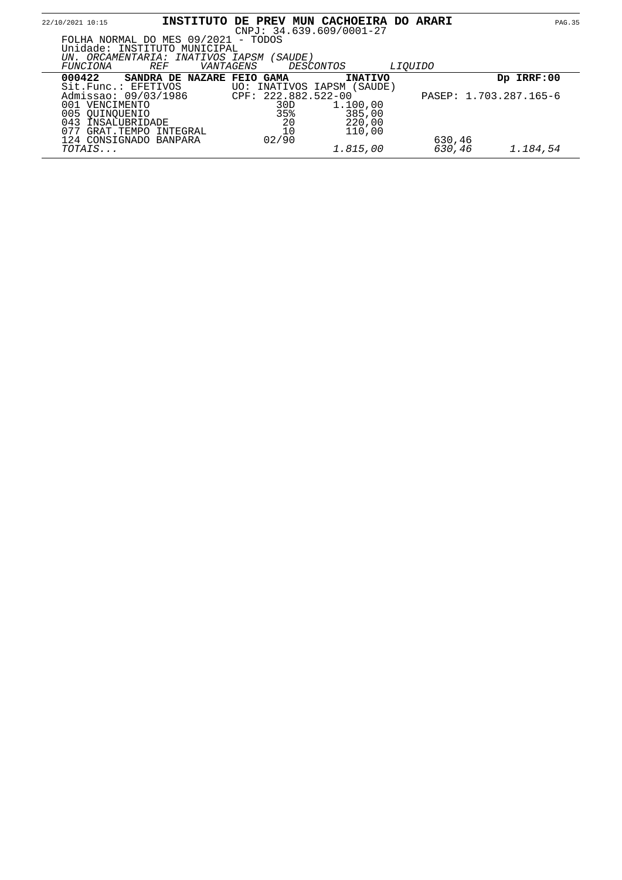22/10/2021 10:15

# INSTITUTO DE PREV MUN CACHOEIRA DO ARARI

CNPJ: 34.639.609/0001-27

FOLHA NORMAL DO MES 09/2021 - TODOS
Unidade: INSTITUTO MUNICIPAL
*UN. ORCAMENTARIA: INATIVOS IAPSM (SAUDE)*

| *FUNCIONA* | *REF* | *VANTAGENS* | *DESCONTOS* | *LIQUIDO* |
|---|---|---|---|---|
| **000422 SANDRA DE NAZARE FEIO GAMA** | | **INATIVO** | | **Dp IRRF:00** |
| Sit.Func.: EFETIVOS | UO: INATIVOS IAPSM (SAUDE) | | | |
| Admissao: 09/03/1986 | CPF: 222.882.522-00 | | | PASEP: 1.703.287.165-6 |
| 001 VENCIMENTO | 30D | 1.100,00 | | |
| 005 QUINQUENIO | 35% | 385,00 | | |
| 043 INSALUBRIDADE | 20 | 220,00 | | |
| 077 GRAT.TEMPO INTEGRAL | 10 | 110,00 | | |
| 124 CONSIGNADO BANPARA | 02/90 | | 630,46 | |
| *TOTAIS...* | | *1.815,00* | *630,46* | *1.184,54* |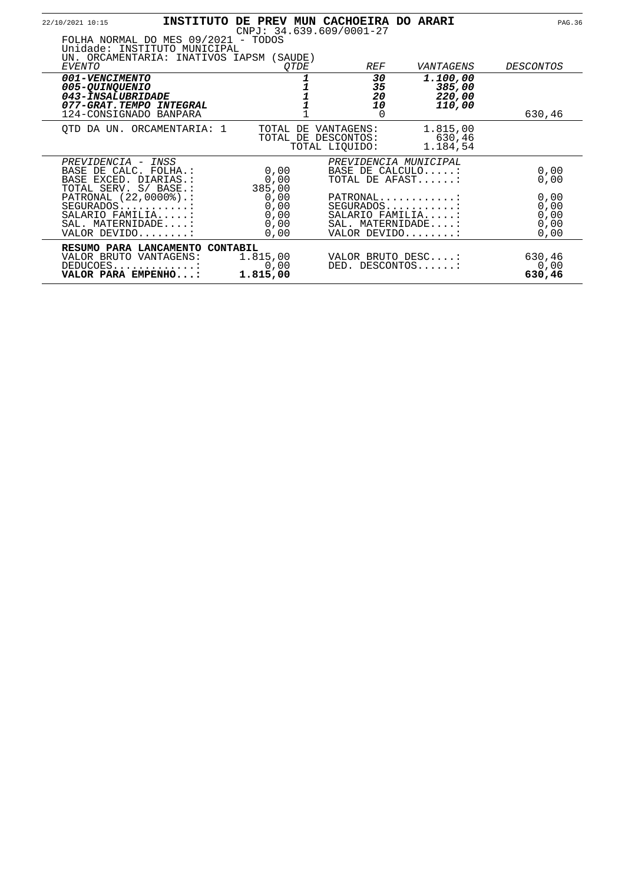**INSTITUTO DE PREV MUN CACHOEIRA DO ARARI**

CNPJ: 34.639.609/0001-27

FOLHA NORMAL DO MES 09/2021 - TODOS
Unidade: INSTITUTO MUNICIPAL
UN. ORCAMENTARIA: INATIVOS IAPSM (SAUDE)

| *EVENTO* | *QTDE* | *REF* | *VANTAGENS* | *DESCONTOS* |
|---|---|---|---|---|
| ***001-VENCIMENTO*** | ***1*** | ***30*** | ***1.100,00*** | |
| ***005-QUINQUENIO*** | ***1*** | ***35*** | ***385,00*** | |
| ***043-INSALUBRIDADE*** | ***1*** | ***20*** | ***220,00*** | |
| ***077-GRAT.TEMPO INTEGRAL*** | ***1*** | ***10*** | ***110,00*** | |
| 124-CONSIGNADO BANPARA | 1 | 0 | | 630,46 |

| | | |
|---|---|---|
| QTD DA UN. ORCAMENTARIA: 1 | TOTAL DE VANTAGENS: | 1.815,00 |
| | TOTAL DE DESCONTOS: | 630,46 |
| | TOTAL LIQUIDO: | 1.184,54 |

| *PREVIDENCIA - INSS* | | *PREVIDENCIA MUNICIPAL* | |
|---|---|---|---|
| BASE DE CALC. FOLHA.: | 0,00 | BASE DE CALCULO.....: | 0,00 |
| BASE EXCED. DIARIAS.: | 0,00 | TOTAL DE AFAST......: | 0,00 |
| TOTAL SERV. S/ BASE.: | 385,00 | | |
| PATRONAL (22,0000%).: | 0,00 | PATRONAL............: | 0,00 |
| SEGURADOS...........: | 0,00 | SEGURADOS...........: | 0,00 |
| SALARIO FAMILIA.....: | 0,00 | SALARIO FAMILIA.....: | 0,00 |
| SAL. MATERNIDADE....: | 0,00 | SAL. MATERNIDADE....: | 0,00 |
| VALOR DEVIDO........: | 0,00 | VALOR DEVIDO........: | 0,00 |

| **RESUMO PARA LANCAMENTO CONTABIL** | | | |
|---|---|---|---|
| VALOR BRUTO VANTAGENS: | 1.815,00 | VALOR BRUTO DESC....: | 630,46 |
| DEDUCOES.............: | 0,00 | DED. DESCONTOS......: | 0,00 |
| **VALOR PARA EMPENHO...:** | **1.815,00** | | **630,46** |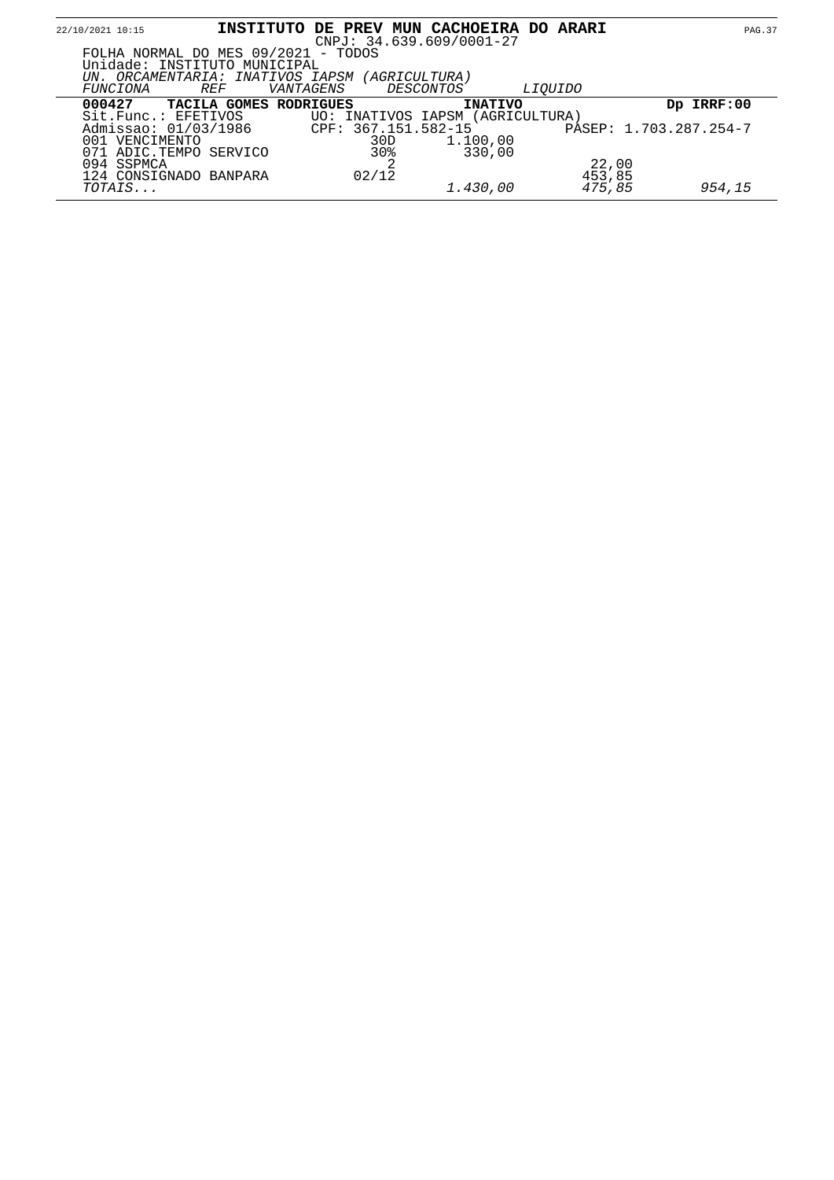**INSTITUTO DE PREV MUN CACHOEIRA DO ARARI**

CNPJ: 34.639.609/0001-27

FOLHA NORMAL DO MES 09/2021 - TODOS

Unidade: INSTITUTO MUNICIPAL

*UN. ORCAMENTARIA: INATIVOS IAPSM (AGRICULTURA)*

| *FUNCIONA* | *REF* | *VANTAGENS* | *DESCONTOS* | *LIQUIDO* |
|---|---|---|---|---|
| **000427 TACILA GOMES RODRIGUES** | | **INATIVO** | | **Dp IRRF:00** |
| Sit.Func.: EFETIVOS | UO: INATIVOS IAPSM (AGRICULTURA) | | | |
| Admissao: 01/03/1986 | CPF: 367.151.582-15 | | | PASEP: 1.703.287.254-7 |
| 001 VENCIMENTO | 30D | 1.100,00 | | |
| 071 ADIC.TEMPO SERVICO | 30% | 330,00 | | |
| 094 SSPMCA | 2 | | 22,00 | |
| 124 CONSIGNADO BANPARA | 02/12 | | 453,85 | |
| *TOTAIS...* | | *1.430,00* | *475,85* | *954,15* |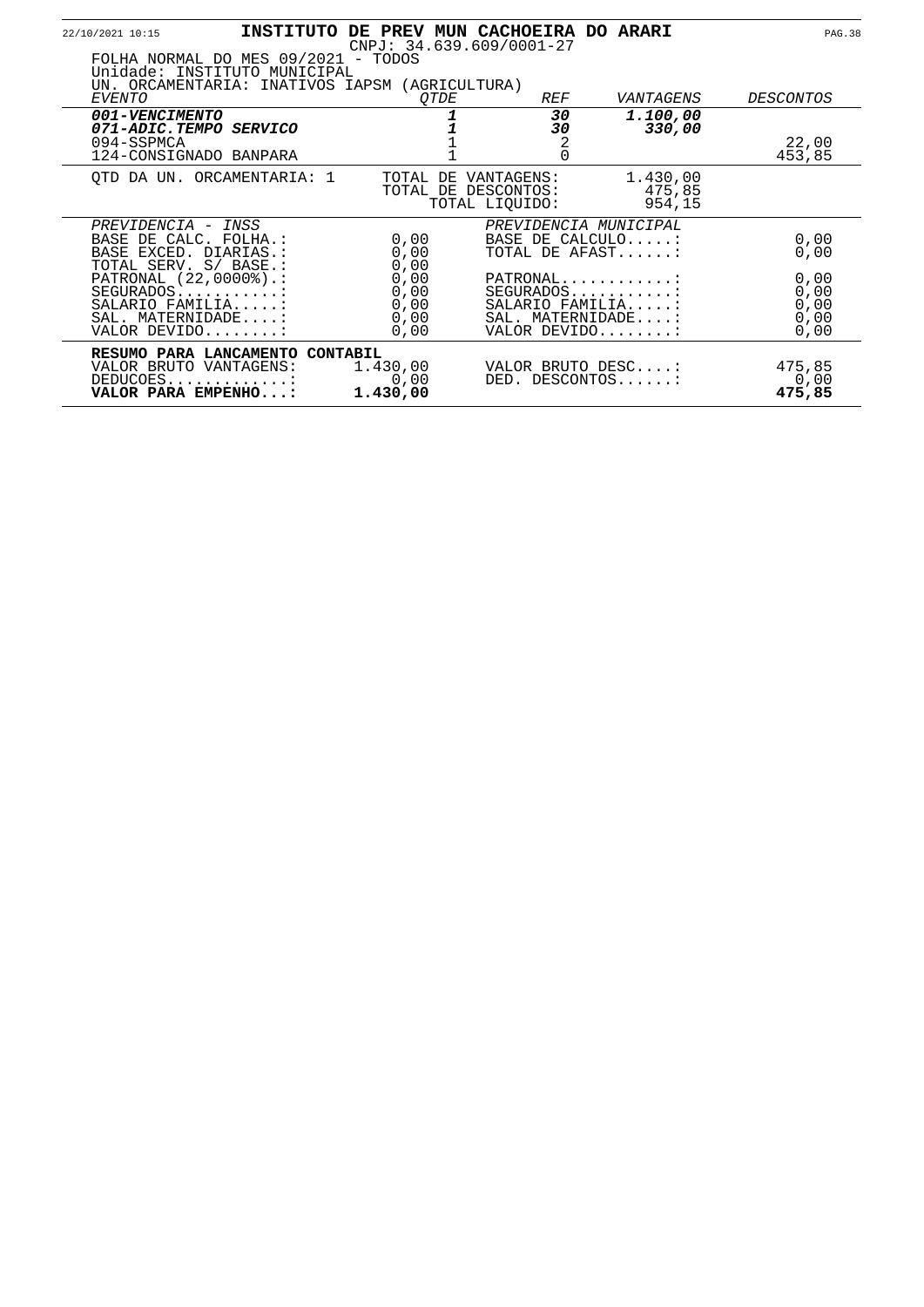# INSTITUTO DE PREV MUN CACHOEIRA DO ARARI

CNPJ: 34.639.609/0001-27

FOLHA NORMAL DO MES 09/2021 - TODOS
Unidade: INSTITUTO MUNICIPAL
UN. ORCAMENTARIA: INATIVOS IAPSM (AGRICULTURA)

| *EVENTO* | *QTDE* | *REF* | *VANTAGENS* | *DESCONTOS* |
|---|---|---|---|---|
| ***001-VENCIMENTO*** | **1** | **30** | **1.100,00** | |
| ***071-ADIC.TEMPO SERVICO*** | **1** | **30** | **330,00** | |
| 094-SSPMCA | 1 | 2 | | 22,00 |
| 124-CONSIGNADO BANPARA | 1 | 0 | | 453,85 |

QTD DA UN. ORCAMENTARIA: 1

| | |
|---|---|
| TOTAL DE VANTAGENS: | 1.430,00 |
| TOTAL DE DESCONTOS: | 475,85 |
| TOTAL LIQUIDO: | 954,15 |

| *PREVIDENCIA - INSS* | | *PREVIDENCIA MUNICIPAL* | |
|---|---|---|---|
| BASE DE CALC. FOLHA.: | 0,00 | BASE DE CALCULO.....: | 0,00 |
| BASE EXCED. DIARIAS.: | 0,00 | TOTAL DE AFAST......: | 0,00 |
| TOTAL SERV. S/ BASE.: | 0,00 | | |
| PATRONAL (22,0000%).: | 0,00 | PATRONAL............: | 0,00 |
| SEGURADOS...........: | 0,00 | SEGURADOS...........: | 0,00 |
| SALARIO FAMILIA.....: | 0,00 | SALARIO FAMILIA.....: | 0,00 |
| SAL. MATERNIDADE....: | 0,00 | SAL. MATERNIDADE....: | 0,00 |
| VALOR DEVIDO........: | 0,00 | VALOR DEVIDO........: | 0,00 |

**RESUMO PARA LANCAMENTO CONTABIL**

| | | | |
|---|---|---|---|
| VALOR BRUTO VANTAGENS: | 1.430,00 | VALOR BRUTO DESC....: | 475,85 |
| DEDUCOES.............: | 0,00 | DED. DESCONTOS......: | 0,00 |
| **VALOR PARA EMPENHO...:** | **1.430,00** | | **475,85** |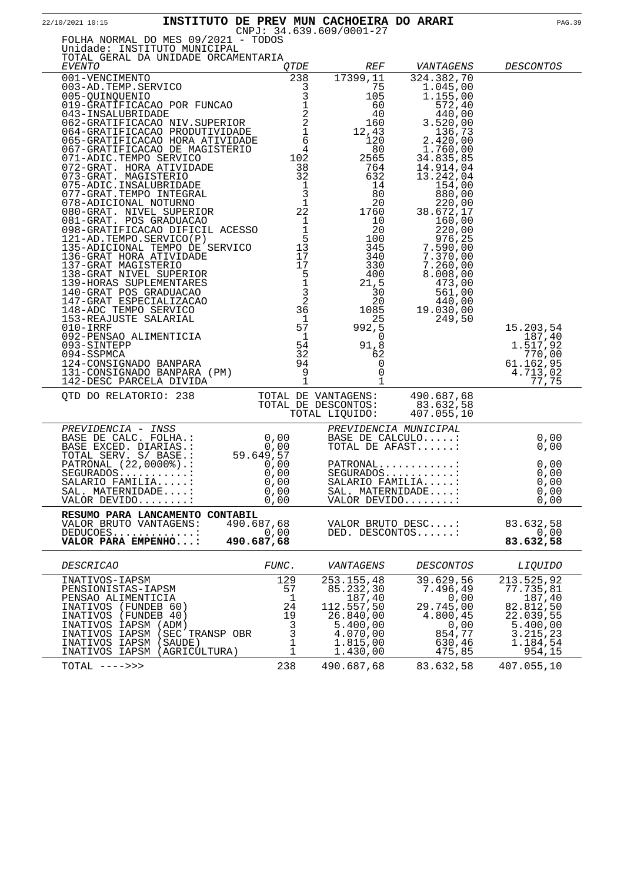# INSTITUTO DE PREV MUN CACHOEIRA DO ARARI

CNPJ: 34.639.609/0001-27

22/10/2021 10:15

FOLHA NORMAL DO MES 09/2021 - TODOS
Unidade: INSTITUTO MUNICIPAL
TOTAL GERAL DA UNIDADE ORCAMENTARIA

| *EVENTO* | *QTDE* | *REF* | *VANTAGENS* | *DESCONTOS* |
|---|---|---|---|---|
| 001-VENCIMENTO | 238 | 17399,11 | 324.382,70 | |
| 003-AD.TEMP.SERVICO | 3 | 75 | 1.045,00 | |
| 005-QUINQUENIO | 3 | 105 | 1.155,00 | |
| 019-GRATIFICACAO POR FUNCAO | 1 | 60 | 572,40 | |
| 043-INSALUBRIDADE | 2 | 40 | 440,00 | |
| 062-GRATIFICACAO NIV.SUPERIOR | 2 | 160 | 3.520,00 | |
| 064-GRATIFICACAO PRODUTIVIDADE | 1 | 12,43 | 136,73 | |
| 065-GRATIFICACAO HORA ATIVIDADE | 6 | 120 | 2.420,00 | |
| 067-GRATIFICACAO DE MAGISTERIO | 4 | 80 | 1.760,00 | |
| 071-ADIC.TEMPO SERVICO | 102 | 2565 | 34.835,85 | |
| 072-GRAT. HORA ATIVIDADE | 38 | 764 | 14.914,04 | |
| 073-GRAT. MAGISTERIO | 32 | 632 | 13.242,04 | |
| 075-ADIC.INSALUBRIDADE | 1 | 14 | 154,00 | |
| 077-GRAT.TEMPO INTEGRAL | 3 | 80 | 880,00 | |
| 078-ADICIONAL NOTURNO | 1 | 20 | 220,00 | |
| 080-GRAT. NIVEL SUPERIOR | 22 | 1760 | 38.672,17 | |
| 081-GRAT. POS GRADUACAO | 1 | 10 | 160,00 | |
| 098-GRATIFICACAO DIFICIL ACESSO | 1 | 20 | 220,00 | |
| 121-AD.TEMPO.SERVICO(P) | 5 | 100 | 976,25 | |
| 135-ADICIONAL TEMPO DE SERVICO | 13 | 345 | 7.590,00 | |
| 136-GRAT HORA ATIVIDADE | 17 | 340 | 7.370,00 | |
| 137-GRAT MAGISTERIO | 17 | 330 | 7.260,00 | |
| 138-GRAT NIVEL SUPERIOR | 5 | 400 | 8.008,00 | |
| 139-HORAS SUPLEMENTARES | 1 | 21,5 | 473,00 | |
| 140-GRAT POS GRADUACAO | 3 | 30 | 561,00 | |
| 147-GRAT ESPECIALIZACAO | 2 | 20 | 440,00 | |
| 148-ADC TEMPO SERVICO | 36 | 1085 | 19.030,00 | |
| 153-REAJUSTE SALARIAL | 1 | 25 | 249,50 | |
| 010-IRRF | 57 | 992,5 | | 15.203,54 |
| 092-PENSAO ALIMENTICIA | 1 | 0 | | 187,40 |
| 093-SINTEPP | 54 | 91,8 | | 1.517,92 |
| 094-SSPMCA | 32 | 62 | | 770,00 |
| 124-CONSIGNADO BANPARA | 94 | 0 | | 61.162,95 |
| 131-CONSIGNADO BANPARA (PM) | 9 | 0 | | 4.713,02 |
| 142-DESC PARCELA DIVIDA | 1 | 1 | | 77,75 |

QTD DO RELATORIO: 238

TOTAL DE VANTAGENS: 490.687,68
TOTAL DE DESCONTOS: 83.632,58
TOTAL LIQUIDO: 407.055,10

| *PREVIDENCIA - INSS* | | *PREVIDENCIA MUNICIPAL* | |
|---|---|---|---|
| BASE DE CALC. FOLHA.: | 0,00 | BASE DE CALCULO......: | 0,00 |
| BASE EXCED. DIARIAS.: | 0,00 | TOTAL DE AFAST.......: | 0,00 |
| TOTAL SERV. S/ BASE.: | 59.649,57 | | |
| PATRONAL (22,0000%).: | 0,00 | PATRONAL............: | 0,00 |
| SEGURADOS...........: | 0,00 | SEGURADOS...........: | 0,00 |
| SALARIO FAMILIA.....: | 0,00 | SALARIO FAMILIA.....: | 0,00 |
| SAL. MATERNIDADE....: | 0,00 | SAL. MATERNIDADE....: | 0,00 |
| VALOR DEVIDO........: | 0,00 | VALOR DEVIDO........: | 0,00 |

**RESUMO PARA LANCAMENTO CONTABIL**

| | | | |
|---|---|---|---|
| VALOR BRUTO VANTAGENS: | 490.687,68 | VALOR BRUTO DESC....: | 83.632,58 |
| DEDUCOES.............: | 0,00 | DED. DESCONTOS......: | 0,00 |
| **VALOR PARA EMPENHO...:** | **490.687,68** | | **83.632,58** |

| *DESCRICAO* | *FUNC.* | *VANTAGENS* | *DESCONTOS* | *LIQUIDO* |
|---|---|---|---|---|
| INATIVOS-IAPSM | 129 | 253.155,48 | 39.629,56 | 213.525,92 |
| PENSIONISTAS-IAPSM | 57 | 85.232,30 | 7.496,49 | 77.735,81 |
| PENSAO ALIMENTICIA | 1 | 187,40 | 0,00 | 187,40 |
| INATIVOS (FUNDEB 60) | 24 | 112.557,50 | 29.745,00 | 82.812,50 |
| INATIVOS (FUNDEB 40) | 19 | 26.840,00 | 4.800,45 | 22.039,55 |
| INATIVOS IAPSM (ADM) | 3 | 5.400,00 | 0,00 | 5.400,00 |
| INATIVOS IAPSM (SEC TRANSP OBR | 3 | 4.070,00 | 854,77 | 3.215,23 |
| INATIVOS IAPSM (SAUDE) | 1 | 1.815,00 | 630,46 | 1.184,54 |
| INATIVOS IAPSM (AGRICULTURA) | 1 | 1.430,00 | 475,85 | 954,15 |
| TOTAL ---->>> | 238 | 490.687,68 | 83.632,58 | 407.055,10 |